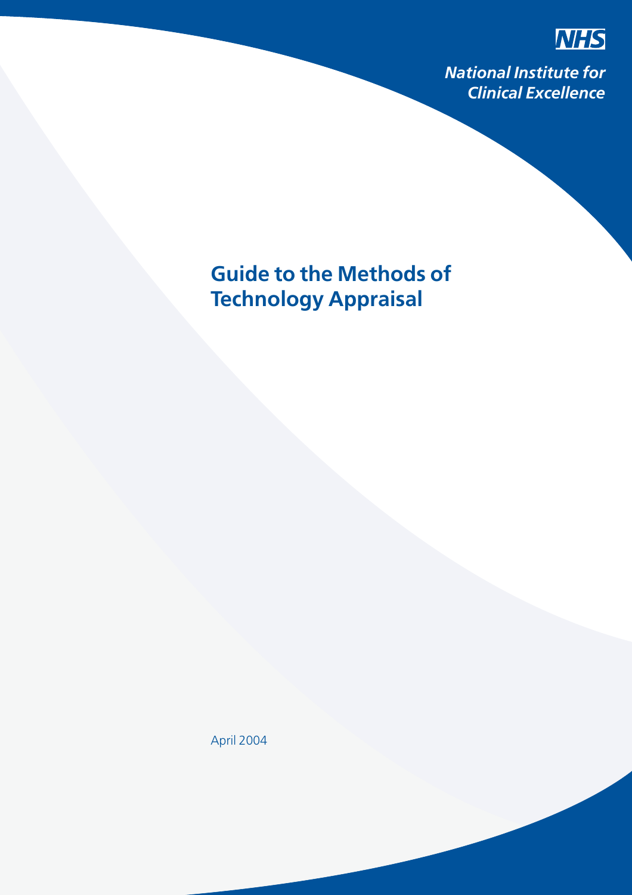NHS

*National Institute for Clinical Excellence*

# Guide to the Methods of Technology Appraisal

April 2004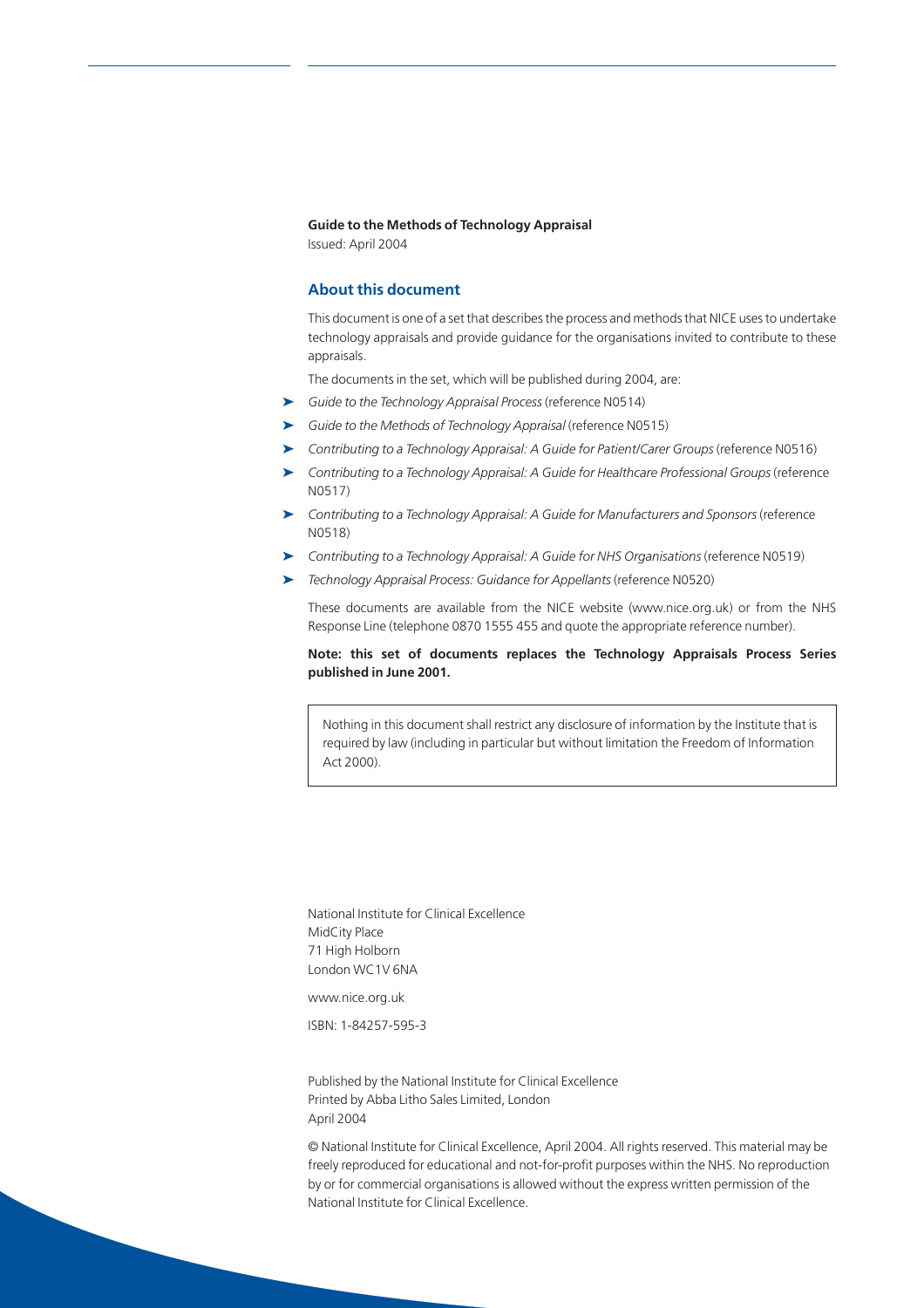**Guide to the Methods of Technology Appraisal**

Issued: April 2004

## About this document

This document is one of a set that describes the process and methods that NICE uses to undertake technology appraisals and provide guidance for the organisations invited to contribute to these appraisals.

The documents in the set, which will be published during 2004, are:

- *Guide to the Technology Appraisal Process* (reference N0514)
- *Guide to the Methods of Technology Appraisal* (reference N0515)
- *Contributing to a Technology Appraisal: A Guide for Patient/Carer Groups* (reference N0516)
- *Contributing to a Technology Appraisal: A Guide for Healthcare Professional Groups* (reference N0517)
- *Contributing to a Technology Appraisal: A Guide for Manufacturers and Sponsors* (reference N0518)
- *Contributing to a Technology Appraisal: A Guide for NHS Organisations* (reference N0519)
- *Technology Appraisal Process: Guidance for Appellants* (reference N0520)

These documents are available from the NICE website (www.nice.org.uk) or from the NHS Response Line (telephone 0870 1555 455 and quote the appropriate reference number).

**Note: this set of documents replaces the Technology Appraisals Process Series published in June 2001.**

> Nothing in this document shall restrict any disclosure of information by the Institute that is required by law (including in particular but without limitation the Freedom of Information Act 2000).

National Institute for Clinical Excellence
MidCity Place
71 High Holborn
London WC1V 6NA

www.nice.org.uk

ISBN: 1-84257-595-3

Published by the National Institute for Clinical Excellence
Printed by Abba Litho Sales Limited, London
April 2004

© National Institute for Clinical Excellence, April 2004. All rights reserved. This material may be freely reproduced for educational and not-for-profit purposes within the NHS. No reproduction by or for commercial organisations is allowed without the express written permission of the National Institute for Clinical Excellence.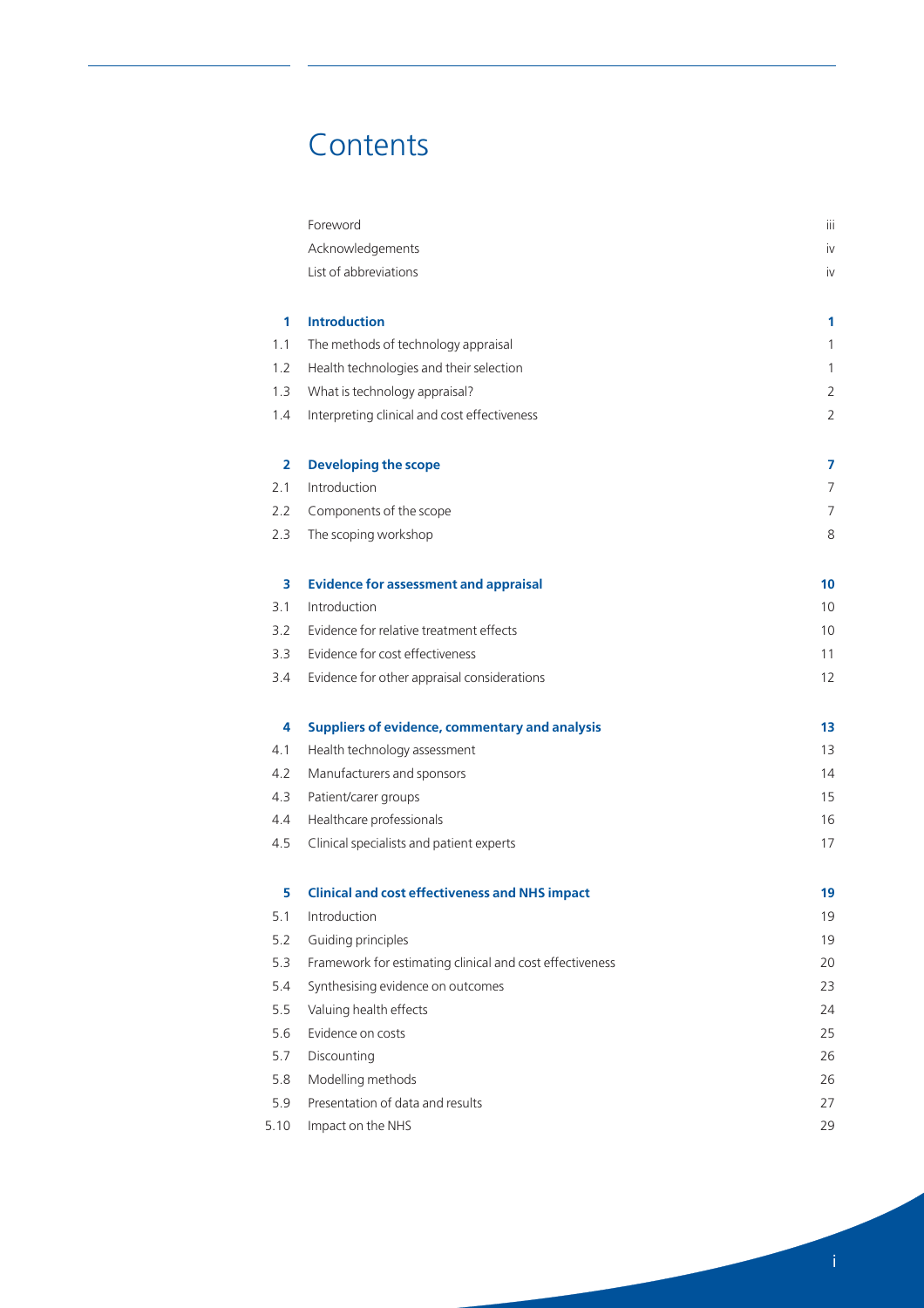# Contents

| | | |
|---|---|---|
| | Foreword | iii |
| | Acknowledgements | iv |
| | List of abbreviations | iv |
| **1** | **Introduction** | **1** |
| 1.1 | The methods of technology appraisal | 1 |
| 1.2 | Health technologies and their selection | 1 |
| 1.3 | What is technology appraisal? | 2 |
| 1.4 | Interpreting clinical and cost effectiveness | 2 |
| **2** | **Developing the scope** | **7** |
| 2.1 | Introduction | 7 |
| 2.2 | Components of the scope | 7 |
| 2.3 | The scoping workshop | 8 |
| **3** | **Evidence for assessment and appraisal** | **10** |
| 3.1 | Introduction | 10 |
| 3.2 | Evidence for relative treatment effects | 10 |
| 3.3 | Evidence for cost effectiveness | 11 |
| 3.4 | Evidence for other appraisal considerations | 12 |
| **4** | **Suppliers of evidence, commentary and analysis** | **13** |
| 4.1 | Health technology assessment | 13 |
| 4.2 | Manufacturers and sponsors | 14 |
| 4.3 | Patient/carer groups | 15 |
| 4.4 | Healthcare professionals | 16 |
| 4.5 | Clinical specialists and patient experts | 17 |
| **5** | **Clinical and cost effectiveness and NHS impact** | **19** |
| 5.1 | Introduction | 19 |
| 5.2 | Guiding principles | 19 |
| 5.3 | Framework for estimating clinical and cost effectiveness | 20 |
| 5.4 | Synthesising evidence on outcomes | 23 |
| 5.5 | Valuing health effects | 24 |
| 5.6 | Evidence on costs | 25 |
| 5.7 | Discounting | 26 |
| 5.8 | Modelling methods | 26 |
| 5.9 | Presentation of data and results | 27 |
| 5.10 | Impact on the NHS | 29 |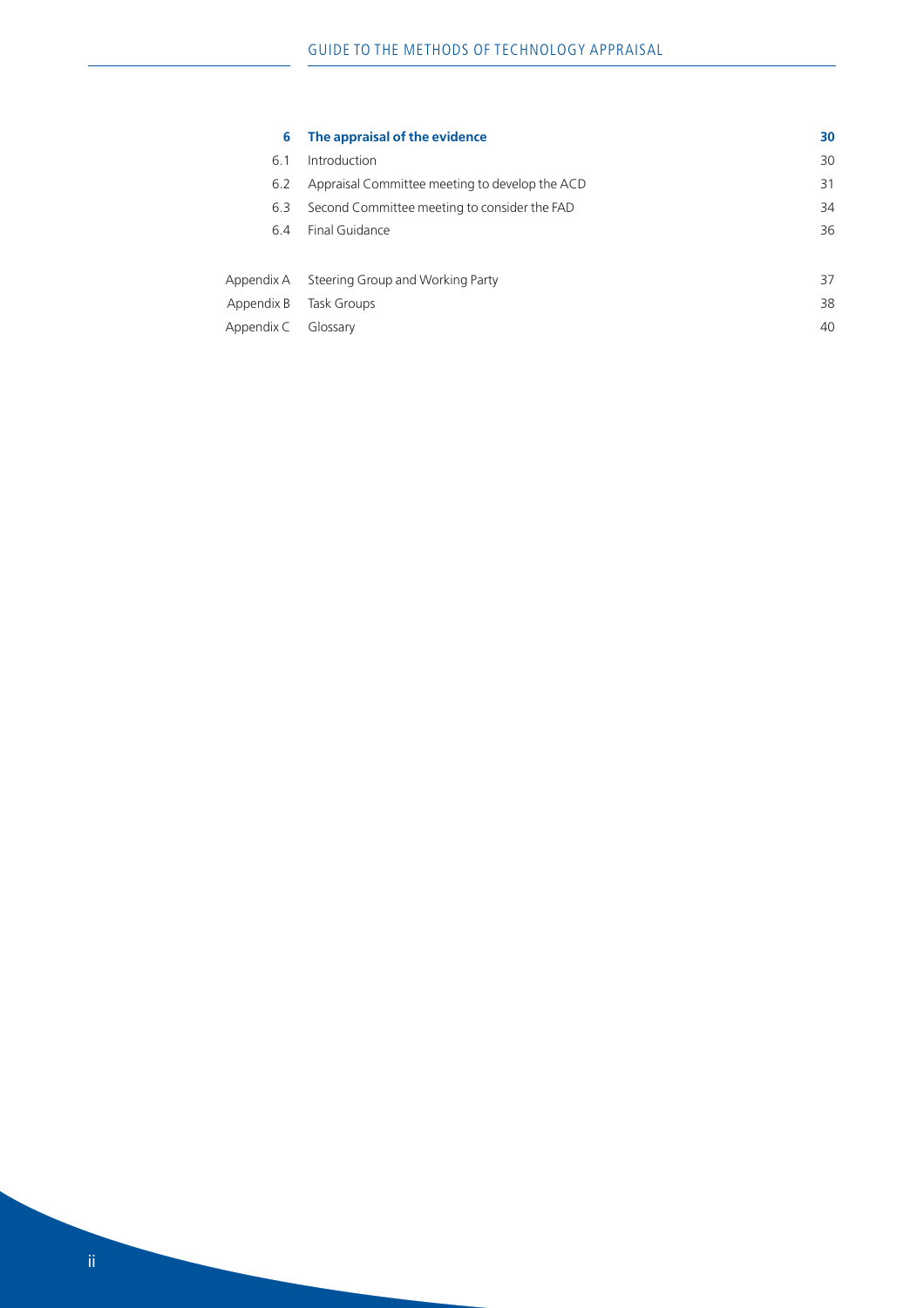| | | |
|---|---|---|
| **6** | **The appraisal of the evidence** | **30** |
| 6.1 | Introduction | 30 |
| 6.2 | Appraisal Committee meeting to develop the ACD | 31 |
| 6.3 | Second Committee meeting to consider the FAD | 34 |
| 6.4 | Final Guidance | 36 |
| | | |
| Appendix A | Steering Group and Working Party | 37 |
| Appendix B | Task Groups | 38 |
| Appendix C | Glossary | 40 |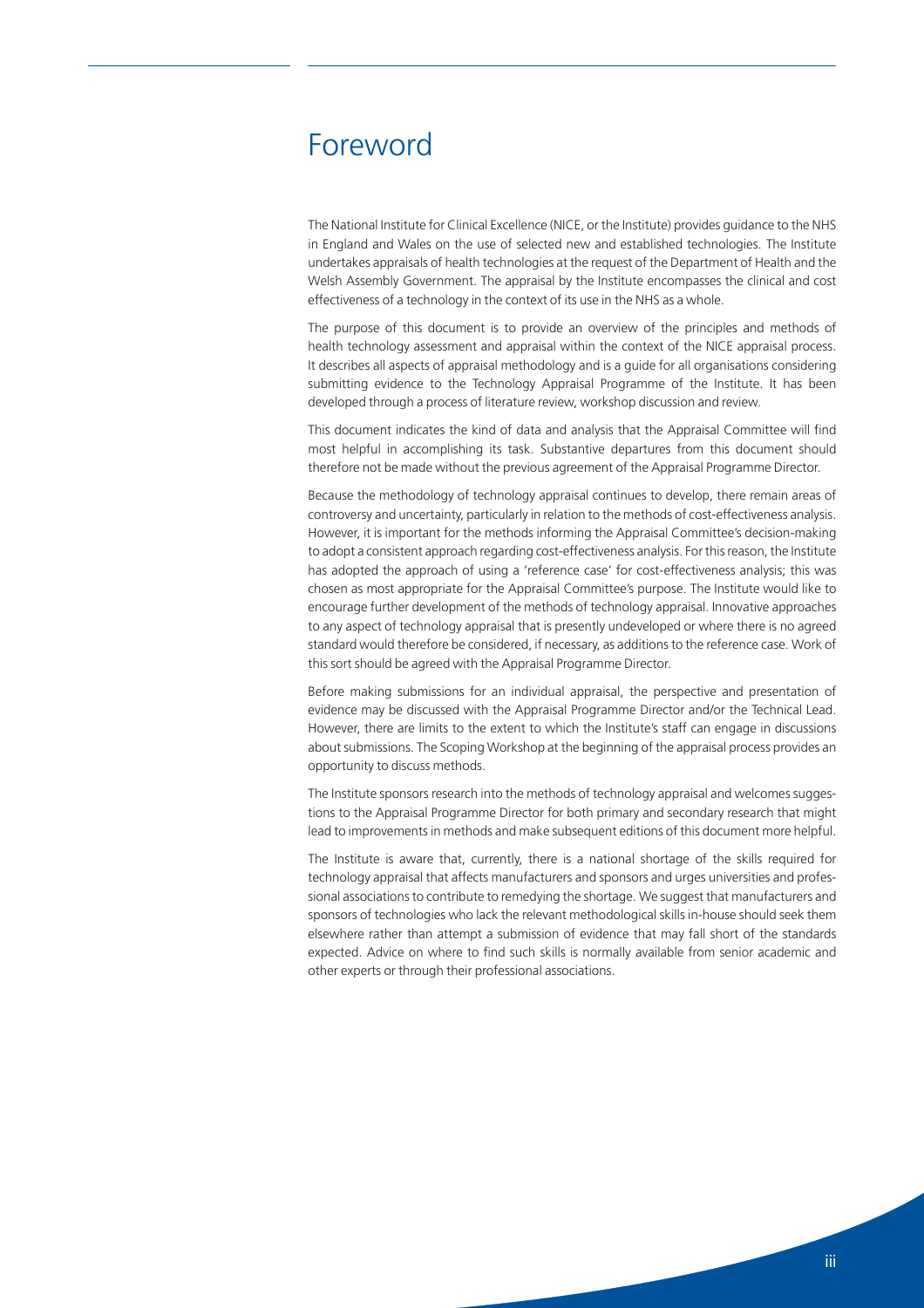# Foreword

The National Institute for Clinical Excellence (NICE, or the Institute) provides guidance to the NHS in England and Wales on the use of selected new and established technologies. The Institute undertakes appraisals of health technologies at the request of the Department of Health and the Welsh Assembly Government. The appraisal by the Institute encompasses the clinical and cost effectiveness of a technology in the context of its use in the NHS as a whole.

The purpose of this document is to provide an overview of the principles and methods of health technology assessment and appraisal within the context of the NICE appraisal process. It describes all aspects of appraisal methodology and is a guide for all organisations considering submitting evidence to the Technology Appraisal Programme of the Institute. It has been developed through a process of literature review, workshop discussion and review.

This document indicates the kind of data and analysis that the Appraisal Committee will find most helpful in accomplishing its task. Substantive departures from this document should therefore not be made without the previous agreement of the Appraisal Programme Director.

Because the methodology of technology appraisal continues to develop, there remain areas of controversy and uncertainty, particularly in relation to the methods of cost-effectiveness analysis. However, it is important for the methods informing the Appraisal Committee's decision-making to adopt a consistent approach regarding cost-effectiveness analysis. For this reason, the Institute has adopted the approach of using a 'reference case' for cost-effectiveness analysis; this was chosen as most appropriate for the Appraisal Committee's purpose. The Institute would like to encourage further development of the methods of technology appraisal. Innovative approaches to any aspect of technology appraisal that is presently undeveloped or where there is no agreed standard would therefore be considered, if necessary, as additions to the reference case. Work of this sort should be agreed with the Appraisal Programme Director.

Before making submissions for an individual appraisal, the perspective and presentation of evidence may be discussed with the Appraisal Programme Director and/or the Technical Lead. However, there are limits to the extent to which the Institute's staff can engage in discussions about submissions. The Scoping Workshop at the beginning of the appraisal process provides an opportunity to discuss methods.

The Institute sponsors research into the methods of technology appraisal and welcomes suggestions to the Appraisal Programme Director for both primary and secondary research that might lead to improvements in methods and make subsequent editions of this document more helpful.

The Institute is aware that, currently, there is a national shortage of the skills required for technology appraisal that affects manufacturers and sponsors and urges universities and professional associations to contribute to remedying the shortage. We suggest that manufacturers and sponsors of technologies who lack the relevant methodological skills in-house should seek them elsewhere rather than attempt a submission of evidence that may fall short of the standards expected. Advice on where to find such skills is normally available from senior academic and other experts or through their professional associations.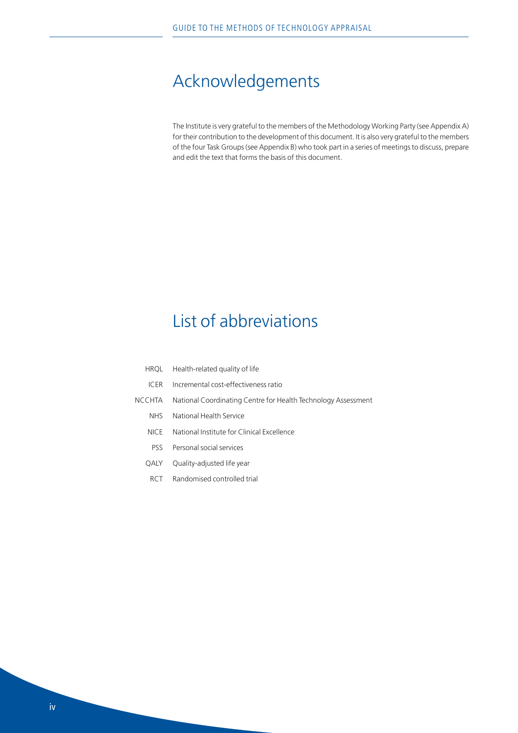# Acknowledgements

The Institute is very grateful to the members of the Methodology Working Party (see Appendix A) for their contribution to the development of this document. It is also very grateful to the members of the four Task Groups (see Appendix B) who took part in a series of meetings to discuss, prepare and edit the text that forms the basis of this document.

# List of abbreviations

| | |
|---|---|
| HRQL | Health-related quality of life |
| ICER | Incremental cost-effectiveness ratio |
| NCCHTA | National Coordinating Centre for Health Technology Assessment |
| NHS | National Health Service |
| NICE | National Institute for Clinical Excellence |
| PSS | Personal social services |
| QALY | Quality-adjusted life year |
| RCT | Randomised controlled trial |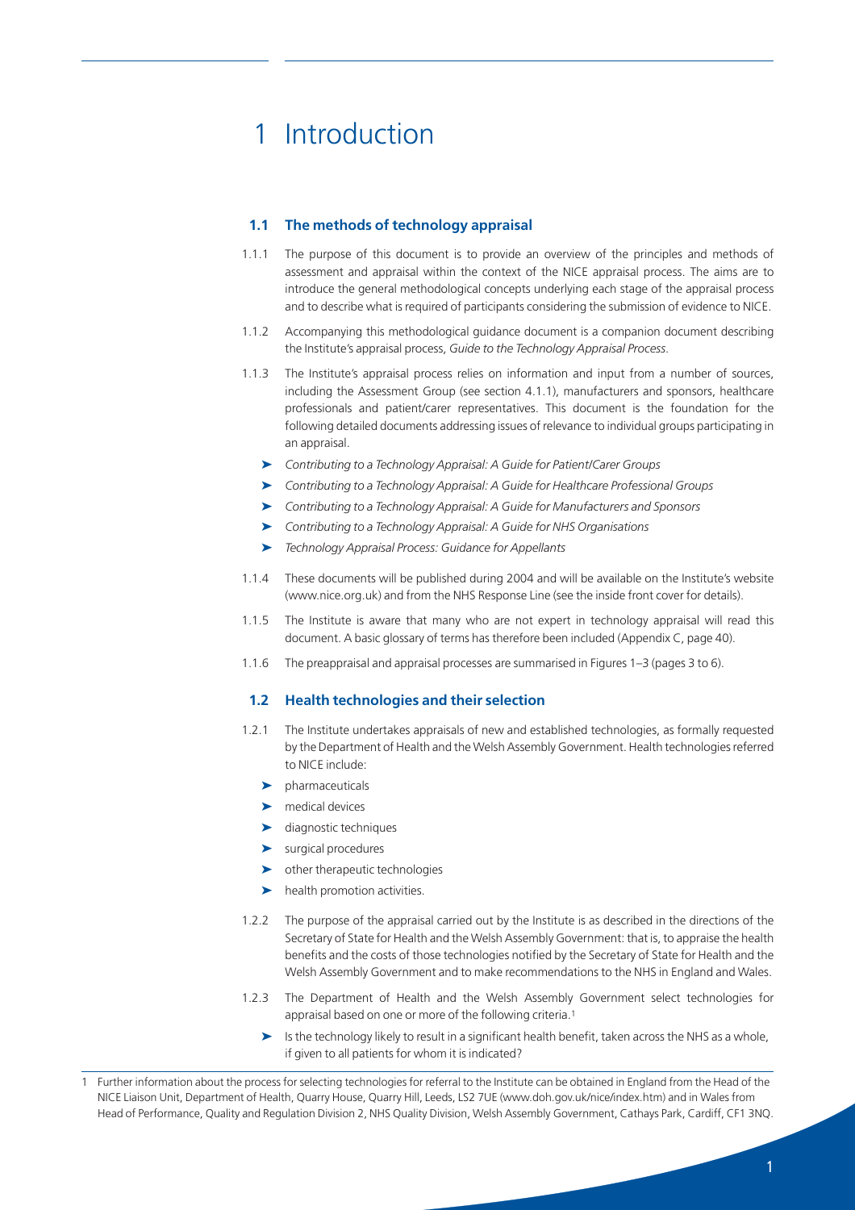# 1 Introduction

## 1.1 The methods of technology appraisal

1.1.1 The purpose of this document is to provide an overview of the principles and methods of assessment and appraisal within the context of the NICE appraisal process. The aims are to introduce the general methodological concepts underlying each stage of the appraisal process and to describe what is required of participants considering the submission of evidence to NICE.

1.1.2 Accompanying this methodological guidance document is a companion document describing the Institute's appraisal process, *Guide to the Technology Appraisal Process*.

1.1.3 The Institute's appraisal process relies on information and input from a number of sources, including the Assessment Group (see section 4.1.1), manufacturers and sponsors, healthcare professionals and patient/carer representatives. This document is the foundation for the following detailed documents addressing issues of relevance to individual groups participating in an appraisal.

- *Contributing to a Technology Appraisal: A Guide for Patient/Carer Groups*
- *Contributing to a Technology Appraisal: A Guide for Healthcare Professional Groups*
- *Contributing to a Technology Appraisal: A Guide for Manufacturers and Sponsors*
- *Contributing to a Technology Appraisal: A Guide for NHS Organisations*
- *Technology Appraisal Process: Guidance for Appellants*

1.1.4 These documents will be published during 2004 and will be available on the Institute's website (www.nice.org.uk) and from the NHS Response Line (see the inside front cover for details).

1.1.5 The Institute is aware that many who are not expert in technology appraisal will read this document. A basic glossary of terms has therefore been included (Appendix C, page 40).

1.1.6 The preappraisal and appraisal processes are summarised in Figures 1–3 (pages 3 to 6).

## 1.2 Health technologies and their selection

1.2.1 The Institute undertakes appraisals of new and established technologies, as formally requested by the Department of Health and the Welsh Assembly Government. Health technologies referred to NICE include:

- pharmaceuticals
- medical devices
- diagnostic techniques
- surgical procedures
- other therapeutic technologies
- health promotion activities.

1.2.2 The purpose of the appraisal carried out by the Institute is as described in the directions of the Secretary of State for Health and the Welsh Assembly Government: that is, to appraise the health benefits and the costs of those technologies notified by the Secretary of State for Health and the Welsh Assembly Government and to make recommendations to the NHS in England and Wales.

1.2.3 The Department of Health and the Welsh Assembly Government select technologies for appraisal based on one or more of the following criteria.[1]

- Is the technology likely to result in a significant health benefit, taken across the NHS as a whole, if given to all patients for whom it is indicated?

[1] Further information about the process for selecting technologies for referral to the Institute can be obtained in England from the Head of the NICE Liaison Unit, Department of Health, Quarry House, Quarry Hill, Leeds, LS2 7UE (www.doh.gov.uk/nice/index.htm) and in Wales from Head of Performance, Quality and Regulation Division 2, NHS Quality Division, Welsh Assembly Government, Cathays Park, Cardiff, CF1 3NQ.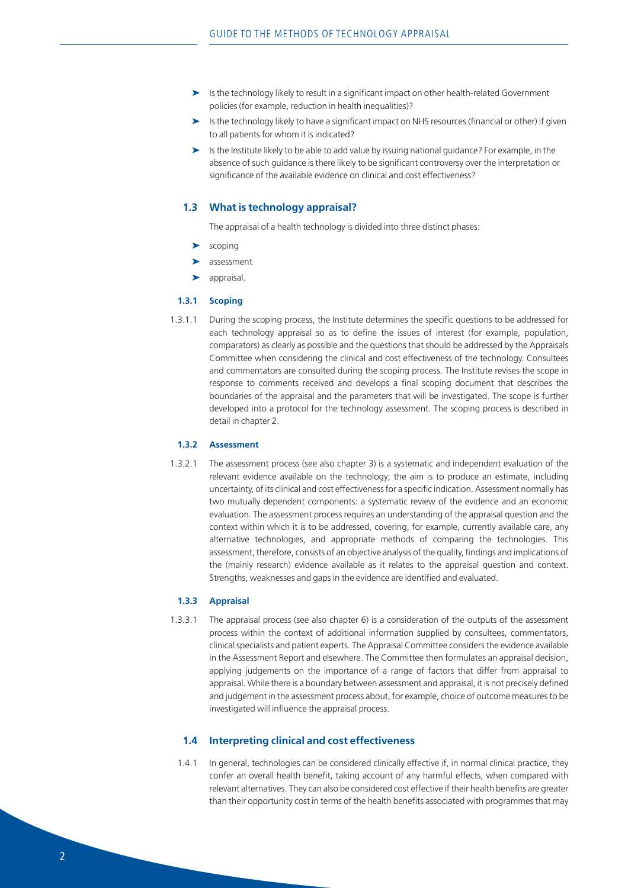- Is the technology likely to result in a significant impact on other health-related Government policies (for example, reduction in health inequalities)?
- Is the technology likely to have a significant impact on NHS resources (financial or other) if given to all patients for whom it is indicated?
- Is the Institute likely to be able to add value by issuing national guidance? For example, in the absence of such guidance is there likely to be significant controversy over the interpretation or significance of the available evidence on clinical and cost effectiveness?

## 1.3 What is technology appraisal?

The appraisal of a health technology is divided into three distinct phases:

- scoping
- assessment
- appraisal.

### 1.3.1 Scoping

1.3.1.1 During the scoping process, the Institute determines the specific questions to be addressed for each technology appraisal so as to define the issues of interest (for example, population, comparators) as clearly as possible and the questions that should be addressed by the Appraisals Committee when considering the clinical and cost effectiveness of the technology. Consultees and commentators are consulted during the scoping process. The Institute revises the scope in response to comments received and develops a final scoping document that describes the boundaries of the appraisal and the parameters that will be investigated. The scope is further developed into a protocol for the technology assessment. The scoping process is described in detail in chapter 2.

### 1.3.2 Assessment

1.3.2.1 The assessment process (see also chapter 3) is a systematic and independent evaluation of the relevant evidence available on the technology; the aim is to produce an estimate, including uncertainty, of its clinical and cost effectiveness for a specific indication. Assessment normally has two mutually dependent components: a systematic review of the evidence and an economic evaluation. The assessment process requires an understanding of the appraisal question and the context within which it is to be addressed, covering, for example, currently available care, any alternative technologies, and appropriate methods of comparing the technologies. This assessment, therefore, consists of an objective analysis of the quality, findings and implications of the (mainly research) evidence available as it relates to the appraisal question and context. Strengths, weaknesses and gaps in the evidence are identified and evaluated.

### 1.3.3 Appraisal

1.3.3.1 The appraisal process (see also chapter 6) is a consideration of the outputs of the assessment process within the context of additional information supplied by consultees, commentators, clinical specialists and patient experts. The Appraisal Committee considers the evidence available in the Assessment Report and elsewhere. The Committee then formulates an appraisal decision, applying judgements on the importance of a range of factors that differ from appraisal to appraisal. While there is a boundary between assessment and appraisal, it is not precisely defined and judgement in the assessment process about, for example, choice of outcome measures to be investigated will influence the appraisal process.

## 1.4 Interpreting clinical and cost effectiveness

1.4.1 In general, technologies can be considered clinically effective if, in normal clinical practice, they confer an overall health benefit, taking account of any harmful effects, when compared with relevant alternatives. They can also be considered cost effective if their health benefits are greater than their opportunity cost in terms of the health benefits associated with programmes that may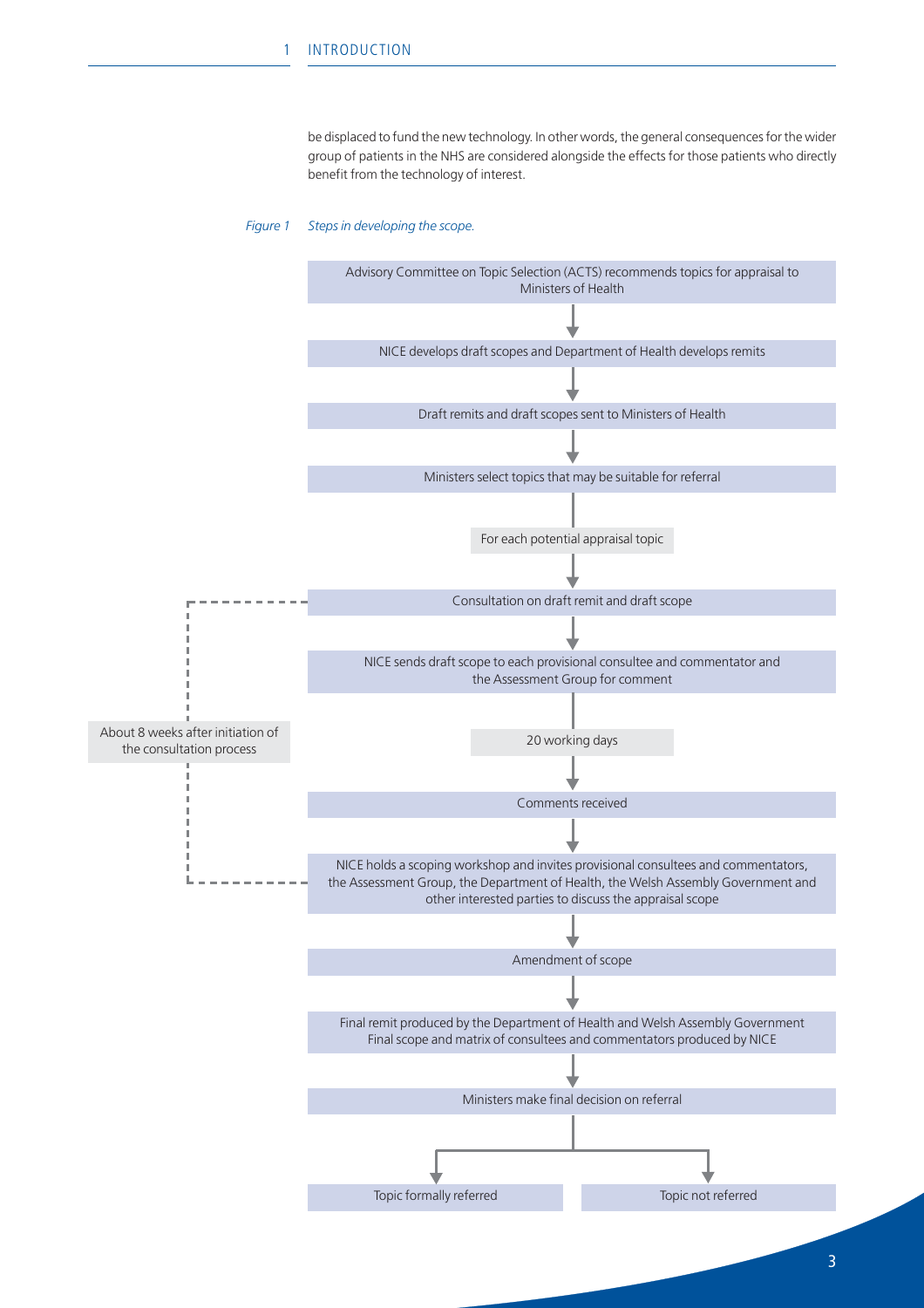be displaced to fund the new technology. In other words, the general consequences for the wider group of patients in the NHS are considered alongside the effects for those patients who directly benefit from the technology of interest.

*Figure 1 Steps in developing the scope.*

Advisory Committee on Topic Selection (ACTS) recommends topics for appraisal to Ministers of Health

↓

NICE develops draft scopes and Department of Health develops remits

↓

Draft remits and draft scopes sent to Ministers of Health

↓

Ministers select topics that may be suitable for referral

For each potential appraisal topic

↓

Consultation on draft remit and draft scope

↓

NICE sends draft scope to each provisional consultee and commentator and the Assessment Group for comment

20 working days

↓

Comments received

↓

NICE holds a scoping workshop and invites provisional consultees and commentators, the Assessment Group, the Department of Health, the Welsh Assembly Government and other interested parties to discuss the appraisal scope

(About 8 weeks after initiation of the consultation process — from consultation on draft remit and draft scope to scoping workshop)

↓

Amendment of scope

↓

Final remit produced by the Department of Health and Welsh Assembly Government
Final scope and matrix of consultees and commentators produced by NICE

↓

Ministers make final decision on referral

↓

Topic formally referred | Topic not referred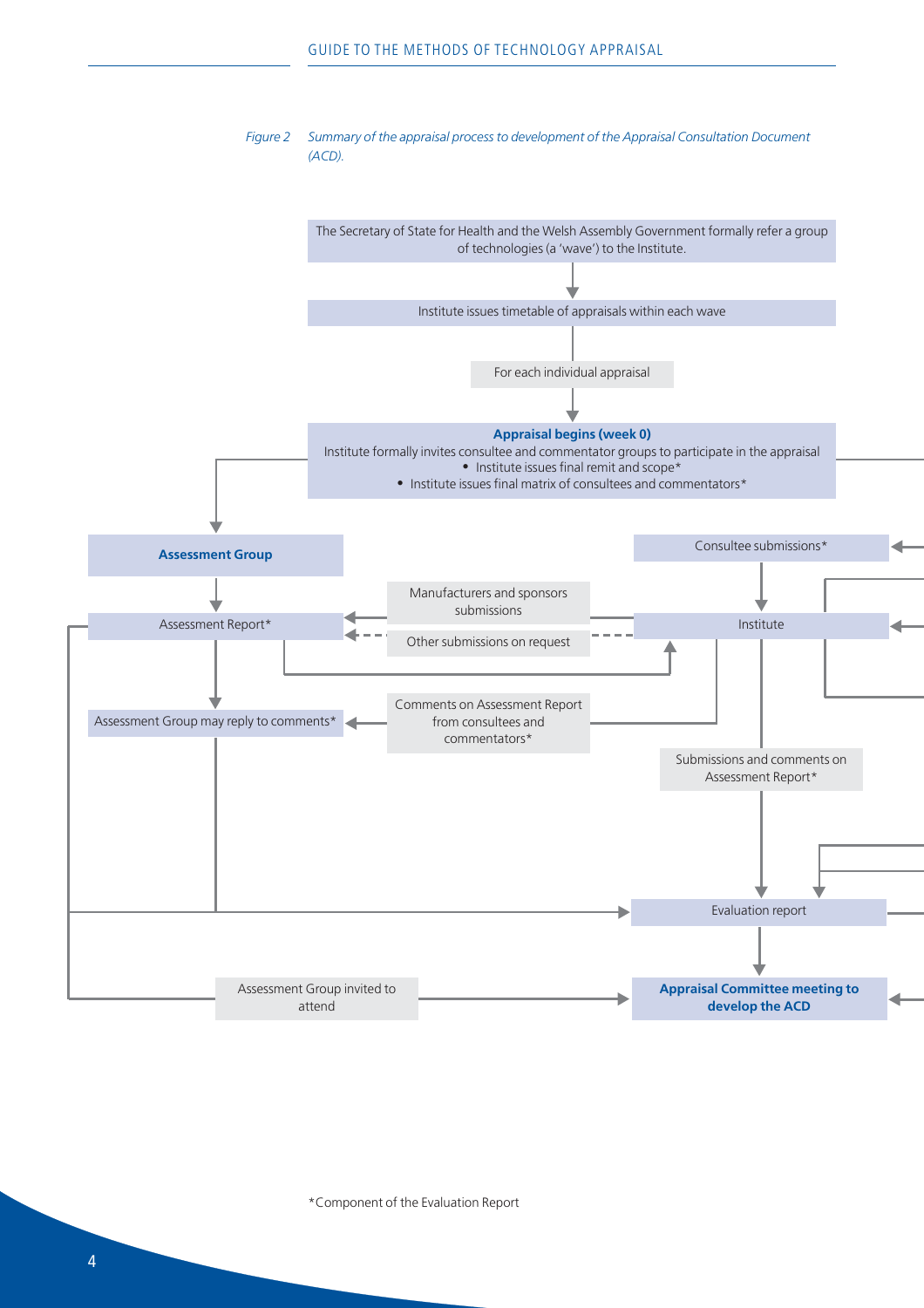*Figure 2 Summary of the appraisal process to development of the Appraisal Consultation Document (ACD).*

The Secretary of State for Health and the Welsh Assembly Government formally refer a group of technologies (a 'wave') to the Institute.

Institute issues timetable of appraisals within each wave

For each individual appraisal

**Appraisal begins (week 0)**
Institute formally invites consultee and commentator groups to participate in the appraisal
- Institute issues final remit and scope*
- Institute issues final matrix of consultees and commentators*

**Assessment Group**

Consultee submissions*

Manufacturers and sponsors submissions

Assessment Report*

Other submissions on request

Institute

Comments on Assessment Report from consultees and commentators*

Assessment Group may reply to comments*

Submissions and comments on Assessment Report*

Evaluation report

Assessment Group invited to attend

**Appraisal Committee meeting to develop the ACD**

*Component of the Evaluation Report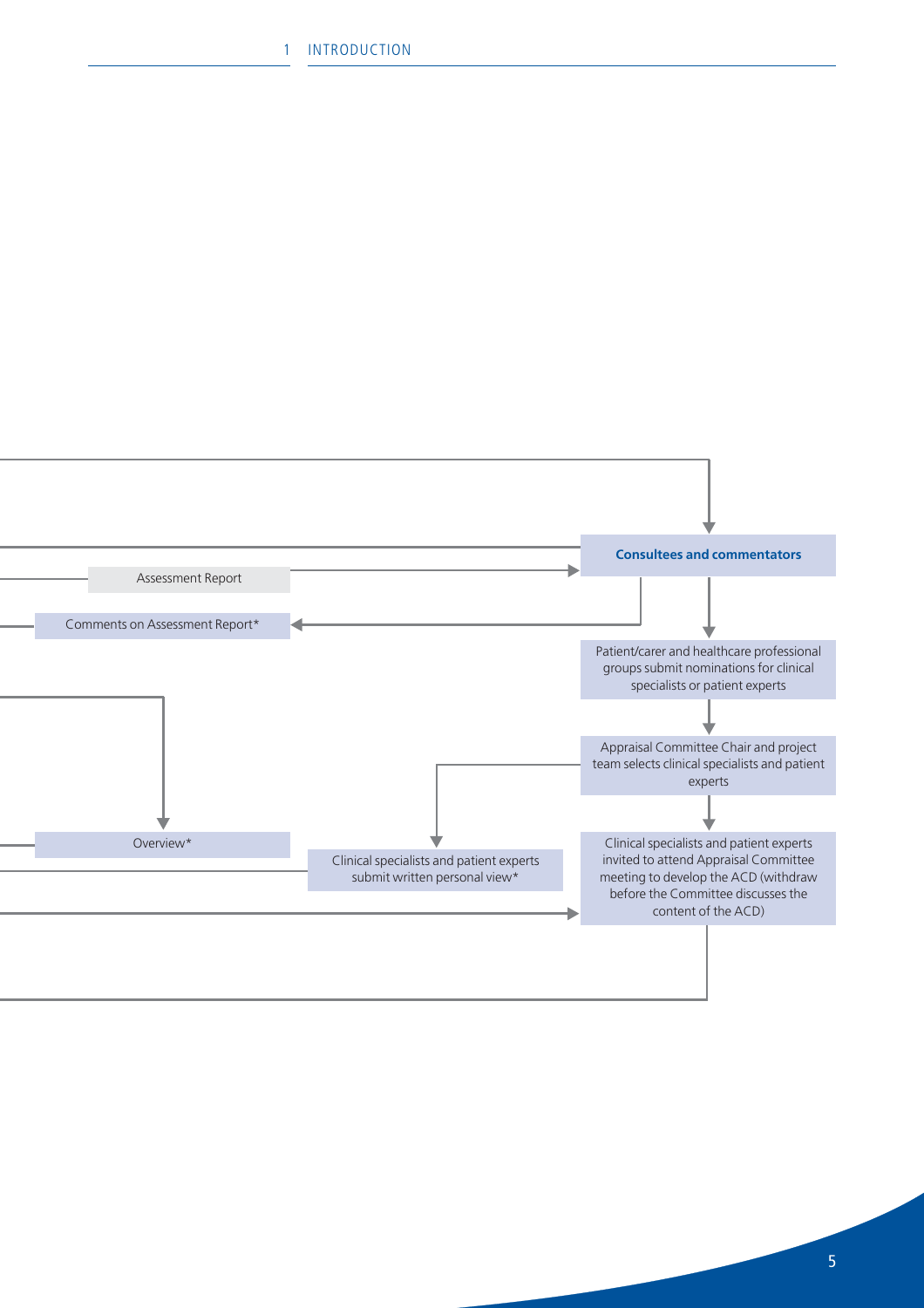**Consultees and commentators**

Assessment Report

Comments on Assessment Report*

Patient/carer and healthcare professional groups submit nominations for clinical specialists or patient experts

Appraisal Committee Chair and project team selects clinical specialists and patient experts

Overview*

Clinical specialists and patient experts submit written personal view*

Clinical specialists and patient experts invited to attend Appraisal Committee meeting to develop the ACD (withdraw before the Committee discusses the content of the ACD)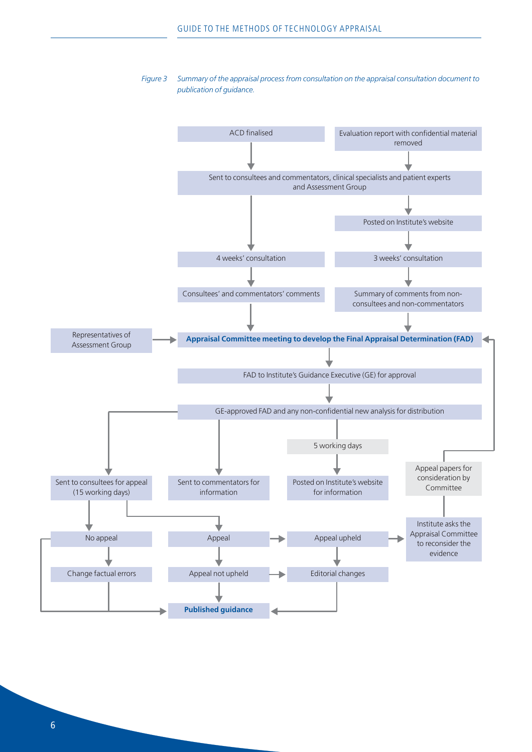*Figure 3 Summary of the appraisal process from consultation on the appraisal consultation document to publication of guidance.*

- ACD finalised
- Evaluation report with confidential material removed
- Sent to consultees and commentators, clinical specialists and patient experts and Assessment Group
- Posted on Institute's website
- 4 weeks' consultation
- 3 weeks' consultation
- Consultees' and commentators' comments
- Summary of comments from non-consultees and non-commentators
- Representatives of Assessment Group
- **Appraisal Committee meeting to develop the Final Appraisal Determination (FAD)**
- FAD to Institute's Guidance Executive (GE) for approval
- GE-approved FAD and any non-confidential new analysis for distribution
- 5 working days
- Appeal papers for consideration by Committee
- Sent to consultees for appeal (15 working days)
- Sent to commentators for information
- Posted on Institute's website for information
- Institute asks the Appraisal Committee to reconsider the evidence
- No appeal
- Appeal
- Appeal upheld
- Change factual errors
- Appeal not upheld
- Editorial changes
- **Published guidance**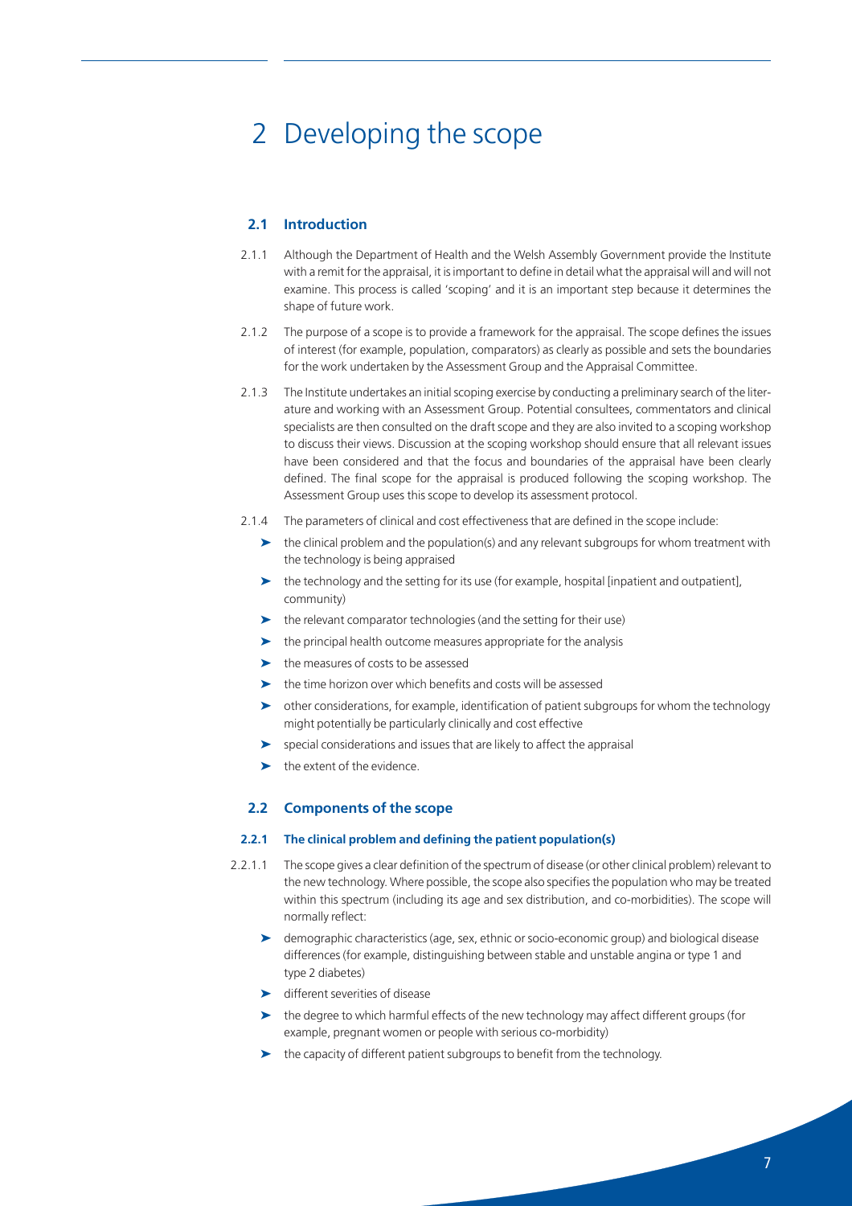# 2 Developing the scope

## 2.1 Introduction

2.1.1 Although the Department of Health and the Welsh Assembly Government provide the Institute with a remit for the appraisal, it is important to define in detail what the appraisal will and will not examine. This process is called 'scoping' and it is an important step because it determines the shape of future work.

2.1.2 The purpose of a scope is to provide a framework for the appraisal. The scope defines the issues of interest (for example, population, comparators) as clearly as possible and sets the boundaries for the work undertaken by the Assessment Group and the Appraisal Committee.

2.1.3 The Institute undertakes an initial scoping exercise by conducting a preliminary search of the literature and working with an Assessment Group. Potential consultees, commentators and clinical specialists are then consulted on the draft scope and they are also invited to a scoping workshop to discuss their views. Discussion at the scoping workshop should ensure that all relevant issues have been considered and that the focus and boundaries of the appraisal have been clearly defined. The final scope for the appraisal is produced following the scoping workshop. The Assessment Group uses this scope to develop its assessment protocol.

2.1.4 The parameters of clinical and cost effectiveness that are defined in the scope include:

- the clinical problem and the population(s) and any relevant subgroups for whom treatment with the technology is being appraised
- the technology and the setting for its use (for example, hospital [inpatient and outpatient], community)
- the relevant comparator technologies (and the setting for their use)
- the principal health outcome measures appropriate for the analysis
- the measures of costs to be assessed
- the time horizon over which benefits and costs will be assessed
- other considerations, for example, identification of patient subgroups for whom the technology might potentially be particularly clinically and cost effective
- special considerations and issues that are likely to affect the appraisal
- the extent of the evidence.

## 2.2 Components of the scope

### 2.2.1 The clinical problem and defining the patient population(s)

2.2.1.1 The scope gives a clear definition of the spectrum of disease (or other clinical problem) relevant to the new technology. Where possible, the scope also specifies the population who may be treated within this spectrum (including its age and sex distribution, and co-morbidities). The scope will normally reflect:

- demographic characteristics (age, sex, ethnic or socio-economic group) and biological disease differences (for example, distinguishing between stable and unstable angina or type 1 and type 2 diabetes)
- different severities of disease
- the degree to which harmful effects of the new technology may affect different groups (for example, pregnant women or people with serious co-morbidity)
- the capacity of different patient subgroups to benefit from the technology.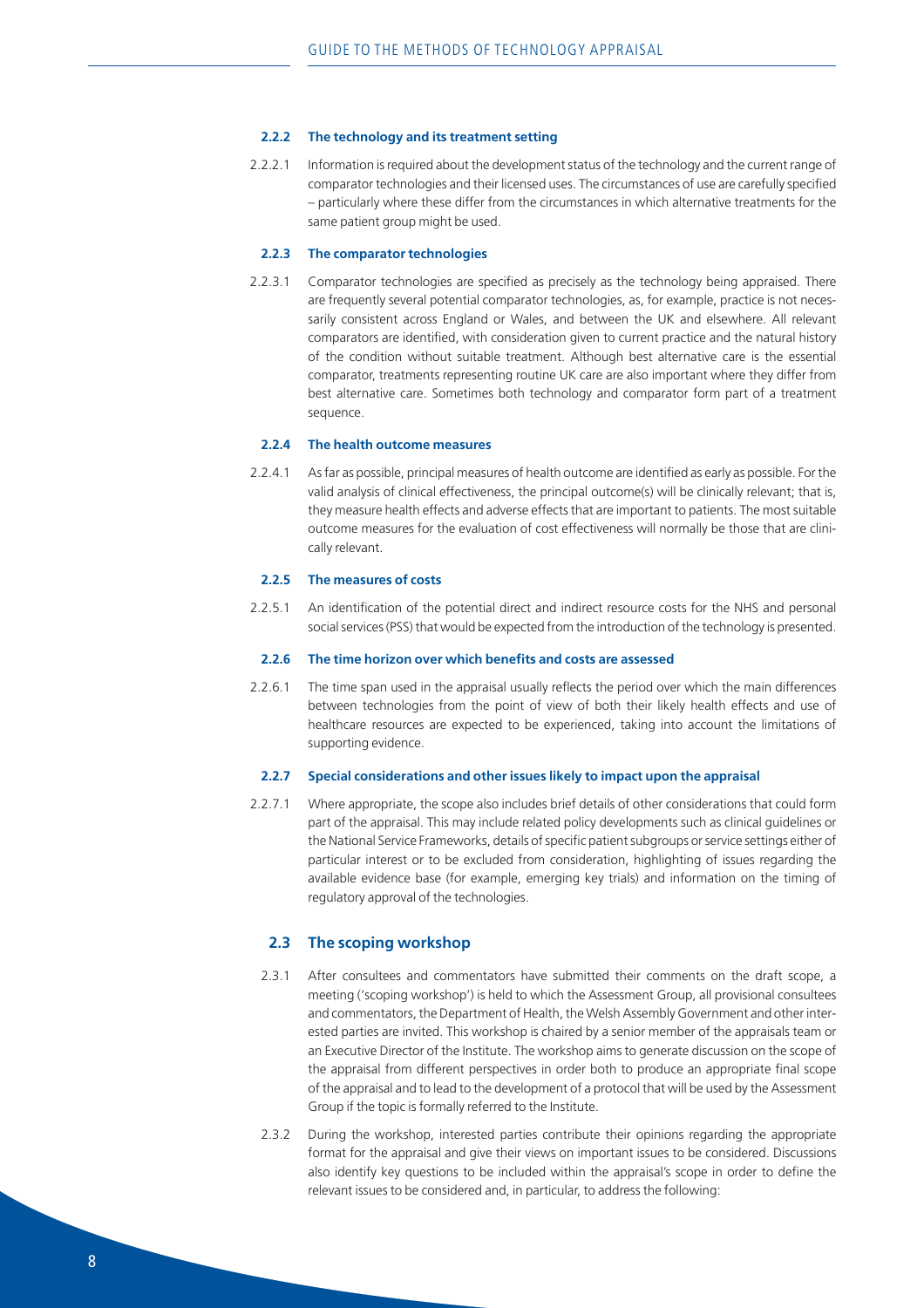#### 2.2.2 The technology and its treatment setting

2.2.2.1 Information is required about the development status of the technology and the current range of comparator technologies and their licensed uses. The circumstances of use are carefully specified – particularly where these differ from the circumstances in which alternative treatments for the same patient group might be used.

#### 2.2.3 The comparator technologies

2.2.3.1 Comparator technologies are specified as precisely as the technology being appraised. There are frequently several potential comparator technologies, as, for example, practice is not necessarily consistent across England or Wales, and between the UK and elsewhere. All relevant comparators are identified, with consideration given to current practice and the natural history of the condition without suitable treatment. Although best alternative care is the essential comparator, treatments representing routine UK care are also important where they differ from best alternative care. Sometimes both technology and comparator form part of a treatment sequence.

#### 2.2.4 The health outcome measures

2.2.4.1 As far as possible, principal measures of health outcome are identified as early as possible. For the valid analysis of clinical effectiveness, the principal outcome(s) will be clinically relevant; that is, they measure health effects and adverse effects that are important to patients. The most suitable outcome measures for the evaluation of cost effectiveness will normally be those that are clinically relevant.

#### 2.2.5 The measures of costs

2.2.5.1 An identification of the potential direct and indirect resource costs for the NHS and personal social services (PSS) that would be expected from the introduction of the technology is presented.

#### 2.2.6 The time horizon over which benefits and costs are assessed

2.2.6.1 The time span used in the appraisal usually reflects the period over which the main differences between technologies from the point of view of both their likely health effects and use of healthcare resources are expected to be experienced, taking into account the limitations of supporting evidence.

#### 2.2.7 Special considerations and other issues likely to impact upon the appraisal

2.2.7.1 Where appropriate, the scope also includes brief details of other considerations that could form part of the appraisal. This may include related policy developments such as clinical guidelines or the National Service Frameworks, details of specific patient subgroups or service settings either of particular interest or to be excluded from consideration, highlighting of issues regarding the available evidence base (for example, emerging key trials) and information on the timing of regulatory approval of the technologies.

### 2.3 The scoping workshop

2.3.1 After consultees and commentators have submitted their comments on the draft scope, a meeting ('scoping workshop') is held to which the Assessment Group, all provisional consultees and commentators, the Department of Health, the Welsh Assembly Government and other interested parties are invited. This workshop is chaired by a senior member of the appraisals team or an Executive Director of the Institute. The workshop aims to generate discussion on the scope of the appraisal from different perspectives in order both to produce an appropriate final scope of the appraisal and to lead to the development of a protocol that will be used by the Assessment Group if the topic is formally referred to the Institute.

2.3.2 During the workshop, interested parties contribute their opinions regarding the appropriate format for the appraisal and give their views on important issues to be considered. Discussions also identify key questions to be included within the appraisal's scope in order to define the relevant issues to be considered and, in particular, to address the following: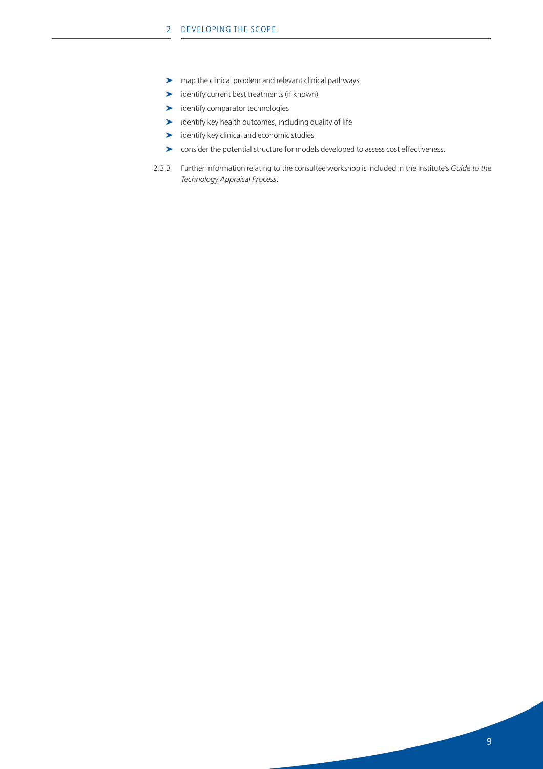- map the clinical problem and relevant clinical pathways
- identify current best treatments (if known)
- identify comparator technologies
- identify key health outcomes, including quality of life
- identify key clinical and economic studies
- consider the potential structure for models developed to assess cost effectiveness.

2.3.3 Further information relating to the consultee workshop is included in the Institute's *Guide to the Technology Appraisal Process*.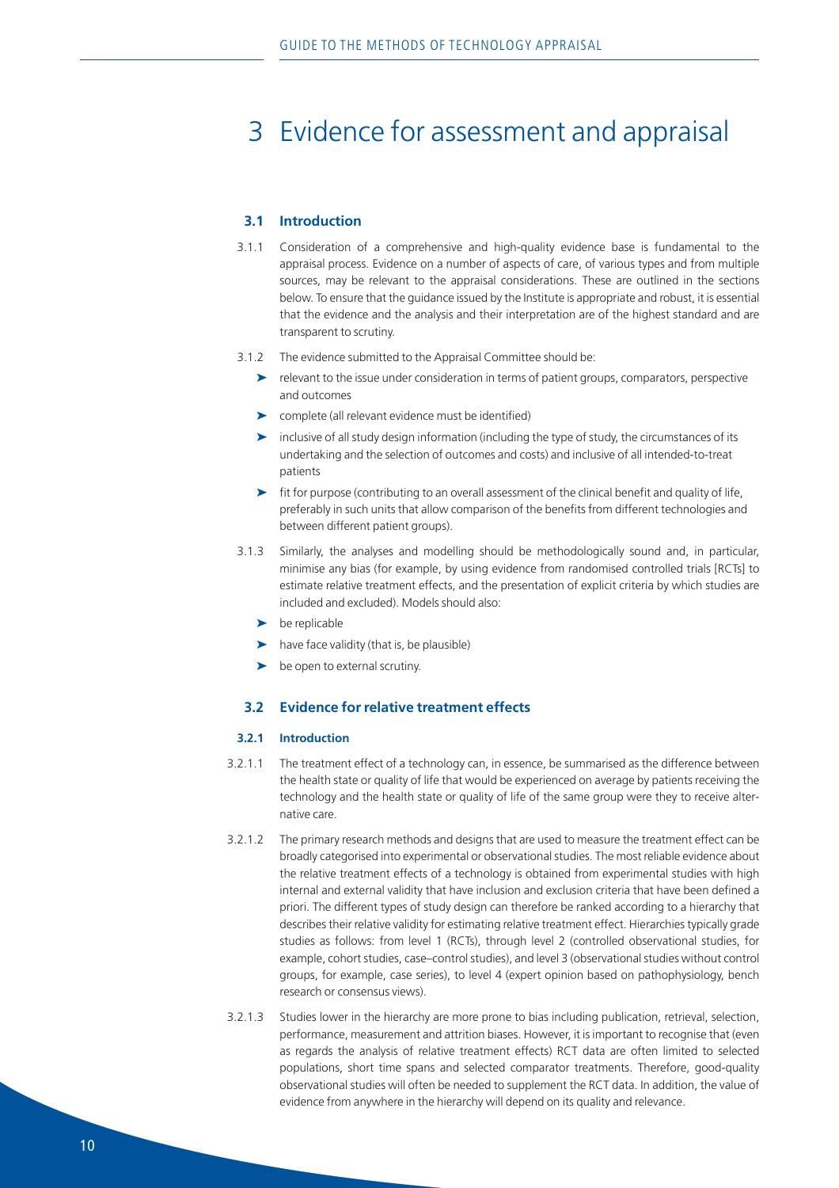# 3 Evidence for assessment and appraisal

## 3.1 Introduction

3.1.1 Consideration of a comprehensive and high-quality evidence base is fundamental to the appraisal process. Evidence on a number of aspects of care, of various types and from multiple sources, may be relevant to the appraisal considerations. These are outlined in the sections below. To ensure that the guidance issued by the Institute is appropriate and robust, it is essential that the evidence and the analysis and their interpretation are of the highest standard and are transparent to scrutiny.

3.1.2 The evidence submitted to the Appraisal Committee should be:

- relevant to the issue under consideration in terms of patient groups, comparators, perspective and outcomes
- complete (all relevant evidence must be identified)
- inclusive of all study design information (including the type of study, the circumstances of its undertaking and the selection of outcomes and costs) and inclusive of all intended-to-treat patients
- fit for purpose (contributing to an overall assessment of the clinical benefit and quality of life, preferably in such units that allow comparison of the benefits from different technologies and between different patient groups).

3.1.3 Similarly, the analyses and modelling should be methodologically sound and, in particular, minimise any bias (for example, by using evidence from randomised controlled trials [RCTs] to estimate relative treatment effects, and the presentation of explicit criteria by which studies are included and excluded). Models should also:

- be replicable
- have face validity (that is, be plausible)
- be open to external scrutiny.

## 3.2 Evidence for relative treatment effects

### 3.2.1 Introduction

3.2.1.1 The treatment effect of a technology can, in essence, be summarised as the difference between the health state or quality of life that would be experienced on average by patients receiving the technology and the health state or quality of life of the same group were they to receive alternative care.

3.2.1.2 The primary research methods and designs that are used to measure the treatment effect can be broadly categorised into experimental or observational studies. The most reliable evidence about the relative treatment effects of a technology is obtained from experimental studies with high internal and external validity that have inclusion and exclusion criteria that have been defined a priori. The different types of study design can therefore be ranked according to a hierarchy that describes their relative validity for estimating relative treatment effect. Hierarchies typically grade studies as follows: from level 1 (RCTs), through level 2 (controlled observational studies, for example, cohort studies, case–control studies), and level 3 (observational studies without control groups, for example, case series), to level 4 (expert opinion based on pathophysiology, bench research or consensus views).

3.2.1.3 Studies lower in the hierarchy are more prone to bias including publication, retrieval, selection, performance, measurement and attrition biases. However, it is important to recognise that (even as regards the analysis of relative treatment effects) RCT data are often limited to selected populations, short time spans and selected comparator treatments. Therefore, good-quality observational studies will often be needed to supplement the RCT data. In addition, the value of evidence from anywhere in the hierarchy will depend on its quality and relevance.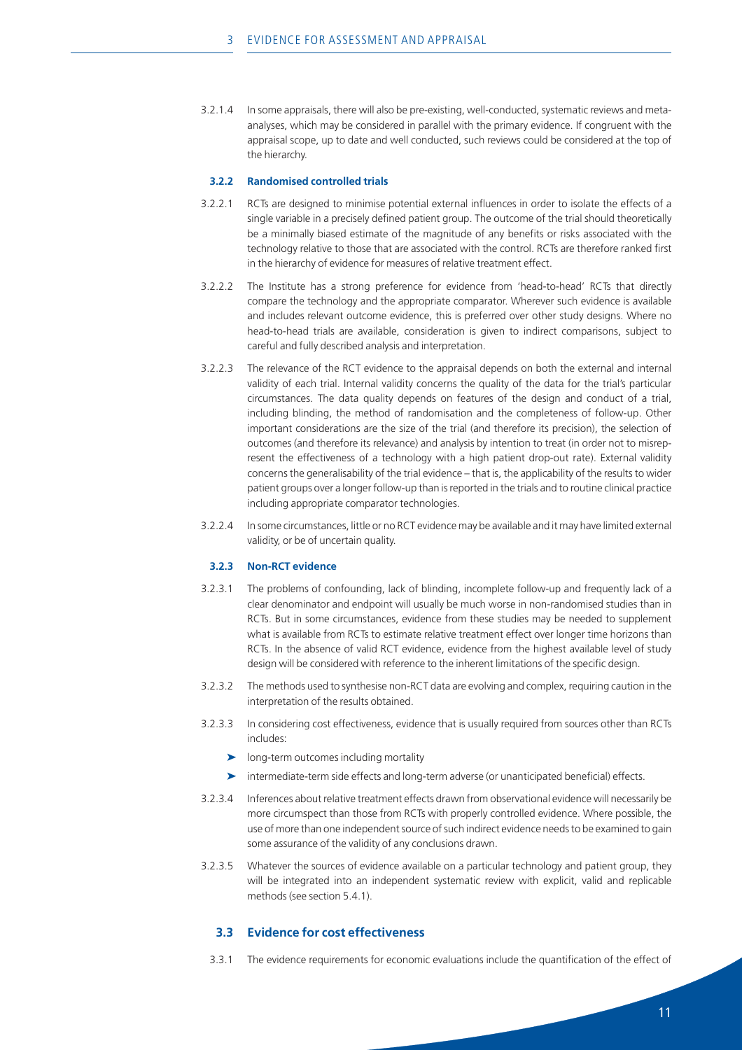3.2.1.4 In some appraisals, there will also be pre-existing, well-conducted, systematic reviews and meta-analyses, which may be considered in parallel with the primary evidence. If congruent with the appraisal scope, up to date and well conducted, such reviews could be considered at the top of the hierarchy.

### 3.2.2 Randomised controlled trials

3.2.2.1 RCTs are designed to minimise potential external influences in order to isolate the effects of a single variable in a precisely defined patient group. The outcome of the trial should theoretically be a minimally biased estimate of the magnitude of any benefits or risks associated with the technology relative to those that are associated with the control. RCTs are therefore ranked first in the hierarchy of evidence for measures of relative treatment effect.

3.2.2.2 The Institute has a strong preference for evidence from 'head-to-head' RCTs that directly compare the technology and the appropriate comparator. Wherever such evidence is available and includes relevant outcome evidence, this is preferred over other study designs. Where no head-to-head trials are available, consideration is given to indirect comparisons, subject to careful and fully described analysis and interpretation.

3.2.2.3 The relevance of the RCT evidence to the appraisal depends on both the external and internal validity of each trial. Internal validity concerns the quality of the data for the trial's particular circumstances. The data quality depends on features of the design and conduct of a trial, including blinding, the method of randomisation and the completeness of follow-up. Other important considerations are the size of the trial (and therefore its precision), the selection of outcomes (and therefore its relevance) and analysis by intention to treat (in order not to misrepresent the effectiveness of a technology with a high patient drop-out rate). External validity concerns the generalisability of the trial evidence – that is, the applicability of the results to wider patient groups over a longer follow-up than is reported in the trials and to routine clinical practice including appropriate comparator technologies.

3.2.2.4 In some circumstances, little or no RCT evidence may be available and it may have limited external validity, or be of uncertain quality.

### 3.2.3 Non-RCT evidence

3.2.3.1 The problems of confounding, lack of blinding, incomplete follow-up and frequently lack of a clear denominator and endpoint will usually be much worse in non-randomised studies than in RCTs. But in some circumstances, evidence from these studies may be needed to supplement what is available from RCTs to estimate relative treatment effect over longer time horizons than RCTs. In the absence of valid RCT evidence, evidence from the highest available level of study design will be considered with reference to the inherent limitations of the specific design.

3.2.3.2 The methods used to synthesise non-RCT data are evolving and complex, requiring caution in the interpretation of the results obtained.

3.2.3.3 In considering cost effectiveness, evidence that is usually required from sources other than RCTs includes:

- long-term outcomes including mortality
- intermediate-term side effects and long-term adverse (or unanticipated beneficial) effects.

3.2.3.4 Inferences about relative treatment effects drawn from observational evidence will necessarily be more circumspect than those from RCTs with properly controlled evidence. Where possible, the use of more than one independent source of such indirect evidence needs to be examined to gain some assurance of the validity of any conclusions drawn.

3.2.3.5 Whatever the sources of evidence available on a particular technology and patient group, they will be integrated into an independent systematic review with explicit, valid and replicable methods (see section 5.4.1).

## 3.3 Evidence for cost effectiveness

3.3.1 The evidence requirements for economic evaluations include the quantification of the effect of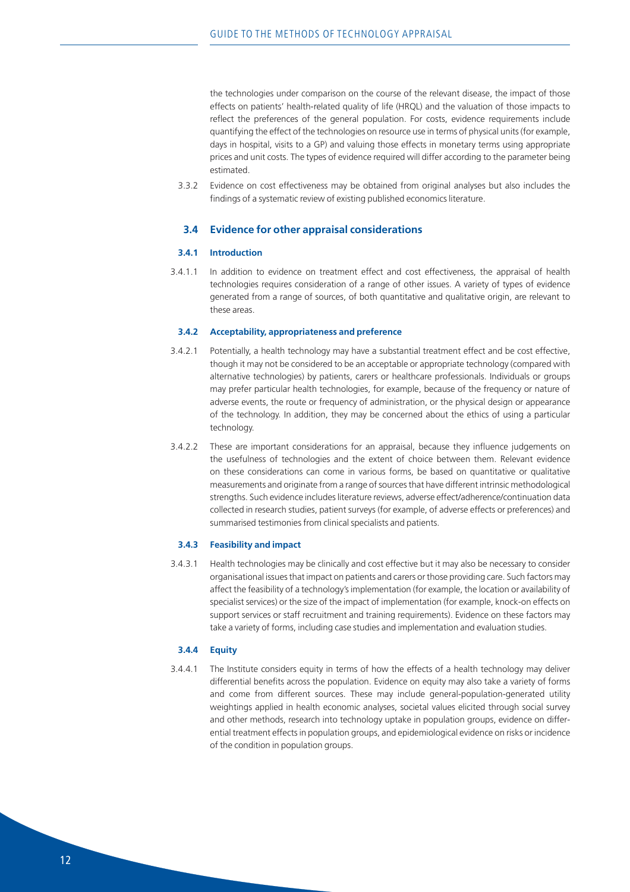the technologies under comparison on the course of the relevant disease, the impact of those effects on patients' health-related quality of life (HRQL) and the valuation of those impacts to reflect the preferences of the general population. For costs, evidence requirements include quantifying the effect of the technologies on resource use in terms of physical units (for example, days in hospital, visits to a GP) and valuing those effects in monetary terms using appropriate prices and unit costs. The types of evidence required will differ according to the parameter being estimated.

3.3.2 Evidence on cost effectiveness may be obtained from original analyses but also includes the findings of a systematic review of existing published economics literature.

## 3.4 Evidence for other appraisal considerations

### 3.4.1 Introduction

3.4.1.1 In addition to evidence on treatment effect and cost effectiveness, the appraisal of health technologies requires consideration of a range of other issues. A variety of types of evidence generated from a range of sources, of both quantitative and qualitative origin, are relevant to these areas.

### 3.4.2 Acceptability, appropriateness and preference

3.4.2.1 Potentially, a health technology may have a substantial treatment effect and be cost effective, though it may not be considered to be an acceptable or appropriate technology (compared with alternative technologies) by patients, carers or healthcare professionals. Individuals or groups may prefer particular health technologies, for example, because of the frequency or nature of adverse events, the route or frequency of administration, or the physical design or appearance of the technology. In addition, they may be concerned about the ethics of using a particular technology.

3.4.2.2 These are important considerations for an appraisal, because they influence judgements on the usefulness of technologies and the extent of choice between them. Relevant evidence on these considerations can come in various forms, be based on quantitative or qualitative measurements and originate from a range of sources that have different intrinsic methodological strengths. Such evidence includes literature reviews, adverse effect/adherence/continuation data collected in research studies, patient surveys (for example, of adverse effects or preferences) and summarised testimonies from clinical specialists and patients.

### 3.4.3 Feasibility and impact

3.4.3.1 Health technologies may be clinically and cost effective but it may also be necessary to consider organisational issues that impact on patients and carers or those providing care. Such factors may affect the feasibility of a technology's implementation (for example, the location or availability of specialist services) or the size of the impact of implementation (for example, knock-on effects on support services or staff recruitment and training requirements). Evidence on these factors may take a variety of forms, including case studies and implementation and evaluation studies.

### 3.4.4 Equity

3.4.4.1 The Institute considers equity in terms of how the effects of a health technology may deliver differential benefits across the population. Evidence on equity may also take a variety of forms and come from different sources. These may include general-population-generated utility weightings applied in health economic analyses, societal values elicited through social survey and other methods, research into technology uptake in population groups, evidence on differential treatment effects in population groups, and epidemiological evidence on risks or incidence of the condition in population groups.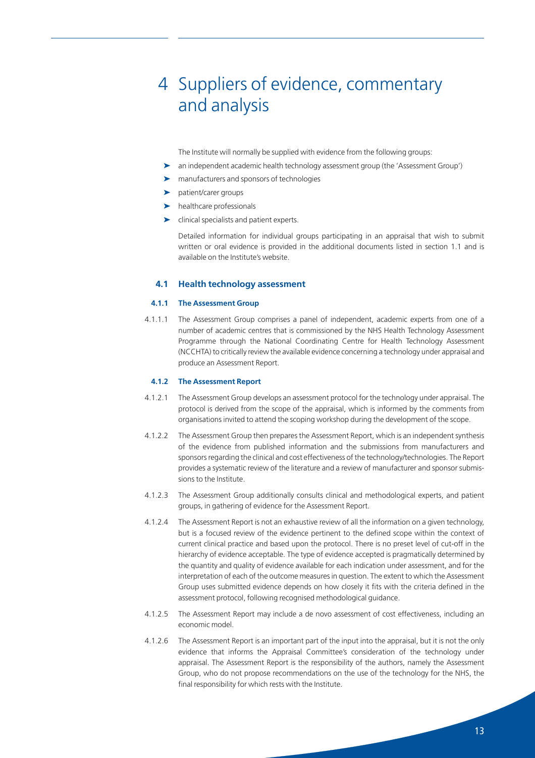# 4 Suppliers of evidence, commentary and analysis

The Institute will normally be supplied with evidence from the following groups:

- an independent academic health technology assessment group (the 'Assessment Group')
- manufacturers and sponsors of technologies
- patient/carer groups
- healthcare professionals
- clinical specialists and patient experts.

Detailed information for individual groups participating in an appraisal that wish to submit written or oral evidence is provided in the additional documents listed in section 1.1 and is available on the Institute's website.

## 4.1 Health technology assessment

### 4.1.1 The Assessment Group

4.1.1.1 The Assessment Group comprises a panel of independent, academic experts from one of a number of academic centres that is commissioned by the NHS Health Technology Assessment Programme through the National Coordinating Centre for Health Technology Assessment (NCCHTA) to critically review the available evidence concerning a technology under appraisal and produce an Assessment Report.

### 4.1.2 The Assessment Report

4.1.2.1 The Assessment Group develops an assessment protocol for the technology under appraisal. The protocol is derived from the scope of the appraisal, which is informed by the comments from organisations invited to attend the scoping workshop during the development of the scope.

4.1.2.2 The Assessment Group then prepares the Assessment Report, which is an independent synthesis of the evidence from published information and the submissions from manufacturers and sponsors regarding the clinical and cost effectiveness of the technology/technologies. The Report provides a systematic review of the literature and a review of manufacturer and sponsor submissions to the Institute.

4.1.2.3 The Assessment Group additionally consults clinical and methodological experts, and patient groups, in gathering of evidence for the Assessment Report.

4.1.2.4 The Assessment Report is not an exhaustive review of all the information on a given technology, but is a focused review of the evidence pertinent to the defined scope within the context of current clinical practice and based upon the protocol. There is no preset level of cut-off in the hierarchy of evidence acceptable. The type of evidence accepted is pragmatically determined by the quantity and quality of evidence available for each indication under assessment, and for the interpretation of each of the outcome measures in question. The extent to which the Assessment Group uses submitted evidence depends on how closely it fits with the criteria defined in the assessment protocol, following recognised methodological guidance.

4.1.2.5 The Assessment Report may include a de novo assessment of cost effectiveness, including an economic model.

4.1.2.6 The Assessment Report is an important part of the input into the appraisal, but it is not the only evidence that informs the Appraisal Committee's consideration of the technology under appraisal. The Assessment Report is the responsibility of the authors, namely the Assessment Group, who do not propose recommendations on the use of the technology for the NHS, the final responsibility for which rests with the Institute.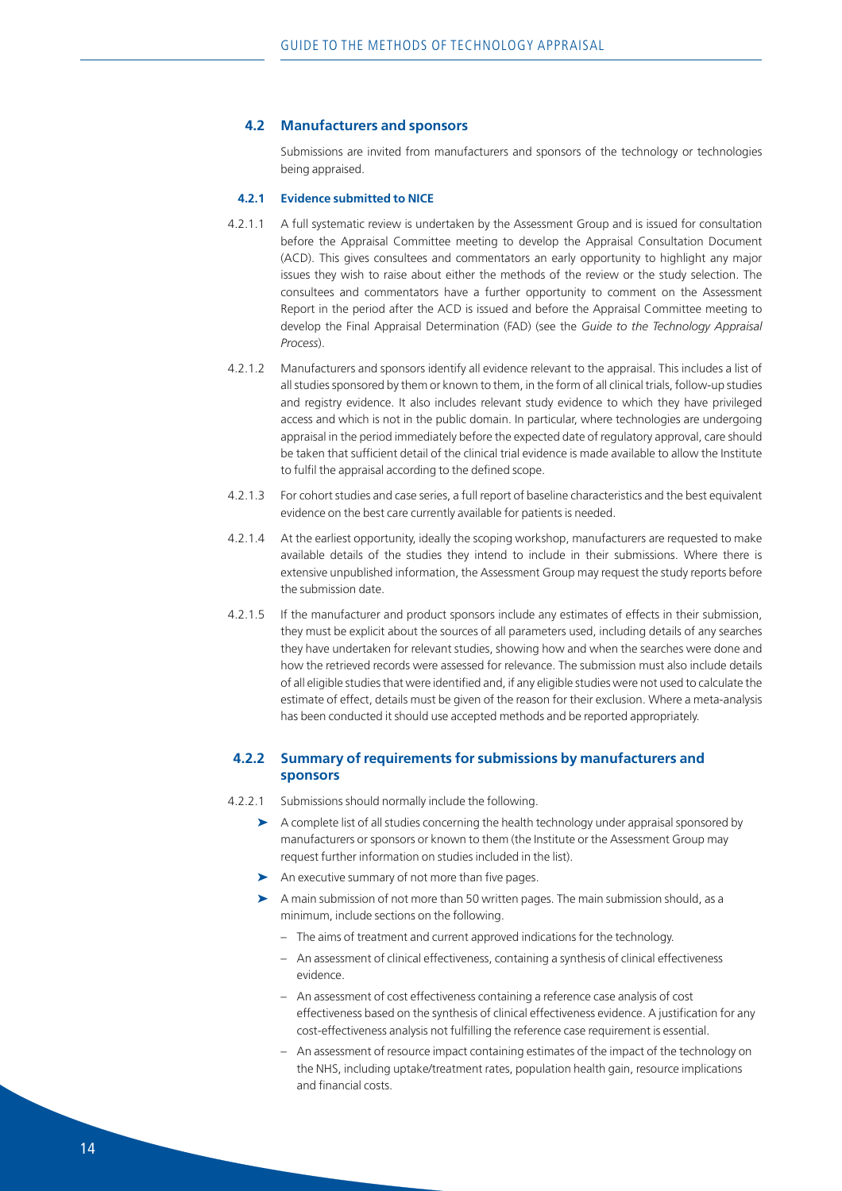## 4.2 Manufacturers and sponsors

Submissions are invited from manufacturers and sponsors of the technology or technologies being appraised.

### 4.2.1 Evidence submitted to NICE

4.2.1.1 A full systematic review is undertaken by the Assessment Group and is issued for consultation before the Appraisal Committee meeting to develop the Appraisal Consultation Document (ACD). This gives consultees and commentators an early opportunity to highlight any major issues they wish to raise about either the methods of the review or the study selection. The consultees and commentators have a further opportunity to comment on the Assessment Report in the period after the ACD is issued and before the Appraisal Committee meeting to develop the Final Appraisal Determination (FAD) (see the *Guide to the Technology Appraisal Process*).

4.2.1.2 Manufacturers and sponsors identify all evidence relevant to the appraisal. This includes a list of all studies sponsored by them or known to them, in the form of all clinical trials, follow-up studies and registry evidence. It also includes relevant study evidence to which they have privileged access and which is not in the public domain. In particular, where technologies are undergoing appraisal in the period immediately before the expected date of regulatory approval, care should be taken that sufficient detail of the clinical trial evidence is made available to allow the Institute to fulfil the appraisal according to the defined scope.

4.2.1.3 For cohort studies and case series, a full report of baseline characteristics and the best equivalent evidence on the best care currently available for patients is needed.

4.2.1.4 At the earliest opportunity, ideally the scoping workshop, manufacturers are requested to make available details of the studies they intend to include in their submissions. Where there is extensive unpublished information, the Assessment Group may request the study reports before the submission date.

4.2.1.5 If the manufacturer and product sponsors include any estimates of effects in their submission, they must be explicit about the sources of all parameters used, including details of any searches they have undertaken for relevant studies, showing how and when the searches were done and how the retrieved records were assessed for relevance. The submission must also include details of all eligible studies that were identified and, if any eligible studies were not used to calculate the estimate of effect, details must be given of the reason for their exclusion. Where a meta-analysis has been conducted it should use accepted methods and be reported appropriately.

### 4.2.2 Summary of requirements for submissions by manufacturers and sponsors

4.2.2.1 Submissions should normally include the following.

- A complete list of all studies concerning the health technology under appraisal sponsored by manufacturers or sponsors or known to them (the Institute or the Assessment Group may request further information on studies included in the list).
- An executive summary of not more than five pages.
- A main submission of not more than 50 written pages. The main submission should, as a minimum, include sections on the following.
  - The aims of treatment and current approved indications for the technology.
  - An assessment of clinical effectiveness, containing a synthesis of clinical effectiveness evidence.
  - An assessment of cost effectiveness containing a reference case analysis of cost effectiveness based on the synthesis of clinical effectiveness evidence. A justification for any cost-effectiveness analysis not fulfilling the reference case requirement is essential.
  - An assessment of resource impact containing estimates of the impact of the technology on the NHS, including uptake/treatment rates, population health gain, resource implications and financial costs.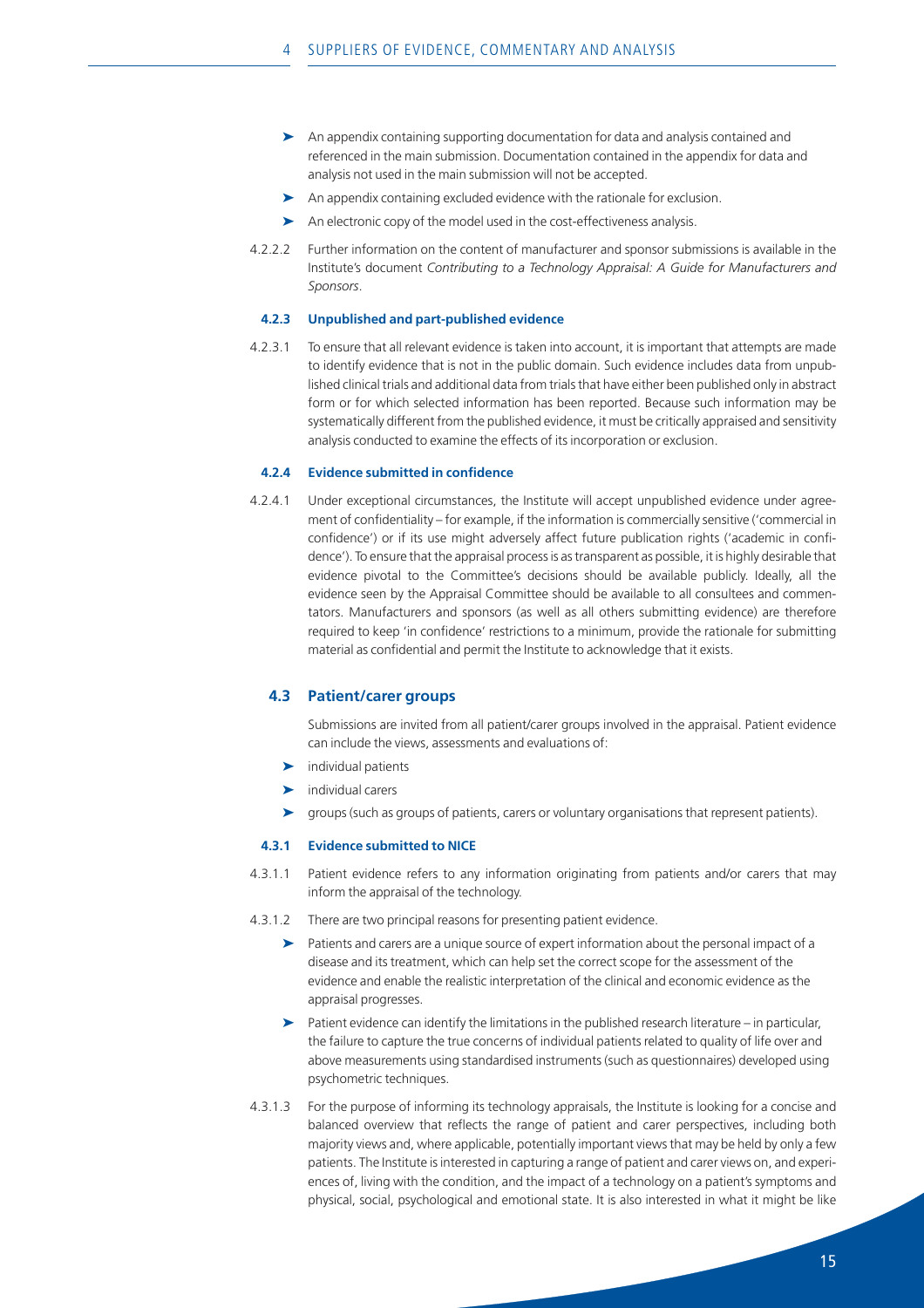- An appendix containing supporting documentation for data and analysis contained and referenced in the main submission. Documentation contained in the appendix for data and analysis not used in the main submission will not be accepted.
- An appendix containing excluded evidence with the rationale for exclusion.
- An electronic copy of the model used in the cost-effectiveness analysis.

4.2.2.2 Further information on the content of manufacturer and sponsor submissions is available in the Institute's document *Contributing to a Technology Appraisal: A Guide for Manufacturers and Sponsors*.

#### 4.2.3 Unpublished and part-published evidence

4.2.3.1 To ensure that all relevant evidence is taken into account, it is important that attempts are made to identify evidence that is not in the public domain. Such evidence includes data from unpublished clinical trials and additional data from trials that have either been published only in abstract form or for which selected information has been reported. Because such information may be systematically different from the published evidence, it must be critically appraised and sensitivity analysis conducted to examine the effects of its incorporation or exclusion.

#### 4.2.4 Evidence submitted in confidence

4.2.4.1 Under exceptional circumstances, the Institute will accept unpublished evidence under agreement of confidentiality – for example, if the information is commercially sensitive ('commercial in confidence') or if its use might adversely affect future publication rights ('academic in confidence'). To ensure that the appraisal process is as transparent as possible, it is highly desirable that evidence pivotal to the Committee's decisions should be available publicly. Ideally, all the evidence seen by the Appraisal Committee should be available to all consultees and commentators. Manufacturers and sponsors (as well as all others submitting evidence) are therefore required to keep 'in confidence' restrictions to a minimum, provide the rationale for submitting material as confidential and permit the Institute to acknowledge that it exists.

### 4.3 Patient/carer groups

Submissions are invited from all patient/carer groups involved in the appraisal. Patient evidence can include the views, assessments and evaluations of:

- individual patients
- individual carers
- groups (such as groups of patients, carers or voluntary organisations that represent patients).

#### 4.3.1 Evidence submitted to NICE

4.3.1.1 Patient evidence refers to any information originating from patients and/or carers that may inform the appraisal of the technology.

4.3.1.2 There are two principal reasons for presenting patient evidence.

- Patients and carers are a unique source of expert information about the personal impact of a disease and its treatment, which can help set the correct scope for the assessment of the evidence and enable the realistic interpretation of the clinical and economic evidence as the appraisal progresses.
- Patient evidence can identify the limitations in the published research literature – in particular, the failure to capture the true concerns of individual patients related to quality of life over and above measurements using standardised instruments (such as questionnaires) developed using psychometric techniques.

4.3.1.3 For the purpose of informing its technology appraisals, the Institute is looking for a concise and balanced overview that reflects the range of patient and carer perspectives, including both majority views and, where applicable, potentially important views that may be held by only a few patients. The Institute is interested in capturing a range of patient and carer views on, and experiences of, living with the condition, and the impact of a technology on a patient's symptoms and physical, social, psychological and emotional state. It is also interested in what it might be like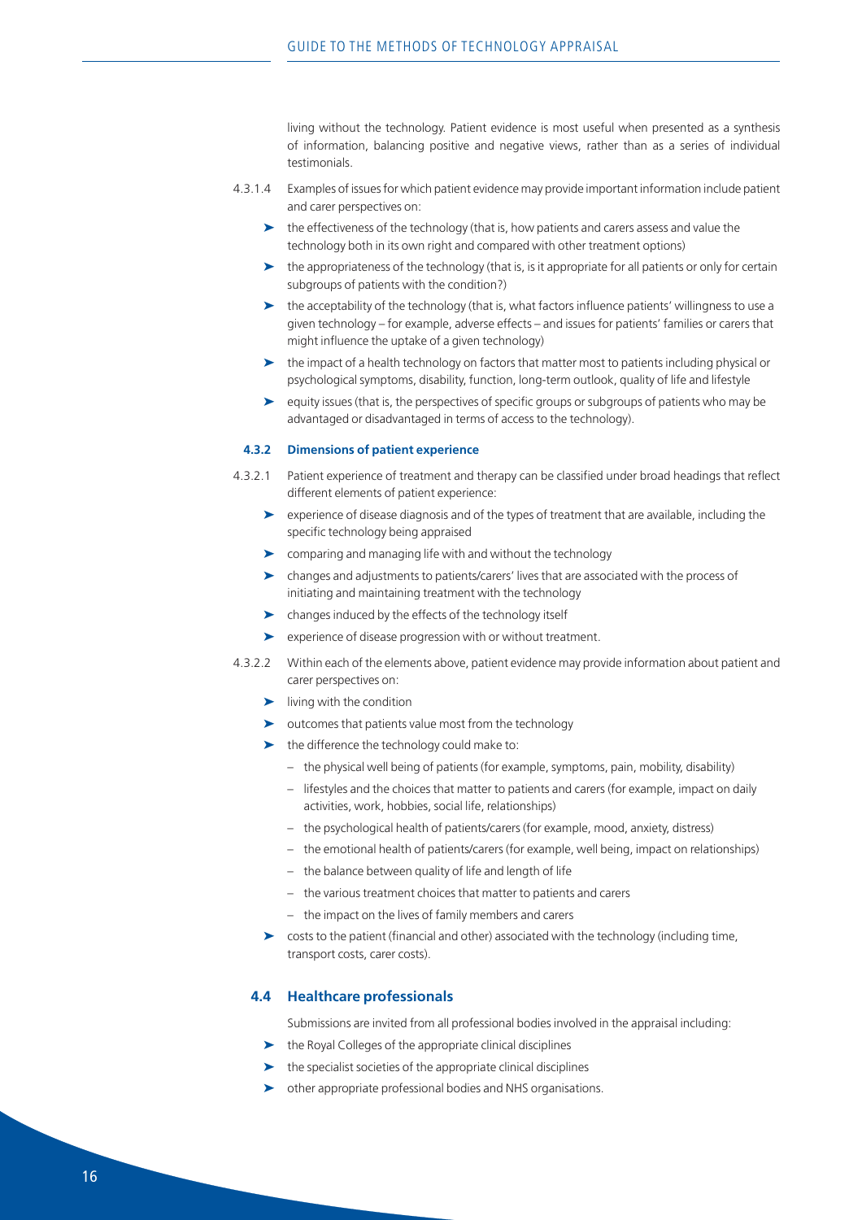living without the technology. Patient evidence is most useful when presented as a synthesis of information, balancing positive and negative views, rather than as a series of individual testimonials.

4.3.1.4 Examples of issues for which patient evidence may provide important information include patient and carer perspectives on:

- the effectiveness of the technology (that is, how patients and carers assess and value the technology both in its own right and compared with other treatment options)
- the appropriateness of the technology (that is, is it appropriate for all patients or only for certain subgroups of patients with the condition?)
- the acceptability of the technology (that is, what factors influence patients' willingness to use a given technology – for example, adverse effects – and issues for patients' families or carers that might influence the uptake of a given technology)
- the impact of a health technology on factors that matter most to patients including physical or psychological symptoms, disability, function, long-term outlook, quality of life and lifestyle
- equity issues (that is, the perspectives of specific groups or subgroups of patients who may be advantaged or disadvantaged in terms of access to the technology).

#### 4.3.2 Dimensions of patient experience

4.3.2.1 Patient experience of treatment and therapy can be classified under broad headings that reflect different elements of patient experience:

- experience of disease diagnosis and of the types of treatment that are available, including the specific technology being appraised
- comparing and managing life with and without the technology
- changes and adjustments to patients/carers' lives that are associated with the process of initiating and maintaining treatment with the technology
- changes induced by the effects of the technology itself
- experience of disease progression with or without treatment.

4.3.2.2 Within each of the elements above, patient evidence may provide information about patient and carer perspectives on:

- living with the condition
- outcomes that patients value most from the technology
- the difference the technology could make to:
  - the physical well being of patients (for example, symptoms, pain, mobility, disability)
  - lifestyles and the choices that matter to patients and carers (for example, impact on daily activities, work, hobbies, social life, relationships)
  - the psychological health of patients/carers (for example, mood, anxiety, distress)
  - the emotional health of patients/carers (for example, well being, impact on relationships)
  - the balance between quality of life and length of life
  - the various treatment choices that matter to patients and carers
  - the impact on the lives of family members and carers
- costs to the patient (financial and other) associated with the technology (including time, transport costs, carer costs).

### 4.4 Healthcare professionals

Submissions are invited from all professional bodies involved in the appraisal including:

- the Royal Colleges of the appropriate clinical disciplines
- the specialist societies of the appropriate clinical disciplines
- other appropriate professional bodies and NHS organisations.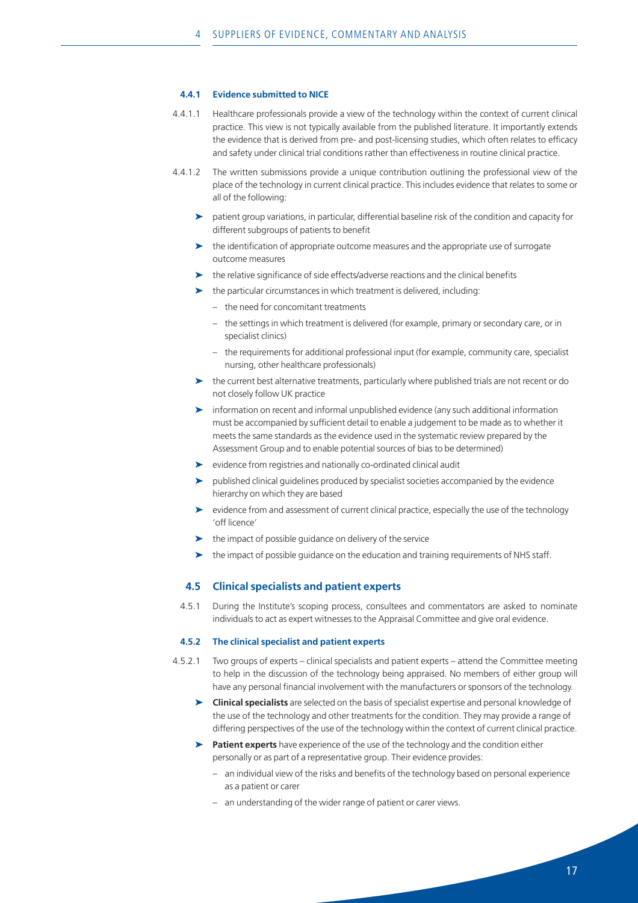#### 4.4.1 Evidence submitted to NICE

4.4.1.1 Healthcare professionals provide a view of the technology within the context of current clinical practice. This view is not typically available from the published literature. It importantly extends the evidence that is derived from pre- and post-licensing studies, which often relates to efficacy and safety under clinical trial conditions rather than effectiveness in routine clinical practice.

4.4.1.2 The written submissions provide a unique contribution outlining the professional view of the place of the technology in current clinical practice. This includes evidence that relates to some or all of the following:

- patient group variations, in particular, differential baseline risk of the condition and capacity for different subgroups of patients to benefit
- the identification of appropriate outcome measures and the appropriate use of surrogate outcome measures
- the relative significance of side effects/adverse reactions and the clinical benefits
- the particular circumstances in which treatment is delivered, including:
  - the need for concomitant treatments
  - the settings in which treatment is delivered (for example, primary or secondary care, or in specialist clinics)
  - the requirements for additional professional input (for example, community care, specialist nursing, other healthcare professionals)
- the current best alternative treatments, particularly where published trials are not recent or do not closely follow UK practice
- information on recent and informal unpublished evidence (any such additional information must be accompanied by sufficient detail to enable a judgement to be made as to whether it meets the same standards as the evidence used in the systematic review prepared by the Assessment Group and to enable potential sources of bias to be determined)
- evidence from registries and nationally co-ordinated clinical audit
- published clinical guidelines produced by specialist societies accompanied by the evidence hierarchy on which they are based
- evidence from and assessment of current clinical practice, especially the use of the technology 'off licence'
- the impact of possible guidance on delivery of the service
- the impact of possible guidance on the education and training requirements of NHS staff.

### 4.5 Clinical specialists and patient experts

4.5.1 During the Institute's scoping process, consultees and commentators are asked to nominate individuals to act as expert witnesses to the Appraisal Committee and give oral evidence.

#### 4.5.2 The clinical specialist and patient experts

4.5.2.1 Two groups of experts – clinical specialists and patient experts – attend the Committee meeting to help in the discussion of the technology being appraised. No members of either group will have any personal financial involvement with the manufacturers or sponsors of the technology.

- **Clinical specialists** are selected on the basis of specialist expertise and personal knowledge of the use of the technology and other treatments for the condition. They may provide a range of differing perspectives of the use of the technology within the context of current clinical practice.
- **Patient experts** have experience of the use of the technology and the condition either personally or as part of a representative group. Their evidence provides:
  - an individual view of the risks and benefits of the technology based on personal experience as a patient or carer
  - an understanding of the wider range of patient or carer views.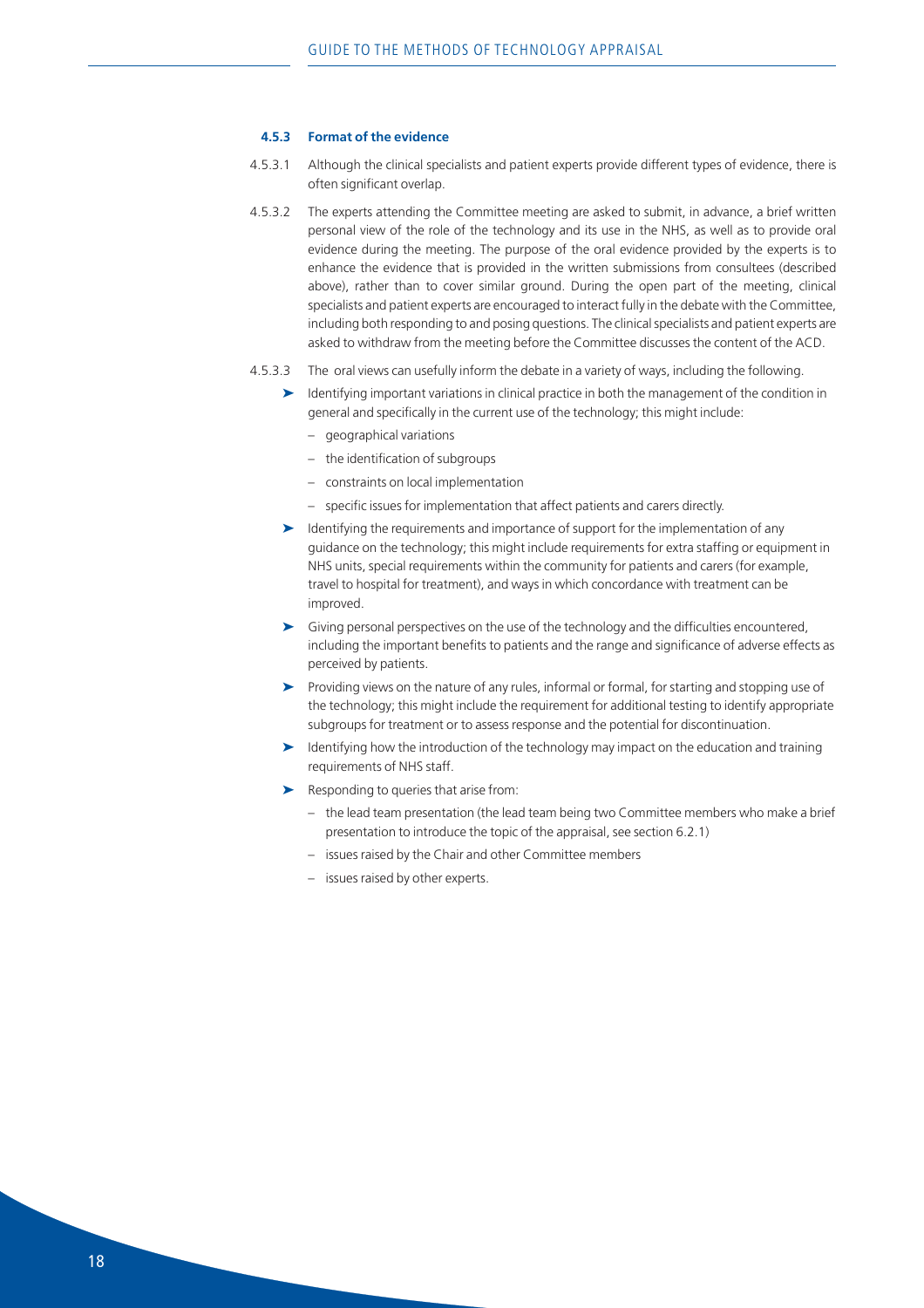### 4.5.3 Format of the evidence

4.5.3.1 Although the clinical specialists and patient experts provide different types of evidence, there is often significant overlap.

4.5.3.2 The experts attending the Committee meeting are asked to submit, in advance, a brief written personal view of the role of the technology and its use in the NHS, as well as to provide oral evidence during the meeting. The purpose of the oral evidence provided by the experts is to enhance the evidence that is provided in the written submissions from consultees (described above), rather than to cover similar ground. During the open part of the meeting, clinical specialists and patient experts are encouraged to interact fully in the debate with the Committee, including both responding to and posing questions. The clinical specialists and patient experts are asked to withdraw from the meeting before the Committee discusses the content of the ACD.

4.5.3.3 The oral views can usefully inform the debate in a variety of ways, including the following.

- Identifying important variations in clinical practice in both the management of the condition in general and specifically in the current use of the technology; this might include:
  - geographical variations
  - the identification of subgroups
  - constraints on local implementation
  - specific issues for implementation that affect patients and carers directly.
- Identifying the requirements and importance of support for the implementation of any guidance on the technology; this might include requirements for extra staffing or equipment in NHS units, special requirements within the community for patients and carers (for example, travel to hospital for treatment), and ways in which concordance with treatment can be improved.
- Giving personal perspectives on the use of the technology and the difficulties encountered, including the important benefits to patients and the range and significance of adverse effects as perceived by patients.
- Providing views on the nature of any rules, informal or formal, for starting and stopping use of the technology; this might include the requirement for additional testing to identify appropriate subgroups for treatment or to assess response and the potential for discontinuation.
- Identifying how the introduction of the technology may impact on the education and training requirements of NHS staff.
- Responding to queries that arise from:
  - the lead team presentation (the lead team being two Committee members who make a brief presentation to introduce the topic of the appraisal, see section 6.2.1)
  - issues raised by the Chair and other Committee members
  - issues raised by other experts.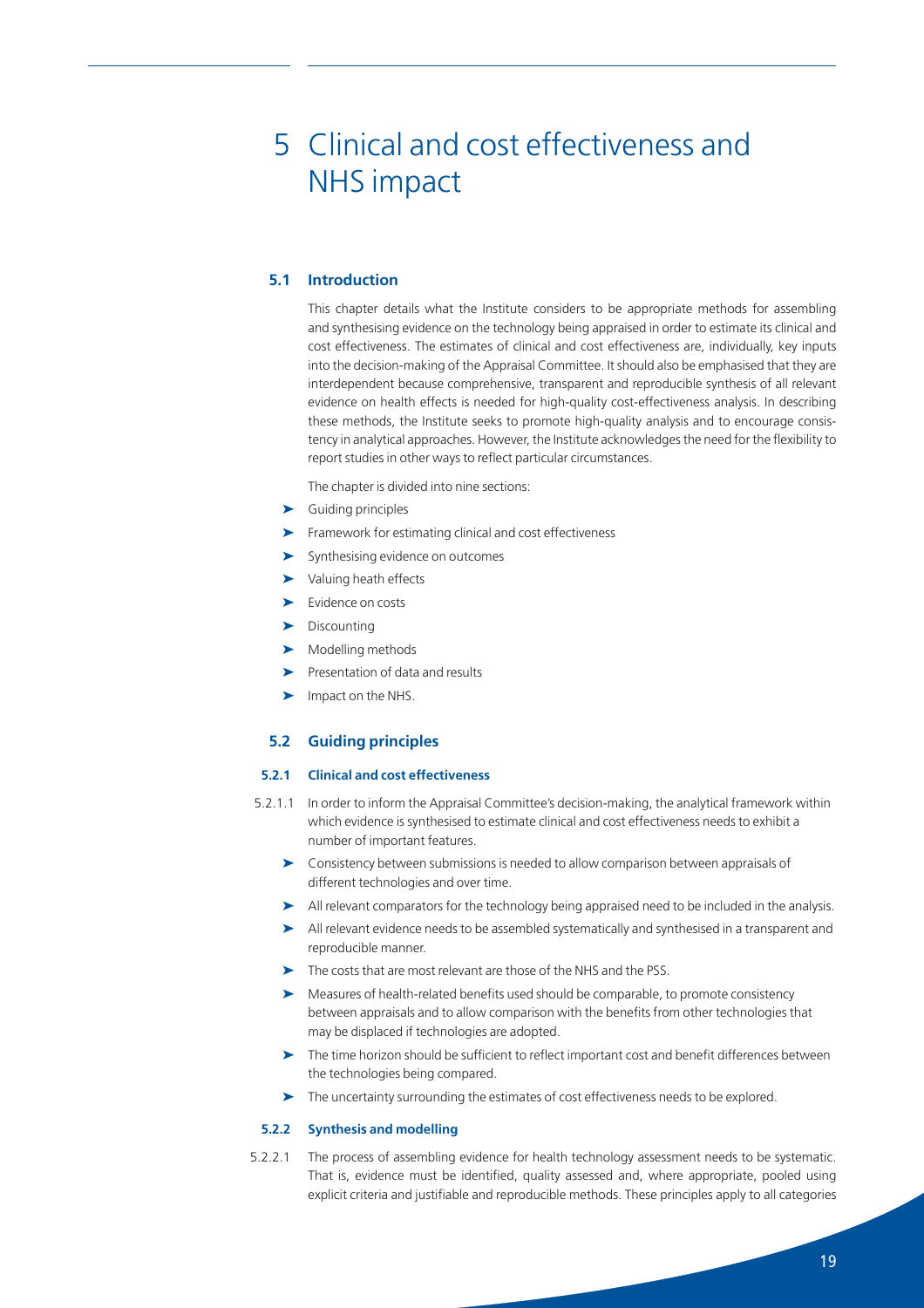# 5 Clinical and cost effectiveness and NHS impact

## 5.1 Introduction

This chapter details what the Institute considers to be appropriate methods for assembling and synthesising evidence on the technology being appraised in order to estimate its clinical and cost effectiveness. The estimates of clinical and cost effectiveness are, individually, key inputs into the decision-making of the Appraisal Committee. It should also be emphasised that they are interdependent because comprehensive, transparent and reproducible synthesis of all relevant evidence on health effects is needed for high-quality cost-effectiveness analysis. In describing these methods, the Institute seeks to promote high-quality analysis and to encourage consistency in analytical approaches. However, the Institute acknowledges the need for the flexibility to report studies in other ways to reflect particular circumstances.

The chapter is divided into nine sections:

- Guiding principles
- Framework for estimating clinical and cost effectiveness
- Synthesising evidence on outcomes
- Valuing heath effects
- Evidence on costs
- Discounting
- Modelling methods
- Presentation of data and results
- Impact on the NHS.

## 5.2 Guiding principles

### 5.2.1 Clinical and cost effectiveness

5.2.1.1 In order to inform the Appraisal Committee's decision-making, the analytical framework within which evidence is synthesised to estimate clinical and cost effectiveness needs to exhibit a number of important features.

- Consistency between submissions is needed to allow comparison between appraisals of different technologies and over time.
- All relevant comparators for the technology being appraised need to be included in the analysis.
- All relevant evidence needs to be assembled systematically and synthesised in a transparent and reproducible manner.
- The costs that are most relevant are those of the NHS and the PSS.
- Measures of health-related benefits used should be comparable, to promote consistency between appraisals and to allow comparison with the benefits from other technologies that may be displaced if technologies are adopted.
- The time horizon should be sufficient to reflect important cost and benefit differences between the technologies being compared.
- The uncertainty surrounding the estimates of cost effectiveness needs to be explored.

### 5.2.2 Synthesis and modelling

5.2.2.1 The process of assembling evidence for health technology assessment needs to be systematic. That is, evidence must be identified, quality assessed and, where appropriate, pooled using explicit criteria and justifiable and reproducible methods. These principles apply to all categories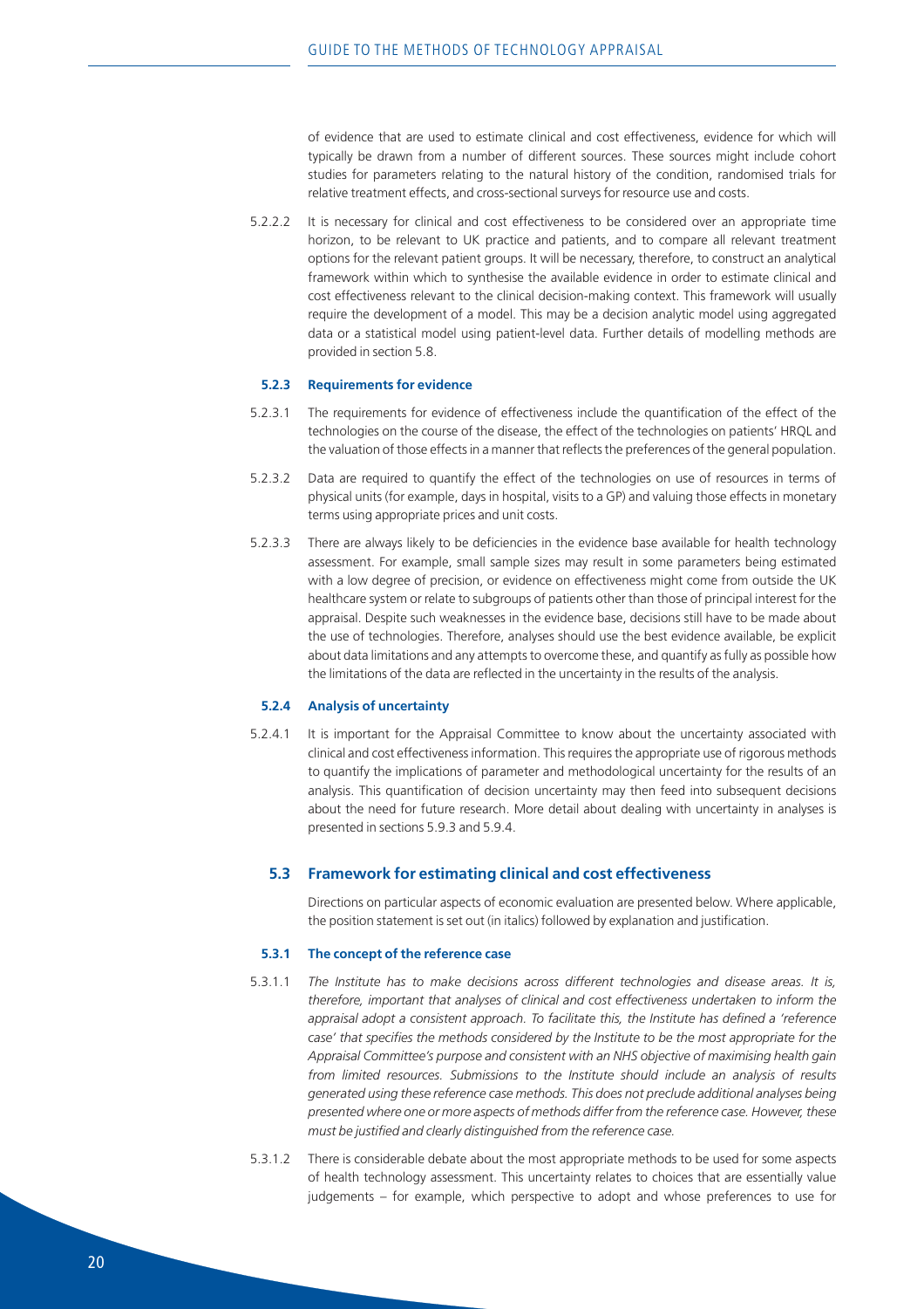of evidence that are used to estimate clinical and cost effectiveness, evidence for which will typically be drawn from a number of different sources. These sources might include cohort studies for parameters relating to the natural history of the condition, randomised trials for relative treatment effects, and cross-sectional surveys for resource use and costs.

5.2.2.2 It is necessary for clinical and cost effectiveness to be considered over an appropriate time horizon, to be relevant to UK practice and patients, and to compare all relevant treatment options for the relevant patient groups. It will be necessary, therefore, to construct an analytical framework within which to synthesise the available evidence in order to estimate clinical and cost effectiveness relevant to the clinical decision-making context. This framework will usually require the development of a model. This may be a decision analytic model using aggregated data or a statistical model using patient-level data. Further details of modelling methods are provided in section 5.8.

#### 5.2.3 Requirements for evidence

5.2.3.1 The requirements for evidence of effectiveness include the quantification of the effect of the technologies on the course of the disease, the effect of the technologies on patients' HRQL and the valuation of those effects in a manner that reflects the preferences of the general population.

5.2.3.2 Data are required to quantify the effect of the technologies on use of resources in terms of physical units (for example, days in hospital, visits to a GP) and valuing those effects in monetary terms using appropriate prices and unit costs.

5.2.3.3 There are always likely to be deficiencies in the evidence base available for health technology assessment. For example, small sample sizes may result in some parameters being estimated with a low degree of precision, or evidence on effectiveness might come from outside the UK healthcare system or relate to subgroups of patients other than those of principal interest for the appraisal. Despite such weaknesses in the evidence base, decisions still have to be made about the use of technologies. Therefore, analyses should use the best evidence available, be explicit about data limitations and any attempts to overcome these, and quantify as fully as possible how the limitations of the data are reflected in the uncertainty in the results of the analysis.

#### 5.2.4 Analysis of uncertainty

5.2.4.1 It is important for the Appraisal Committee to know about the uncertainty associated with clinical and cost effectiveness information. This requires the appropriate use of rigorous methods to quantify the implications of parameter and methodological uncertainty for the results of an analysis. This quantification of decision uncertainty may then feed into subsequent decisions about the need for future research. More detail about dealing with uncertainty in analyses is presented in sections 5.9.3 and 5.9.4.

### 5.3 Framework for estimating clinical and cost effectiveness

Directions on particular aspects of economic evaluation are presented below. Where applicable, the position statement is set out (in italics) followed by explanation and justification.

#### 5.3.1 The concept of the reference case

5.3.1.1 *The Institute has to make decisions across different technologies and disease areas. It is, therefore, important that analyses of clinical and cost effectiveness undertaken to inform the appraisal adopt a consistent approach. To facilitate this, the Institute has defined a 'reference case' that specifies the methods considered by the Institute to be the most appropriate for the Appraisal Committee's purpose and consistent with an NHS objective of maximising health gain from limited resources. Submissions to the Institute should include an analysis of results generated using these reference case methods. This does not preclude additional analyses being presented where one or more aspects of methods differ from the reference case. However, these must be justified and clearly distinguished from the reference case.*

5.3.1.2 There is considerable debate about the most appropriate methods to be used for some aspects of health technology assessment. This uncertainty relates to choices that are essentially value judgements – for example, which perspective to adopt and whose preferences to use for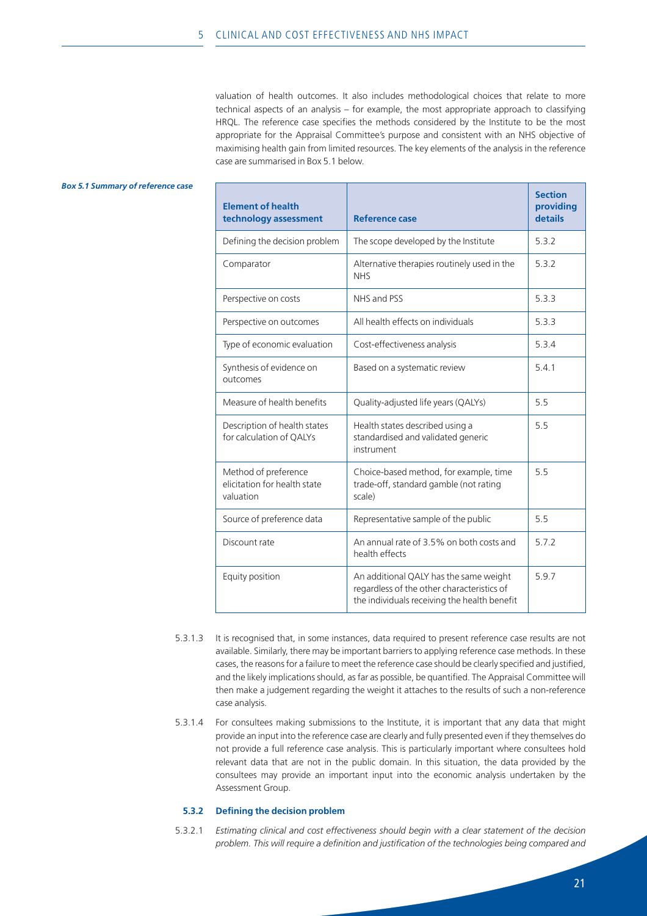valuation of health outcomes. It also includes methodological choices that relate to more technical aspects of an analysis – for example, the most appropriate approach to classifying HRQL. The reference case specifies the methods considered by the Institute to be the most appropriate for the Appraisal Committee's purpose and consistent with an NHS objective of maximising health gain from limited resources. The key elements of the analysis in the reference case are summarised in Box 5.1 below.

***Box 5.1 Summary of reference case***

| Element of health technology assessment | Reference case | Section providing details |
|---|---|---|
| Defining the decision problem | The scope developed by the Institute | 5.3.2 |
| Comparator | Alternative therapies routinely used in the NHS | 5.3.2 |
| Perspective on costs | NHS and PSS | 5.3.3 |
| Perspective on outcomes | All health effects on individuals | 5.3.3 |
| Type of economic evaluation | Cost-effectiveness analysis | 5.3.4 |
| Synthesis of evidence on outcomes | Based on a systematic review | 5.4.1 |
| Measure of health benefits | Quality-adjusted life years (QALYs) | 5.5 |
| Description of health states for calculation of QALYs | Health states described using a standardised and validated generic instrument | 5.5 |
| Method of preference elicitation for health state valuation | Choice-based method, for example, time trade-off, standard gamble (not rating scale) | 5.5 |
| Source of preference data | Representative sample of the public | 5.5 |
| Discount rate | An annual rate of 3.5% on both costs and health effects | 5.7.2 |
| Equity position | An additional QALY has the same weight regardless of the other characteristics of the individuals receiving the health benefit | 5.9.7 |

5.3.1.3 It is recognised that, in some instances, data required to present reference case results are not available. Similarly, there may be important barriers to applying reference case methods. In these cases, the reasons for a failure to meet the reference case should be clearly specified and justified, and the likely implications should, as far as possible, be quantified. The Appraisal Committee will then make a judgement regarding the weight it attaches to the results of such a non-reference case analysis.

5.3.1.4 For consultees making submissions to the Institute, it is important that any data that might provide an input into the reference case are clearly and fully presented even if they themselves do not provide a full reference case analysis. This is particularly important where consultees hold relevant data that are not in the public domain. In this situation, the data provided by the consultees may provide an important input into the economic analysis undertaken by the Assessment Group.

### 5.3.2 Defining the decision problem

5.3.2.1 *Estimating clinical and cost effectiveness should begin with a clear statement of the decision problem. This will require a definition and justification of the technologies being compared and*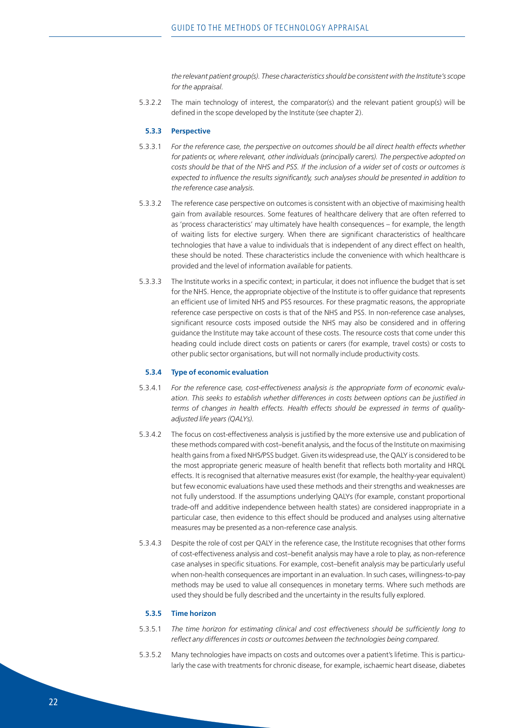*the relevant patient group(s). These characteristics should be consistent with the Institute's scope for the appraisal.*

5.3.2.2 The main technology of interest, the comparator(s) and the relevant patient group(s) will be defined in the scope developed by the Institute (see chapter 2).

### 5.3.3 Perspective

5.3.3.1 *For the reference case, the perspective on outcomes should be all direct health effects whether for patients or, where relevant, other individuals (principally carers). The perspective adopted on costs should be that of the NHS and PSS. If the inclusion of a wider set of costs or outcomes is expected to influence the results significantly, such analyses should be presented in addition to the reference case analysis.*

5.3.3.2 The reference case perspective on outcomes is consistent with an objective of maximising health gain from available resources. Some features of healthcare delivery that are often referred to as 'process characteristics' may ultimately have health consequences – for example, the length of waiting lists for elective surgery. When there are significant characteristics of healthcare technologies that have a value to individuals that is independent of any direct effect on health, these should be noted. These characteristics include the convenience with which healthcare is provided and the level of information available for patients.

5.3.3.3 The Institute works in a specific context; in particular, it does not influence the budget that is set for the NHS. Hence, the appropriate objective of the Institute is to offer guidance that represents an efficient use of limited NHS and PSS resources. For these pragmatic reasons, the appropriate reference case perspective on costs is that of the NHS and PSS. In non-reference case analyses, significant resource costs imposed outside the NHS may also be considered and in offering guidance the Institute may take account of these costs. The resource costs that come under this heading could include direct costs on patients or carers (for example, travel costs) or costs to other public sector organisations, but will not normally include productivity costs.

### 5.3.4 Type of economic evaluation

5.3.4.1 *For the reference case, cost-effectiveness analysis is the appropriate form of economic evaluation. This seeks to establish whether differences in costs between options can be justified in terms of changes in health effects. Health effects should be expressed in terms of quality-adjusted life years (QALYs).*

5.3.4.2 The focus on cost-effectiveness analysis is justified by the more extensive use and publication of these methods compared with cost–benefit analysis, and the focus of the Institute on maximising health gains from a fixed NHS/PSS budget. Given its widespread use, the QALY is considered to be the most appropriate generic measure of health benefit that reflects both mortality and HRQL effects. It is recognised that alternative measures exist (for example, the healthy-year equivalent) but few economic evaluations have used these methods and their strengths and weaknesses are not fully understood. If the assumptions underlying QALYs (for example, constant proportional trade-off and additive independence between health states) are considered inappropriate in a particular case, then evidence to this effect should be produced and analyses using alternative measures may be presented as a non-reference case analysis.

5.3.4.3 Despite the role of cost per QALY in the reference case, the Institute recognises that other forms of cost-effectiveness analysis and cost–benefit analysis may have a role to play, as non-reference case analyses in specific situations. For example, cost–benefit analysis may be particularly useful when non-health consequences are important in an evaluation. In such cases, willingness-to-pay methods may be used to value all consequences in monetary terms. Where such methods are used they should be fully described and the uncertainty in the results fully explored.

### 5.3.5 Time horizon

5.3.5.1 *The time horizon for estimating clinical and cost effectiveness should be sufficiently long to reflect any differences in costs or outcomes between the technologies being compared.*

5.3.5.2 Many technologies have impacts on costs and outcomes over a patient's lifetime. This is particularly the case with treatments for chronic disease, for example, ischaemic heart disease, diabetes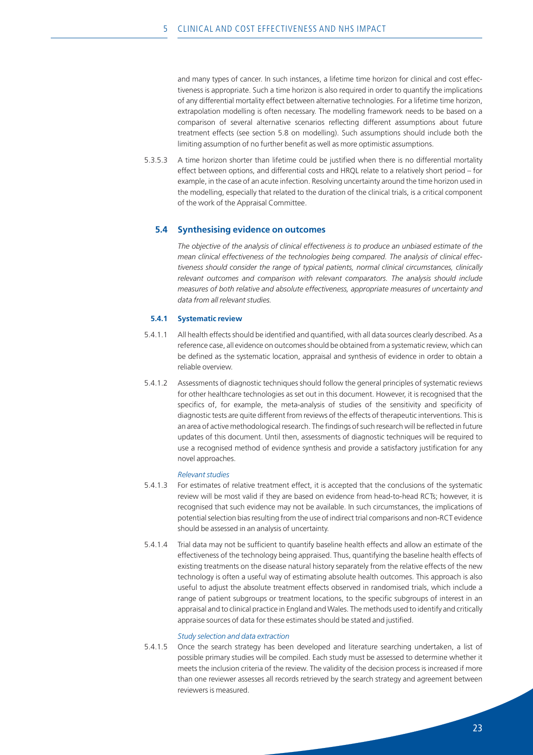and many types of cancer. In such instances, a lifetime time horizon for clinical and cost effectiveness is appropriate. Such a time horizon is also required in order to quantify the implications of any differential mortality effect between alternative technologies. For a lifetime time horizon, extrapolation modelling is often necessary. The modelling framework needs to be based on a comparison of several alternative scenarios reflecting different assumptions about future treatment effects (see section 5.8 on modelling). Such assumptions should include both the limiting assumption of no further benefit as well as more optimistic assumptions.

5.3.5.3 A time horizon shorter than lifetime could be justified when there is no differential mortality effect between options, and differential costs and HRQL relate to a relatively short period – for example, in the case of an acute infection. Resolving uncertainty around the time horizon used in the modelling, especially that related to the duration of the clinical trials, is a critical component of the work of the Appraisal Committee.

## 5.4 Synthesising evidence on outcomes

*The objective of the analysis of clinical effectiveness is to produce an unbiased estimate of the mean clinical effectiveness of the technologies being compared. The analysis of clinical effectiveness should consider the range of typical patients, normal clinical circumstances, clinically relevant outcomes and comparison with relevant comparators. The analysis should include measures of both relative and absolute effectiveness, appropriate measures of uncertainty and data from all relevant studies.*

### 5.4.1 Systematic review

5.4.1.1 All health effects should be identified and quantified, with all data sources clearly described. As a reference case, all evidence on outcomes should be obtained from a systematic review, which can be defined as the systematic location, appraisal and synthesis of evidence in order to obtain a reliable overview.

5.4.1.2 Assessments of diagnostic techniques should follow the general principles of systematic reviews for other healthcare technologies as set out in this document. However, it is recognised that the specifics of, for example, the meta-analysis of studies of the sensitivity and specificity of diagnostic tests are quite different from reviews of the effects of therapeutic interventions. This is an area of active methodological research. The findings of such research will be reflected in future updates of this document. Until then, assessments of diagnostic techniques will be required to use a recognised method of evidence synthesis and provide a satisfactory justification for any novel approaches.

*Relevant studies*

5.4.1.3 For estimates of relative treatment effect, it is accepted that the conclusions of the systematic review will be most valid if they are based on evidence from head-to-head RCTs; however, it is recognised that such evidence may not be available. In such circumstances, the implications of potential selection bias resulting from the use of indirect trial comparisons and non-RCT evidence should be assessed in an analysis of uncertainty.

5.4.1.4 Trial data may not be sufficient to quantify baseline health effects and allow an estimate of the effectiveness of the technology being appraised. Thus, quantifying the baseline health effects of existing treatments on the disease natural history separately from the relative effects of the new technology is often a useful way of estimating absolute health outcomes. This approach is also useful to adjust the absolute treatment effects observed in randomised trials, which include a range of patient subgroups or treatment locations, to the specific subgroups of interest in an appraisal and to clinical practice in England and Wales. The methods used to identify and critically appraise sources of data for these estimates should be stated and justified.

*Study selection and data extraction*

5.4.1.5 Once the search strategy has been developed and literature searching undertaken, a list of possible primary studies will be compiled. Each study must be assessed to determine whether it meets the inclusion criteria of the review. The validity of the decision process is increased if more than one reviewer assesses all records retrieved by the search strategy and agreement between reviewers is measured.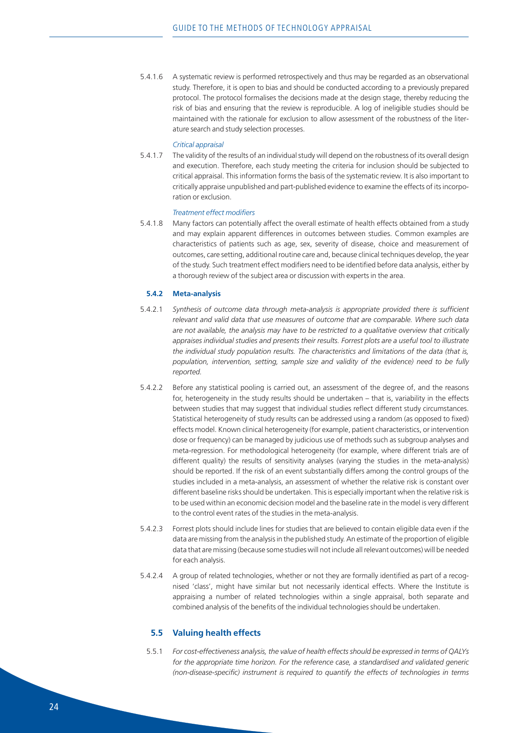5.4.1.6 A systematic review is performed retrospectively and thus may be regarded as an observational study. Therefore, it is open to bias and should be conducted according to a previously prepared protocol. The protocol formalises the decisions made at the design stage, thereby reducing the risk of bias and ensuring that the review is reproducible. A log of ineligible studies should be maintained with the rationale for exclusion to allow assessment of the robustness of the literature search and study selection processes.

*Critical appraisal*

5.4.1.7 The validity of the results of an individual study will depend on the robustness of its overall design and execution. Therefore, each study meeting the criteria for inclusion should be subjected to critical appraisal. This information forms the basis of the systematic review. It is also important to critically appraise unpublished and part-published evidence to examine the effects of its incorporation or exclusion.

*Treatment effect modifiers*

5.4.1.8 Many factors can potentially affect the overall estimate of health effects obtained from a study and may explain apparent differences in outcomes between studies. Common examples are characteristics of patients such as age, sex, severity of disease, choice and measurement of outcomes, care setting, additional routine care and, because clinical techniques develop, the year of the study. Such treatment effect modifiers need to be identified before data analysis, either by a thorough review of the subject area or discussion with experts in the area.

### 5.4.2 Meta-analysis

5.4.2.1 *Synthesis of outcome data through meta-analysis is appropriate provided there is sufficient relevant and valid data that use measures of outcome that are comparable. Where such data are not available, the analysis may have to be restricted to a qualitative overview that critically appraises individual studies and presents their results. Forrest plots are a useful tool to illustrate the individual study population results. The characteristics and limitations of the data (that is, population, intervention, setting, sample size and validity of the evidence) need to be fully reported.*

5.4.2.2 Before any statistical pooling is carried out, an assessment of the degree of, and the reasons for, heterogeneity in the study results should be undertaken – that is, variability in the effects between studies that may suggest that individual studies reflect different study circumstances. Statistical heterogeneity of study results can be addressed using a random (as opposed to fixed) effects model. Known clinical heterogeneity (for example, patient characteristics, or intervention dose or frequency) can be managed by judicious use of methods such as subgroup analyses and meta-regression. For methodological heterogeneity (for example, where different trials are of different quality) the results of sensitivity analyses (varying the studies in the meta-analysis) should be reported. If the risk of an event substantially differs among the control groups of the studies included in a meta-analysis, an assessment of whether the relative risk is constant over different baseline risks should be undertaken. This is especially important when the relative risk is to be used within an economic decision model and the baseline rate in the model is very different to the control event rates of the studies in the meta-analysis.

5.4.2.3 Forrest plots should include lines for studies that are believed to contain eligible data even if the data are missing from the analysis in the published study. An estimate of the proportion of eligible data that are missing (because some studies will not include all relevant outcomes) will be needed for each analysis.

5.4.2.4 A group of related technologies, whether or not they are formally identified as part of a recognised 'class', might have similar but not necessarily identical effects. Where the Institute is appraising a number of related technologies within a single appraisal, both separate and combined analysis of the benefits of the individual technologies should be undertaken.

## 5.5 Valuing health effects

5.5.1 *For cost-effectiveness analysis, the value of health effects should be expressed in terms of QALYs for the appropriate time horizon. For the reference case, a standardised and validated generic (non-disease-specific) instrument is required to quantify the effects of technologies in terms*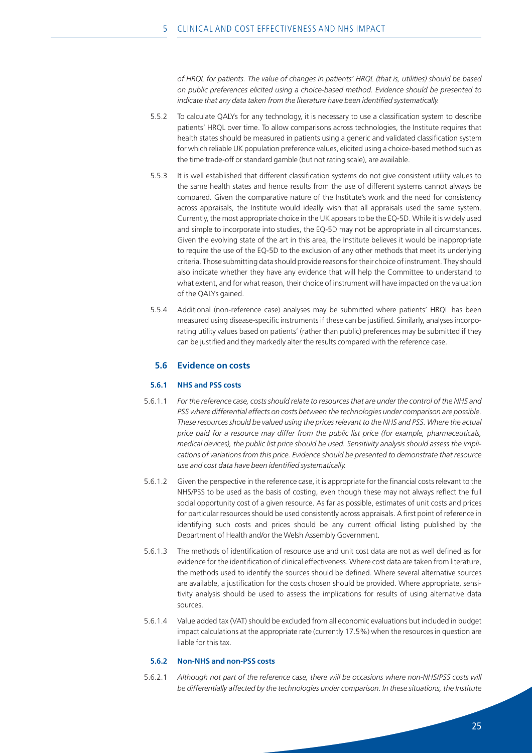*of HRQL for patients. The value of changes in patients' HRQL (that is, utilities) should be based on public preferences elicited using a choice-based method. Evidence should be presented to indicate that any data taken from the literature have been identified systematically.*

5.5.2 To calculate QALYs for any technology, it is necessary to use a classification system to describe patients' HRQL over time. To allow comparisons across technologies, the Institute requires that health states should be measured in patients using a generic and validated classification system for which reliable UK population preference values, elicited using a choice-based method such as the time trade-off or standard gamble (but not rating scale), are available.

5.5.3 It is well established that different classification systems do not give consistent utility values to the same health states and hence results from the use of different systems cannot always be compared. Given the comparative nature of the Institute's work and the need for consistency across appraisals, the Institute would ideally wish that all appraisals used the same system. Currently, the most appropriate choice in the UK appears to be the EQ-5D. While it is widely used and simple to incorporate into studies, the EQ-5D may not be appropriate in all circumstances. Given the evolving state of the art in this area, the Institute believes it would be inappropriate to require the use of the EQ-5D to the exclusion of any other methods that meet its underlying criteria. Those submitting data should provide reasons for their choice of instrument. They should also indicate whether they have any evidence that will help the Committee to understand to what extent, and for what reason, their choice of instrument will have impacted on the valuation of the QALYs gained.

5.5.4 Additional (non-reference case) analyses may be submitted where patients' HRQL has been measured using disease-specific instruments if these can be justified. Similarly, analyses incorporating utility values based on patients' (rather than public) preferences may be submitted if they can be justified and they markedly alter the results compared with the reference case.

## 5.6 Evidence on costs

### 5.6.1 NHS and PSS costs

5.6.1.1 *For the reference case, costs should relate to resources that are under the control of the NHS and PSS where differential effects on costs between the technologies under comparison are possible. These resources should be valued using the prices relevant to the NHS and PSS. Where the actual price paid for a resource may differ from the public list price (for example, pharmaceuticals, medical devices), the public list price should be used. Sensitivity analysis should assess the implications of variations from this price. Evidence should be presented to demonstrate that resource use and cost data have been identified systematically.*

5.6.1.2 Given the perspective in the reference case, it is appropriate for the financial costs relevant to the NHS/PSS to be used as the basis of costing, even though these may not always reflect the full social opportunity cost of a given resource. As far as possible, estimates of unit costs and prices for particular resources should be used consistently across appraisals. A first point of reference in identifying such costs and prices should be any current official listing published by the Department of Health and/or the Welsh Assembly Government.

5.6.1.3 The methods of identification of resource use and unit cost data are not as well defined as for evidence for the identification of clinical effectiveness. Where cost data are taken from literature, the methods used to identify the sources should be defined. Where several alternative sources are available, a justification for the costs chosen should be provided. Where appropriate, sensitivity analysis should be used to assess the implications for results of using alternative data sources.

5.6.1.4 Value added tax (VAT) should be excluded from all economic evaluations but included in budget impact calculations at the appropriate rate (currently 17.5%) when the resources in question are liable for this tax.

### 5.6.2 Non-NHS and non-PSS costs

5.6.2.1 *Although not part of the reference case, there will be occasions where non-NHS/PSS costs will be differentially affected by the technologies under comparison. In these situations, the Institute*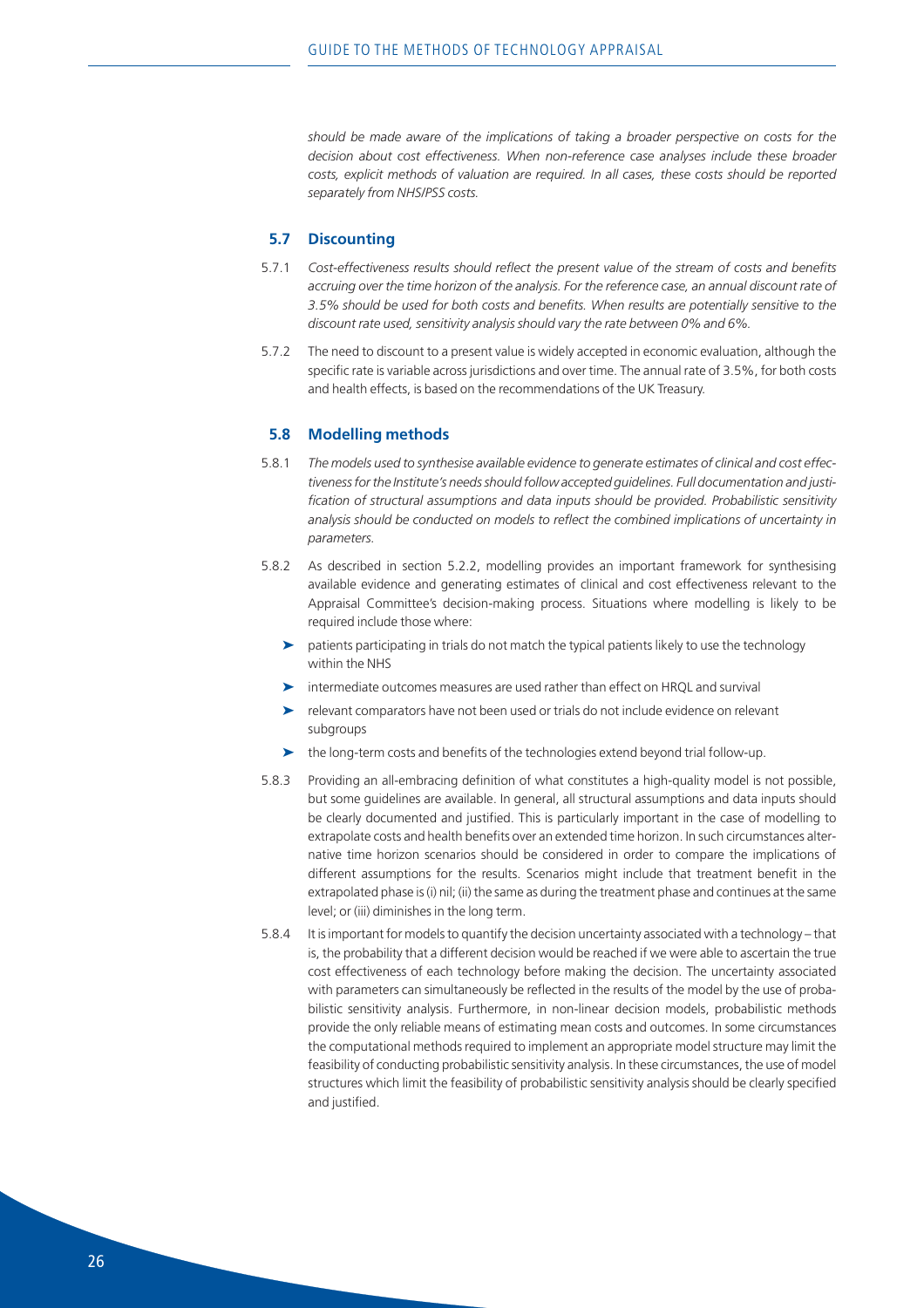*should be made aware of the implications of taking a broader perspective on costs for the decision about cost effectiveness. When non-reference case analyses include these broader costs, explicit methods of valuation are required. In all cases, these costs should be reported separately from NHS/PSS costs.*

## 5.7 Discounting

5.7.1 *Cost-effectiveness results should reflect the present value of the stream of costs and benefits accruing over the time horizon of the analysis. For the reference case, an annual discount rate of 3.5% should be used for both costs and benefits. When results are potentially sensitive to the discount rate used, sensitivity analysis should vary the rate between 0% and 6%.*

5.7.2 The need to discount to a present value is widely accepted in economic evaluation, although the specific rate is variable across jurisdictions and over time. The annual rate of 3.5%, for both costs and health effects, is based on the recommendations of the UK Treasury.

## 5.8 Modelling methods

5.8.1 *The models used to synthesise available evidence to generate estimates of clinical and cost effectiveness for the Institute's needs should follow accepted guidelines. Full documentation and justification of structural assumptions and data inputs should be provided. Probabilistic sensitivity analysis should be conducted on models to reflect the combined implications of uncertainty in parameters.*

5.8.2 As described in section 5.2.2, modelling provides an important framework for synthesising available evidence and generating estimates of clinical and cost effectiveness relevant to the Appraisal Committee's decision-making process. Situations where modelling is likely to be required include those where:

- patients participating in trials do not match the typical patients likely to use the technology within the NHS
- intermediate outcomes measures are used rather than effect on HRQL and survival
- relevant comparators have not been used or trials do not include evidence on relevant subgroups
- the long-term costs and benefits of the technologies extend beyond trial follow-up.

5.8.3 Providing an all-embracing definition of what constitutes a high-quality model is not possible, but some guidelines are available. In general, all structural assumptions and data inputs should be clearly documented and justified. This is particularly important in the case of modelling to extrapolate costs and health benefits over an extended time horizon. In such circumstances alternative time horizon scenarios should be considered in order to compare the implications of different assumptions for the results. Scenarios might include that treatment benefit in the extrapolated phase is (i) nil; (ii) the same as during the treatment phase and continues at the same level; or (iii) diminishes in the long term.

5.8.4 It is important for models to quantify the decision uncertainty associated with a technology – that is, the probability that a different decision would be reached if we were able to ascertain the true cost effectiveness of each technology before making the decision. The uncertainty associated with parameters can simultaneously be reflected in the results of the model by the use of probabilistic sensitivity analysis. Furthermore, in non-linear decision models, probabilistic methods provide the only reliable means of estimating mean costs and outcomes. In some circumstances the computational methods required to implement an appropriate model structure may limit the feasibility of conducting probabilistic sensitivity analysis. In these circumstances, the use of model structures which limit the feasibility of probabilistic sensitivity analysis should be clearly specified and justified.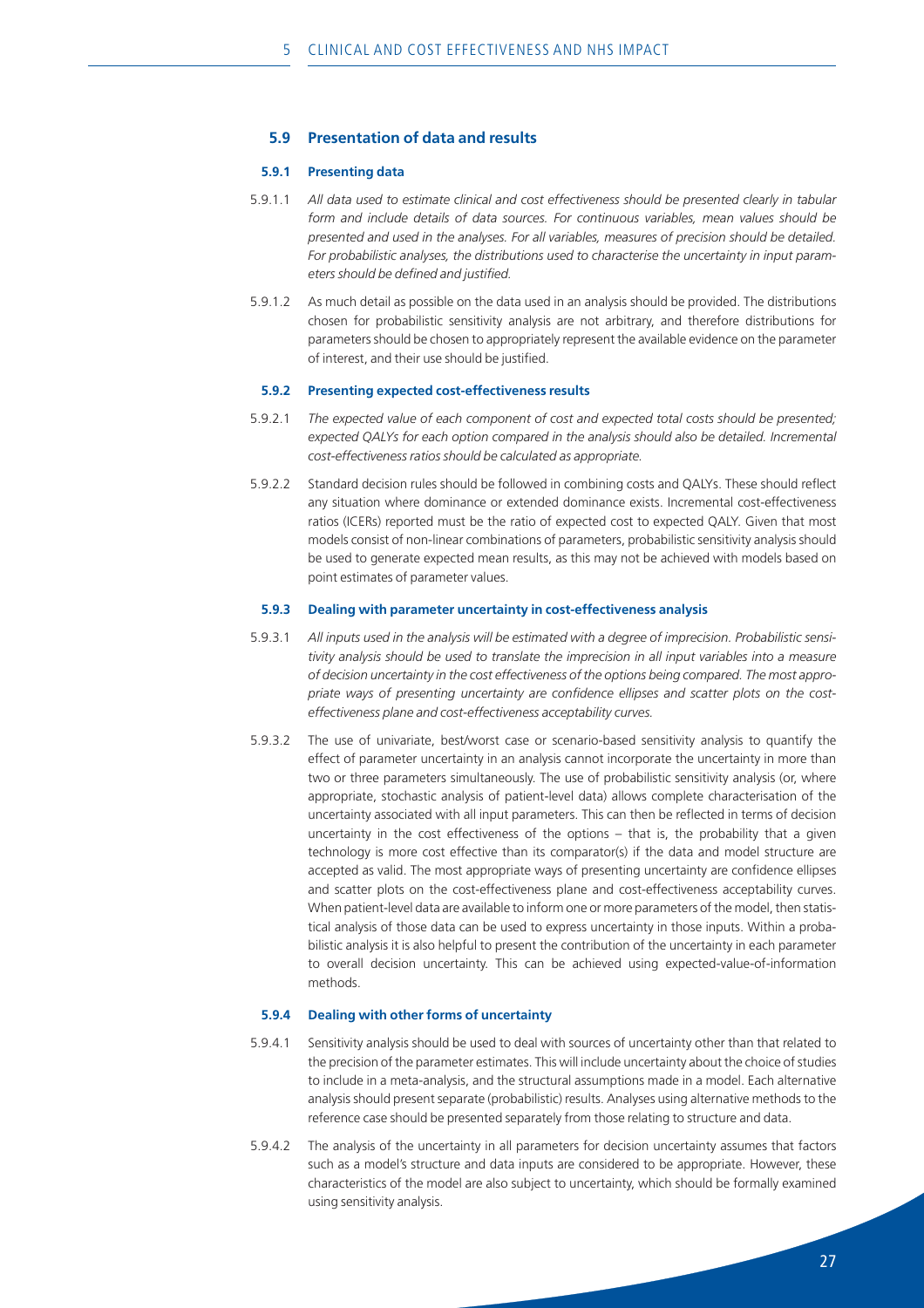## 5.9 Presentation of data and results

### 5.9.1 Presenting data

5.9.1.1 *All data used to estimate clinical and cost effectiveness should be presented clearly in tabular form and include details of data sources. For continuous variables, mean values should be presented and used in the analyses. For all variables, measures of precision should be detailed. For probabilistic analyses, the distributions used to characterise the uncertainty in input parameters should be defined and justified.*

5.9.1.2 As much detail as possible on the data used in an analysis should be provided. The distributions chosen for probabilistic sensitivity analysis are not arbitrary, and therefore distributions for parameters should be chosen to appropriately represent the available evidence on the parameter of interest, and their use should be justified.

### 5.9.2 Presenting expected cost-effectiveness results

5.9.2.1 *The expected value of each component of cost and expected total costs should be presented; expected QALYs for each option compared in the analysis should also be detailed. Incremental cost-effectiveness ratios should be calculated as appropriate.*

5.9.2.2 Standard decision rules should be followed in combining costs and QALYs. These should reflect any situation where dominance or extended dominance exists. Incremental cost-effectiveness ratios (ICERs) reported must be the ratio of expected cost to expected QALY. Given that most models consist of non-linear combinations of parameters, probabilistic sensitivity analysis should be used to generate expected mean results, as this may not be achieved with models based on point estimates of parameter values.

### 5.9.3 Dealing with parameter uncertainty in cost-effectiveness analysis

5.9.3.1 *All inputs used in the analysis will be estimated with a degree of imprecision. Probabilistic sensitivity analysis should be used to translate the imprecision in all input variables into a measure of decision uncertainty in the cost effectiveness of the options being compared. The most appropriate ways of presenting uncertainty are confidence ellipses and scatter plots on the cost-effectiveness plane and cost-effectiveness acceptability curves.*

5.9.3.2 The use of univariate, best/worst case or scenario-based sensitivity analysis to quantify the effect of parameter uncertainty in an analysis cannot incorporate the uncertainty in more than two or three parameters simultaneously. The use of probabilistic sensitivity analysis (or, where appropriate, stochastic analysis of patient-level data) allows complete characterisation of the uncertainty associated with all input parameters. This can then be reflected in terms of decision uncertainty in the cost effectiveness of the options – that is, the probability that a given technology is more cost effective than its comparator(s) if the data and model structure are accepted as valid. The most appropriate ways of presenting uncertainty are confidence ellipses and scatter plots on the cost-effectiveness plane and cost-effectiveness acceptability curves. When patient-level data are available to inform one or more parameters of the model, then statistical analysis of those data can be used to express uncertainty in those inputs. Within a probabilistic analysis it is also helpful to present the contribution of the uncertainty in each parameter to overall decision uncertainty. This can be achieved using expected-value-of-information methods.

### 5.9.4 Dealing with other forms of uncertainty

5.9.4.1 Sensitivity analysis should be used to deal with sources of uncertainty other than that related to the precision of the parameter estimates. This will include uncertainty about the choice of studies to include in a meta-analysis, and the structural assumptions made in a model. Each alternative analysis should present separate (probabilistic) results. Analyses using alternative methods to the reference case should be presented separately from those relating to structure and data.

5.9.4.2 The analysis of the uncertainty in all parameters for decision uncertainty assumes that factors such as a model's structure and data inputs are considered to be appropriate. However, these characteristics of the model are also subject to uncertainty, which should be formally examined using sensitivity analysis.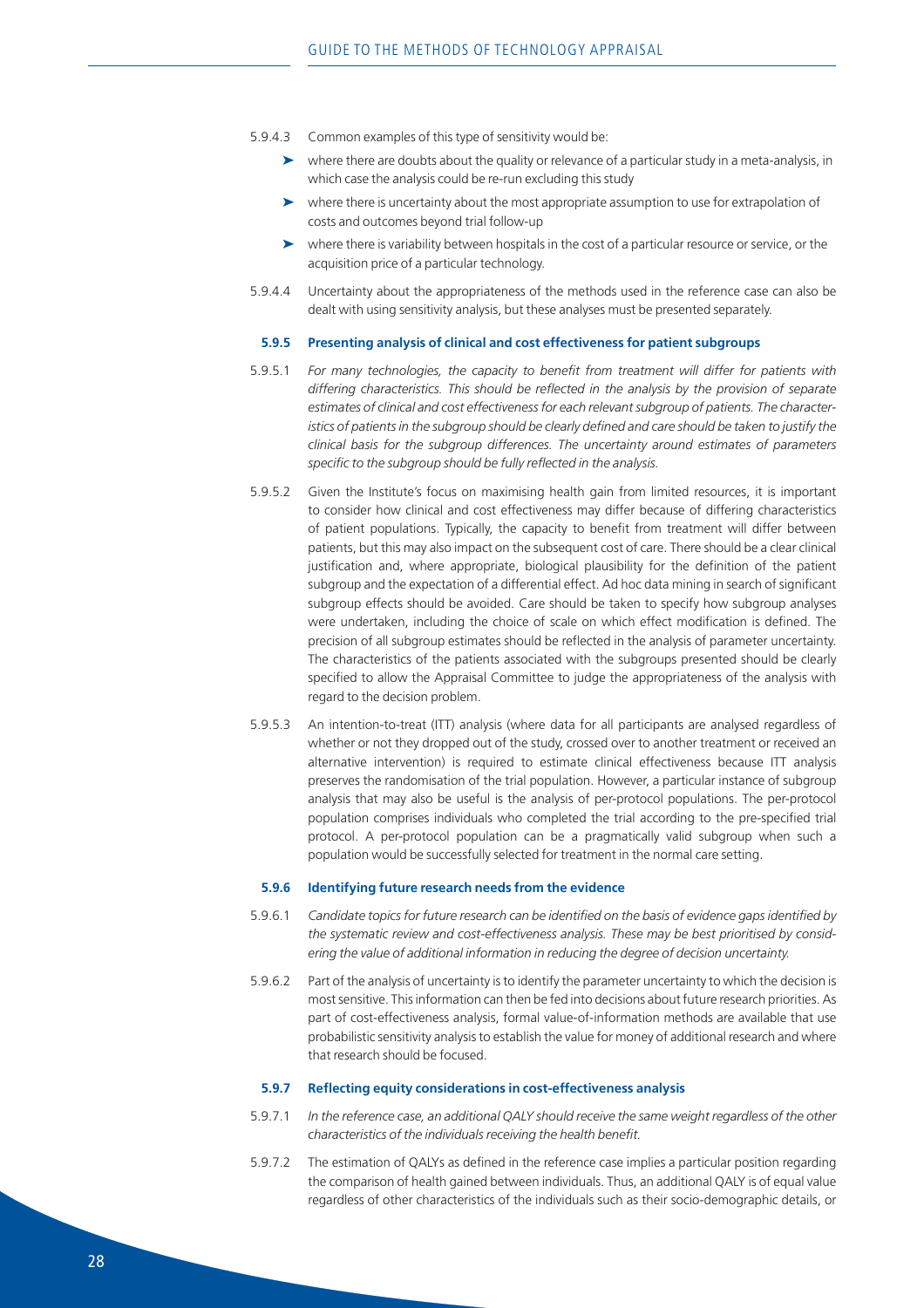5.9.4.3 Common examples of this type of sensitivity would be:

- where there are doubts about the quality or relevance of a particular study in a meta-analysis, in which case the analysis could be re-run excluding this study
- where there is uncertainty about the most appropriate assumption to use for extrapolation of costs and outcomes beyond trial follow-up
- where there is variability between hospitals in the cost of a particular resource or service, or the acquisition price of a particular technology.

5.9.4.4 Uncertainty about the appropriateness of the methods used in the reference case can also be dealt with using sensitivity analysis, but these analyses must be presented separately.

### 5.9.5 Presenting analysis of clinical and cost effectiveness for patient subgroups

5.9.5.1 *For many technologies, the capacity to benefit from treatment will differ for patients with differing characteristics. This should be reflected in the analysis by the provision of separate estimates of clinical and cost effectiveness for each relevant subgroup of patients. The characteristics of patients in the subgroup should be clearly defined and care should be taken to justify the clinical basis for the subgroup differences. The uncertainty around estimates of parameters specific to the subgroup should be fully reflected in the analysis.*

5.9.5.2 Given the Institute's focus on maximising health gain from limited resources, it is important to consider how clinical and cost effectiveness may differ because of differing characteristics of patient populations. Typically, the capacity to benefit from treatment will differ between patients, but this may also impact on the subsequent cost of care. There should be a clear clinical justification and, where appropriate, biological plausibility for the definition of the patient subgroup and the expectation of a differential effect. Ad hoc data mining in search of significant subgroup effects should be avoided. Care should be taken to specify how subgroup analyses were undertaken, including the choice of scale on which effect modification is defined. The precision of all subgroup estimates should be reflected in the analysis of parameter uncertainty. The characteristics of the patients associated with the subgroups presented should be clearly specified to allow the Appraisal Committee to judge the appropriateness of the analysis with regard to the decision problem.

5.9.5.3 An intention-to-treat (ITT) analysis (where data for all participants are analysed regardless of whether or not they dropped out of the study, crossed over to another treatment or received an alternative intervention) is required to estimate clinical effectiveness because ITT analysis preserves the randomisation of the trial population. However, a particular instance of subgroup analysis that may also be useful is the analysis of per-protocol populations. The per-protocol population comprises individuals who completed the trial according to the pre-specified trial protocol. A per-protocol population can be a pragmatically valid subgroup when such a population would be successfully selected for treatment in the normal care setting.

### 5.9.6 Identifying future research needs from the evidence

5.9.6.1 *Candidate topics for future research can be identified on the basis of evidence gaps identified by the systematic review and cost-effectiveness analysis. These may be best prioritised by considering the value of additional information in reducing the degree of decision uncertainty.*

5.9.6.2 Part of the analysis of uncertainty is to identify the parameter uncertainty to which the decision is most sensitive. This information can then be fed into decisions about future research priorities. As part of cost-effectiveness analysis, formal value-of-information methods are available that use probabilistic sensitivity analysis to establish the value for money of additional research and where that research should be focused.

### 5.9.7 Reflecting equity considerations in cost-effectiveness analysis

5.9.7.1 *In the reference case, an additional QALY should receive the same weight regardless of the other characteristics of the individuals receiving the health benefit.*

5.9.7.2 The estimation of QALYs as defined in the reference case implies a particular position regarding the comparison of health gained between individuals. Thus, an additional QALY is of equal value regardless of other characteristics of the individuals such as their socio-demographic details, or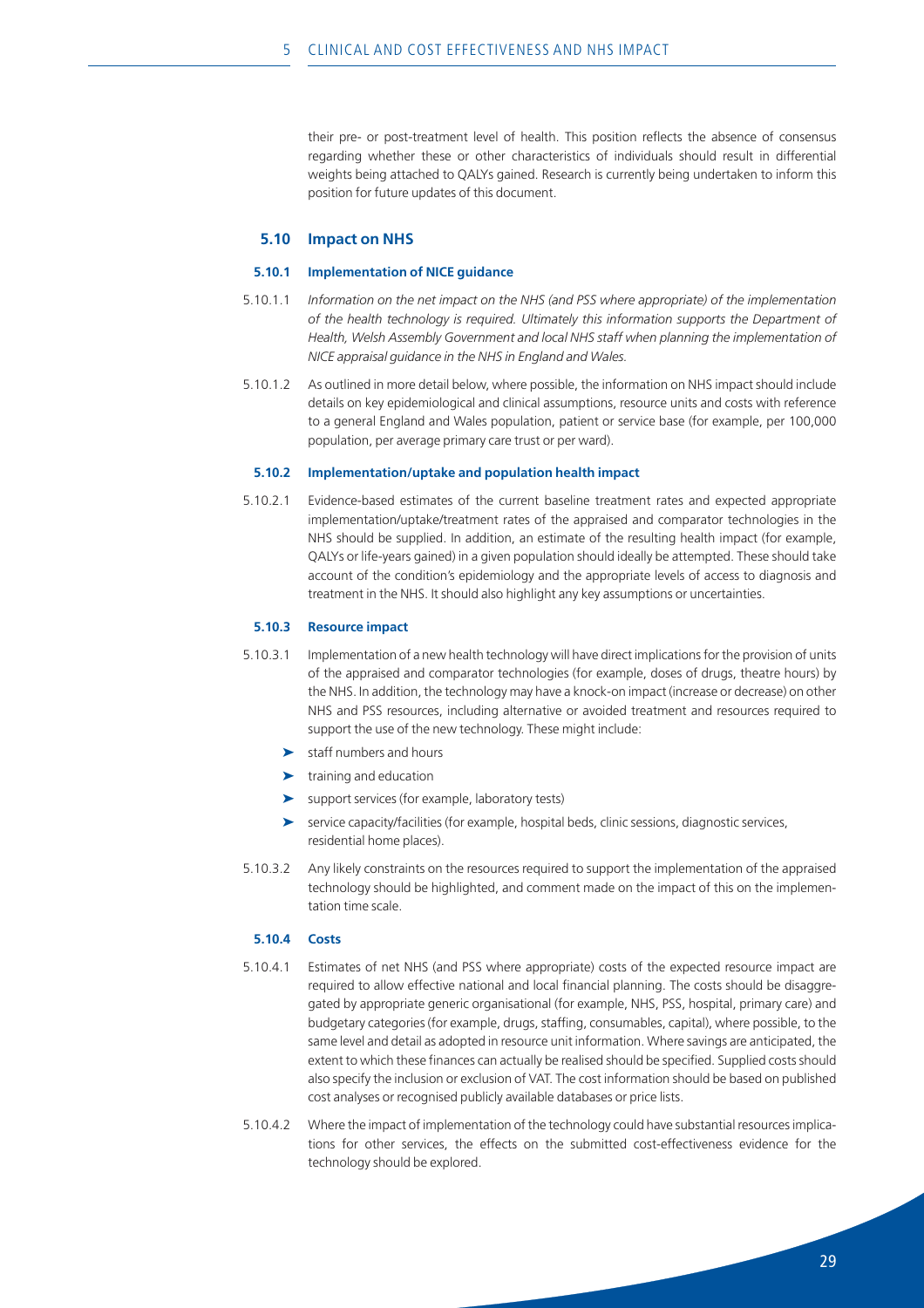their pre- or post-treatment level of health. This position reflects the absence of consensus regarding whether these or other characteristics of individuals should result in differential weights being attached to QALYs gained. Research is currently being undertaken to inform this position for future updates of this document.

## 5.10 Impact on NHS

### 5.10.1 Implementation of NICE guidance

5.10.1.1 *Information on the net impact on the NHS (and PSS where appropriate) of the implementation of the health technology is required. Ultimately this information supports the Department of Health, Welsh Assembly Government and local NHS staff when planning the implementation of NICE appraisal guidance in the NHS in England and Wales.*

5.10.1.2 As outlined in more detail below, where possible, the information on NHS impact should include details on key epidemiological and clinical assumptions, resource units and costs with reference to a general England and Wales population, patient or service base (for example, per 100,000 population, per average primary care trust or per ward).

### 5.10.2 Implementation/uptake and population health impact

5.10.2.1 Evidence-based estimates of the current baseline treatment rates and expected appropriate implementation/uptake/treatment rates of the appraised and comparator technologies in the NHS should be supplied. In addition, an estimate of the resulting health impact (for example, QALYs or life-years gained) in a given population should ideally be attempted. These should take account of the condition's epidemiology and the appropriate levels of access to diagnosis and treatment in the NHS. It should also highlight any key assumptions or uncertainties.

### 5.10.3 Resource impact

5.10.3.1 Implementation of a new health technology will have direct implications for the provision of units of the appraised and comparator technologies (for example, doses of drugs, theatre hours) by the NHS. In addition, the technology may have a knock-on impact (increase or decrease) on other NHS and PSS resources, including alternative or avoided treatment and resources required to support the use of the new technology. These might include:

- staff numbers and hours
- training and education
- support services (for example, laboratory tests)
- service capacity/facilities (for example, hospital beds, clinic sessions, diagnostic services, residential home places).

5.10.3.2 Any likely constraints on the resources required to support the implementation of the appraised technology should be highlighted, and comment made on the impact of this on the implementation time scale.

### 5.10.4 Costs

5.10.4.1 Estimates of net NHS (and PSS where appropriate) costs of the expected resource impact are required to allow effective national and local financial planning. The costs should be disaggregated by appropriate generic organisational (for example, NHS, PSS, hospital, primary care) and budgetary categories (for example, drugs, staffing, consumables, capital), where possible, to the same level and detail as adopted in resource unit information. Where savings are anticipated, the extent to which these finances can actually be realised should be specified. Supplied costs should also specify the inclusion or exclusion of VAT. The cost information should be based on published cost analyses or recognised publicly available databases or price lists.

5.10.4.2 Where the impact of implementation of the technology could have substantial resources implications for other services, the effects on the submitted cost-effectiveness evidence for the technology should be explored.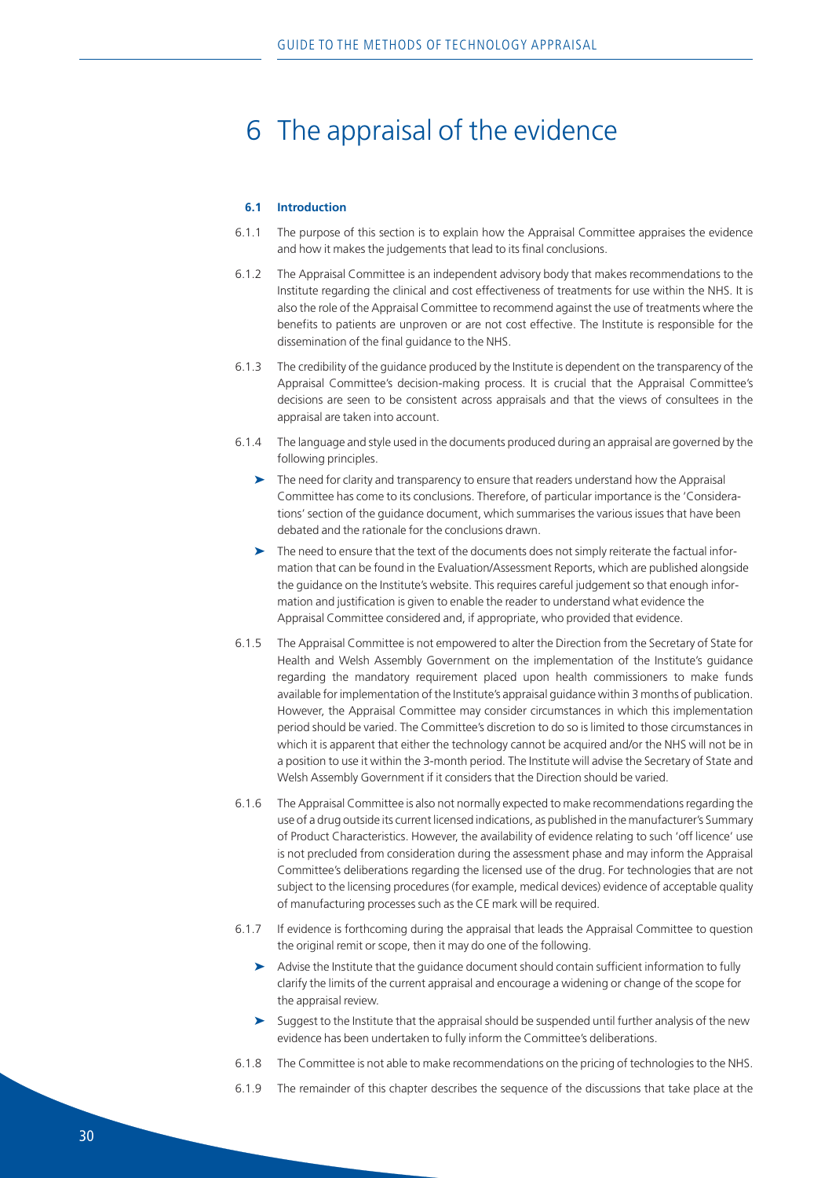# 6 The appraisal of the evidence

### 6.1 Introduction

6.1.1 The purpose of this section is to explain how the Appraisal Committee appraises the evidence and how it makes the judgements that lead to its final conclusions.

6.1.2 The Appraisal Committee is an independent advisory body that makes recommendations to the Institute regarding the clinical and cost effectiveness of treatments for use within the NHS. It is also the role of the Appraisal Committee to recommend against the use of treatments where the benefits to patients are unproven or are not cost effective. The Institute is responsible for the dissemination of the final guidance to the NHS.

6.1.3 The credibility of the guidance produced by the Institute is dependent on the transparency of the Appraisal Committee's decision-making process. It is crucial that the Appraisal Committee's decisions are seen to be consistent across appraisals and that the views of consultees in the appraisal are taken into account.

6.1.4 The language and style used in the documents produced during an appraisal are governed by the following principles.

- The need for clarity and transparency to ensure that readers understand how the Appraisal Committee has come to its conclusions. Therefore, of particular importance is the 'Considerations' section of the guidance document, which summarises the various issues that have been debated and the rationale for the conclusions drawn.
- The need to ensure that the text of the documents does not simply reiterate the factual information that can be found in the Evaluation/Assessment Reports, which are published alongside the guidance on the Institute's website. This requires careful judgement so that enough information and justification is given to enable the reader to understand what evidence the Appraisal Committee considered and, if appropriate, who provided that evidence.

6.1.5 The Appraisal Committee is not empowered to alter the Direction from the Secretary of State for Health and Welsh Assembly Government on the implementation of the Institute's guidance regarding the mandatory requirement placed upon health commissioners to make funds available for implementation of the Institute's appraisal guidance within 3 months of publication. However, the Appraisal Committee may consider circumstances in which this implementation period should be varied. The Committee's discretion to do so is limited to those circumstances in which it is apparent that either the technology cannot be acquired and/or the NHS will not be in a position to use it within the 3-month period. The Institute will advise the Secretary of State and Welsh Assembly Government if it considers that the Direction should be varied.

6.1.6 The Appraisal Committee is also not normally expected to make recommendations regarding the use of a drug outside its current licensed indications, as published in the manufacturer's Summary of Product Characteristics. However, the availability of evidence relating to such 'off licence' use is not precluded from consideration during the assessment phase and may inform the Appraisal Committee's deliberations regarding the licensed use of the drug. For technologies that are not subject to the licensing procedures (for example, medical devices) evidence of acceptable quality of manufacturing processes such as the CE mark will be required.

6.1.7 If evidence is forthcoming during the appraisal that leads the Appraisal Committee to question the original remit or scope, then it may do one of the following.

- Advise the Institute that the guidance document should contain sufficient information to fully clarify the limits of the current appraisal and encourage a widening or change of the scope for the appraisal review.
- Suggest to the Institute that the appraisal should be suspended until further analysis of the new evidence has been undertaken to fully inform the Committee's deliberations.

6.1.8 The Committee is not able to make recommendations on the pricing of technologies to the NHS.

6.1.9 The remainder of this chapter describes the sequence of the discussions that take place at the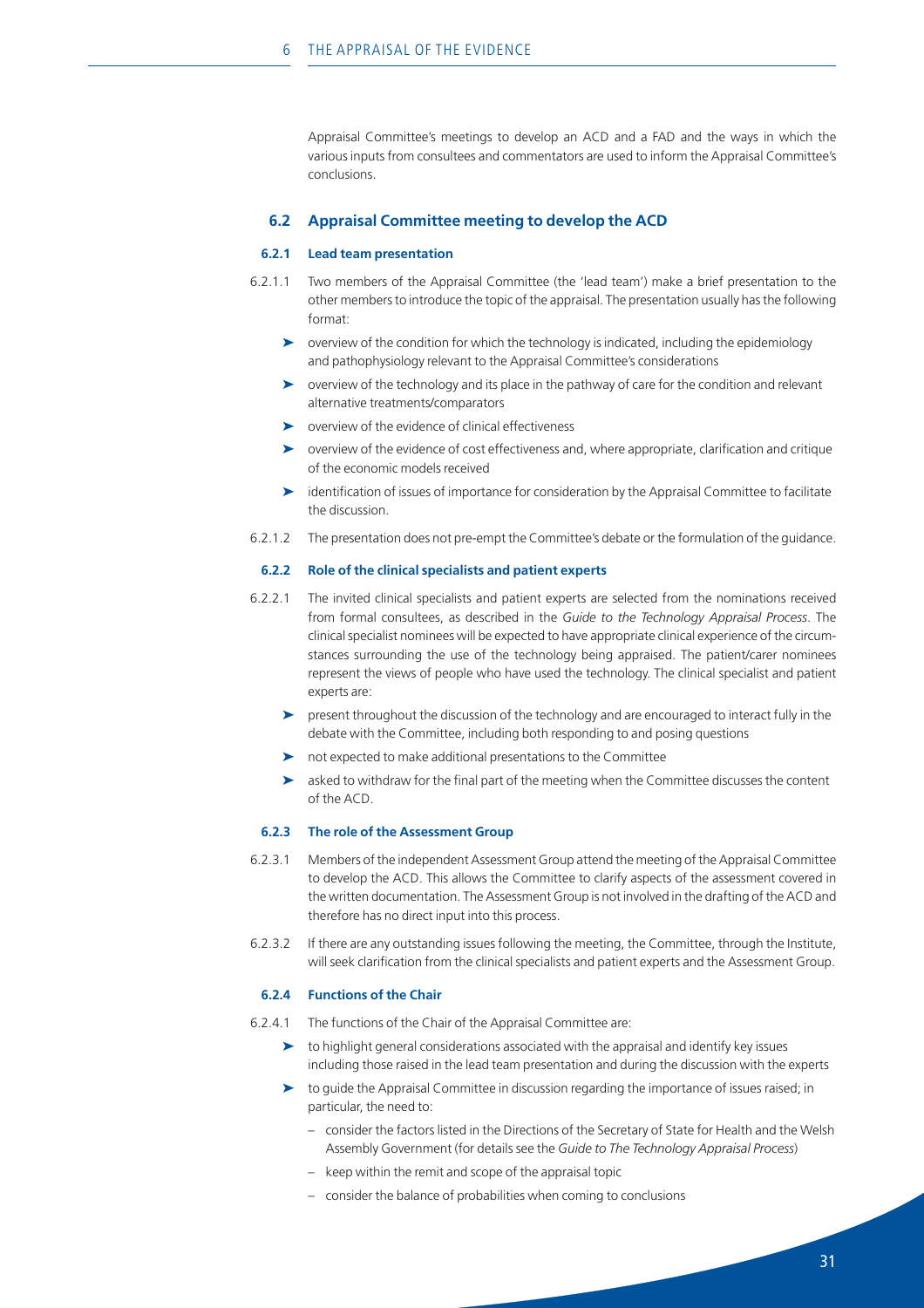Appraisal Committee's meetings to develop an ACD and a FAD and the ways in which the various inputs from consultees and commentators are used to inform the Appraisal Committee's conclusions.

## 6.2 Appraisal Committee meeting to develop the ACD

### 6.2.1 Lead team presentation

6.2.1.1 Two members of the Appraisal Committee (the 'lead team') make a brief presentation to the other members to introduce the topic of the appraisal. The presentation usually has the following format:

- overview of the condition for which the technology is indicated, including the epidemiology and pathophysiology relevant to the Appraisal Committee's considerations
- overview of the technology and its place in the pathway of care for the condition and relevant alternative treatments/comparators
- overview of the evidence of clinical effectiveness
- overview of the evidence of cost effectiveness and, where appropriate, clarification and critique of the economic models received
- identification of issues of importance for consideration by the Appraisal Committee to facilitate the discussion.

6.2.1.2 The presentation does not pre-empt the Committee's debate or the formulation of the guidance.

### 6.2.2 Role of the clinical specialists and patient experts

6.2.2.1 The invited clinical specialists and patient experts are selected from the nominations received from formal consultees, as described in the *Guide to the Technology Appraisal Process*. The clinical specialist nominees will be expected to have appropriate clinical experience of the circumstances surrounding the use of the technology being appraised. The patient/carer nominees represent the views of people who have used the technology. The clinical specialist and patient experts are:

- present throughout the discussion of the technology and are encouraged to interact fully in the debate with the Committee, including both responding to and posing questions
- not expected to make additional presentations to the Committee
- asked to withdraw for the final part of the meeting when the Committee discusses the content of the ACD.

### 6.2.3 The role of the Assessment Group

6.2.3.1 Members of the independent Assessment Group attend the meeting of the Appraisal Committee to develop the ACD. This allows the Committee to clarify aspects of the assessment covered in the written documentation. The Assessment Group is not involved in the drafting of the ACD and therefore has no direct input into this process.

6.2.3.2 If there are any outstanding issues following the meeting, the Committee, through the Institute, will seek clarification from the clinical specialists and patient experts and the Assessment Group.

### 6.2.4 Functions of the Chair

6.2.4.1 The functions of the Chair of the Appraisal Committee are:

- to highlight general considerations associated with the appraisal and identify key issues including those raised in the lead team presentation and during the discussion with the experts
- to guide the Appraisal Committee in discussion regarding the importance of issues raised; in particular, the need to:
  - consider the factors listed in the Directions of the Secretary of State for Health and the Welsh Assembly Government (for details see the *Guide to The Technology Appraisal Process*)
  - keep within the remit and scope of the appraisal topic
  - consider the balance of probabilities when coming to conclusions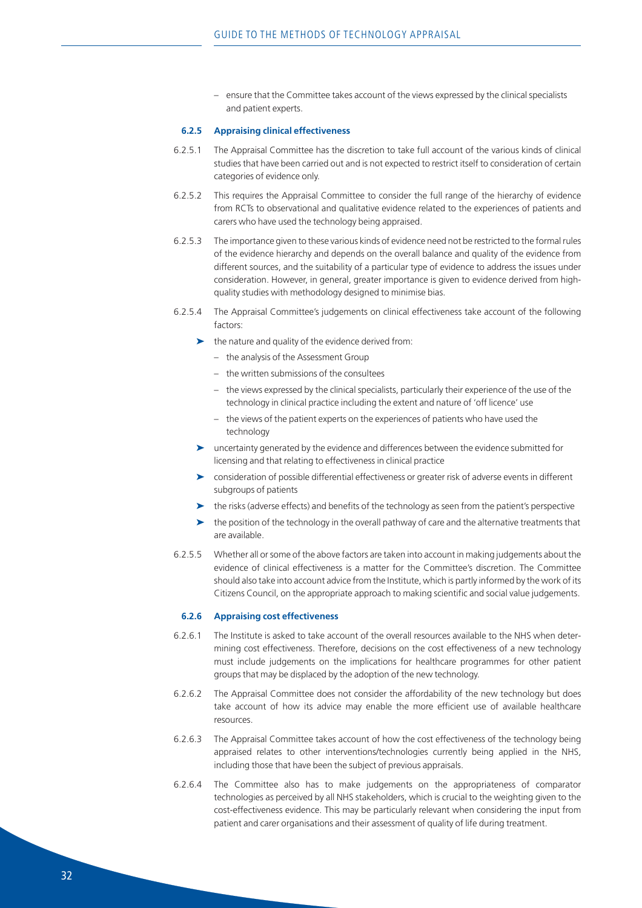– ensure that the Committee takes account of the views expressed by the clinical specialists and patient experts.

### 6.2.5 Appraising clinical effectiveness

6.2.5.1 The Appraisal Committee has the discretion to take full account of the various kinds of clinical studies that have been carried out and is not expected to restrict itself to consideration of certain categories of evidence only.

6.2.5.2 This requires the Appraisal Committee to consider the full range of the hierarchy of evidence from RCTs to observational and qualitative evidence related to the experiences of patients and carers who have used the technology being appraised.

6.2.5.3 The importance given to these various kinds of evidence need not be restricted to the formal rules of the evidence hierarchy and depends on the overall balance and quality of the evidence from different sources, and the suitability of a particular type of evidence to address the issues under consideration. However, in general, greater importance is given to evidence derived from high-quality studies with methodology designed to minimise bias.

6.2.5.4 The Appraisal Committee's judgements on clinical effectiveness take account of the following factors:

- the nature and quality of the evidence derived from:
  - the analysis of the Assessment Group
  - the written submissions of the consultees
  - the views expressed by the clinical specialists, particularly their experience of the use of the technology in clinical practice including the extent and nature of 'off licence' use
  - the views of the patient experts on the experiences of patients who have used the technology
- uncertainty generated by the evidence and differences between the evidence submitted for licensing and that relating to effectiveness in clinical practice
- consideration of possible differential effectiveness or greater risk of adverse events in different subgroups of patients
- the risks (adverse effects) and benefits of the technology as seen from the patient's perspective
- the position of the technology in the overall pathway of care and the alternative treatments that are available.

6.2.5.5 Whether all or some of the above factors are taken into account in making judgements about the evidence of clinical effectiveness is a matter for the Committee's discretion. The Committee should also take into account advice from the Institute, which is partly informed by the work of its Citizens Council, on the appropriate approach to making scientific and social value judgements.

### 6.2.6 Appraising cost effectiveness

6.2.6.1 The Institute is asked to take account of the overall resources available to the NHS when determining cost effectiveness. Therefore, decisions on the cost effectiveness of a new technology must include judgements on the implications for healthcare programmes for other patient groups that may be displaced by the adoption of the new technology.

6.2.6.2 The Appraisal Committee does not consider the affordability of the new technology but does take account of how its advice may enable the more efficient use of available healthcare resources.

6.2.6.3 The Appraisal Committee takes account of how the cost effectiveness of the technology being appraised relates to other interventions/technologies currently being applied in the NHS, including those that have been the subject of previous appraisals.

6.2.6.4 The Committee also has to make judgements on the appropriateness of comparator technologies as perceived by all NHS stakeholders, which is crucial to the weighting given to the cost-effectiveness evidence. This may be particularly relevant when considering the input from patient and carer organisations and their assessment of quality of life during treatment.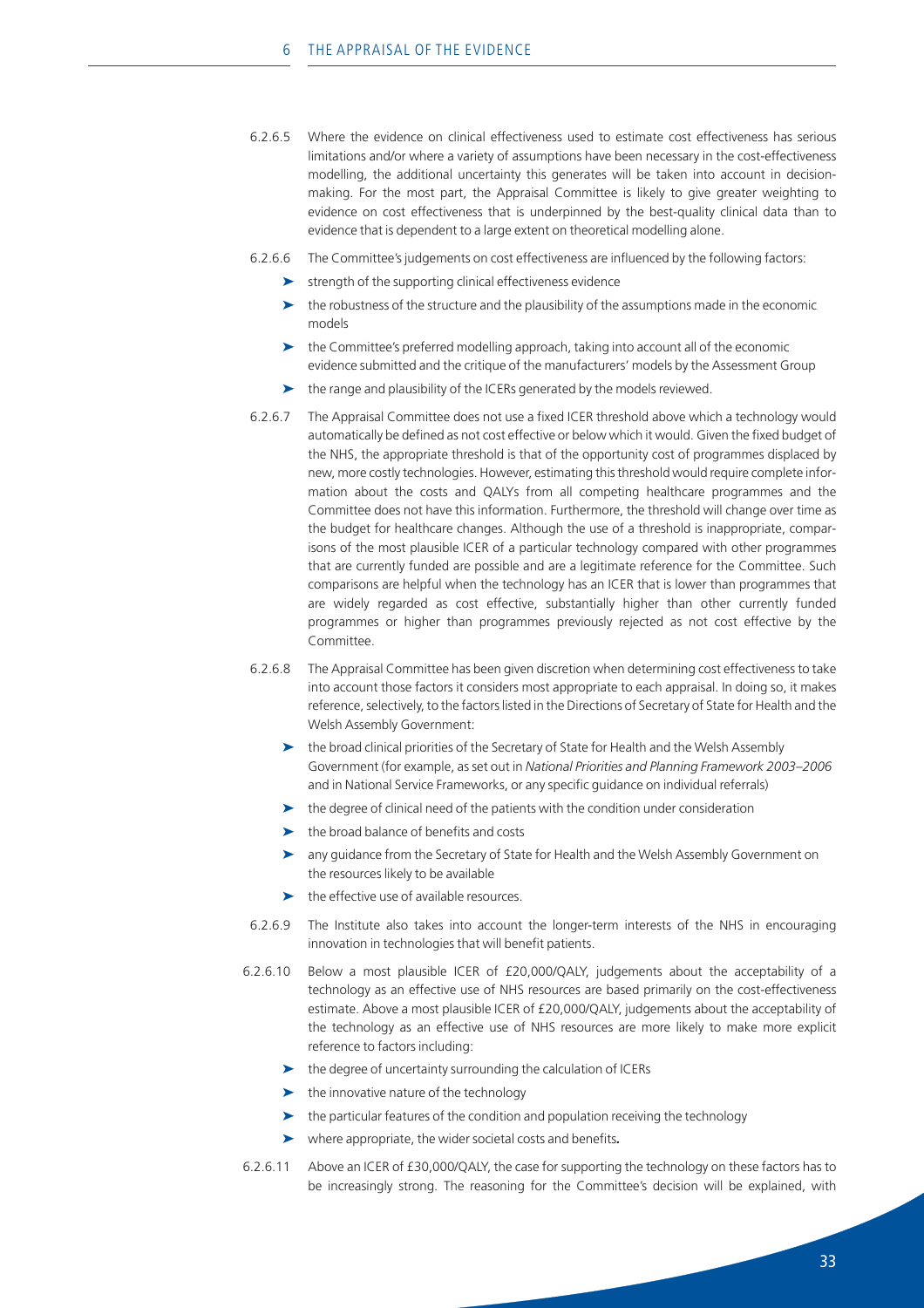6.2.6.5 Where the evidence on clinical effectiveness used to estimate cost effectiveness has serious limitations and/or where a variety of assumptions have been necessary in the cost-effectiveness modelling, the additional uncertainty this generates will be taken into account in decision-making. For the most part, the Appraisal Committee is likely to give greater weighting to evidence on cost effectiveness that is underpinned by the best-quality clinical data than to evidence that is dependent to a large extent on theoretical modelling alone.

6.2.6.6 The Committee's judgements on cost effectiveness are influenced by the following factors:

- strength of the supporting clinical effectiveness evidence
- the robustness of the structure and the plausibility of the assumptions made in the economic models
- the Committee's preferred modelling approach, taking into account all of the economic evidence submitted and the critique of the manufacturers' models by the Assessment Group
- the range and plausibility of the ICERs generated by the models reviewed.

6.2.6.7 The Appraisal Committee does not use a fixed ICER threshold above which a technology would automatically be defined as not cost effective or below which it would. Given the fixed budget of the NHS, the appropriate threshold is that of the opportunity cost of programmes displaced by new, more costly technologies. However, estimating this threshold would require complete information about the costs and QALYs from all competing healthcare programmes and the Committee does not have this information. Furthermore, the threshold will change over time as the budget for healthcare changes. Although the use of a threshold is inappropriate, comparisons of the most plausible ICER of a particular technology compared with other programmes that are currently funded are possible and are a legitimate reference for the Committee. Such comparisons are helpful when the technology has an ICER that is lower than programmes that are widely regarded as cost effective, substantially higher than other currently funded programmes or higher than programmes previously rejected as not cost effective by the Committee.

6.2.6.8 The Appraisal Committee has been given discretion when determining cost effectiveness to take into account those factors it considers most appropriate to each appraisal. In doing so, it makes reference, selectively, to the factors listed in the Directions of Secretary of State for Health and the Welsh Assembly Government:

- the broad clinical priorities of the Secretary of State for Health and the Welsh Assembly Government (for example, as set out in *National Priorities and Planning Framework 2003–2006* and in National Service Frameworks, or any specific guidance on individual referrals)
- the degree of clinical need of the patients with the condition under consideration
- the broad balance of benefits and costs
- any guidance from the Secretary of State for Health and the Welsh Assembly Government on the resources likely to be available
- the effective use of available resources.

6.2.6.9 The Institute also takes into account the longer-term interests of the NHS in encouraging innovation in technologies that will benefit patients.

6.2.6.10 Below a most plausible ICER of £20,000/QALY, judgements about the acceptability of a technology as an effective use of NHS resources are based primarily on the cost-effectiveness estimate. Above a most plausible ICER of £20,000/QALY, judgements about the acceptability of the technology as an effective use of NHS resources are more likely to make more explicit reference to factors including:

- the degree of uncertainty surrounding the calculation of ICERs
- the innovative nature of the technology
- the particular features of the condition and population receiving the technology
- where appropriate, the wider societal costs and benefits**.**

6.2.6.11 Above an ICER of £30,000/QALY, the case for supporting the technology on these factors has to be increasingly strong. The reasoning for the Committee's decision will be explained, with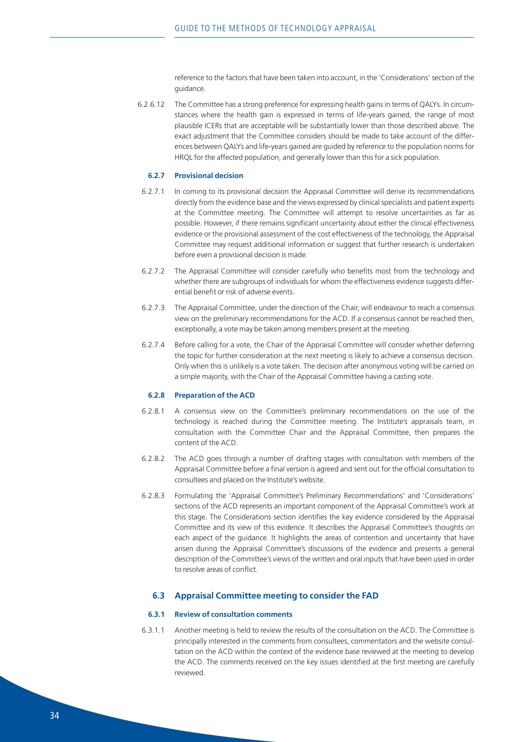reference to the factors that have been taken into account, in the 'Considerations' section of the guidance.

6.2.6.12 The Committee has a strong preference for expressing health gains in terms of QALYs. In circumstances where the health gain is expressed in terms of life-years gained, the range of most plausible ICERs that are acceptable will be substantially lower than those described above. The exact adjustment that the Committee considers should be made to take account of the differences between QALYs and life-years gained are guided by reference to the population norms for HRQL for the affected population, and generally lower than this for a sick population.

#### 6.2.7 Provisional decision

6.2.7.1 In coming to its provisional decision the Appraisal Committee will derive its recommendations directly from the evidence base and the views expressed by clinical specialists and patient experts at the Committee meeting. The Committee will attempt to resolve uncertainties as far as possible. However, if there remains significant uncertainty about either the clinical effectiveness evidence or the provisional assessment of the cost effectiveness of the technology, the Appraisal Committee may request additional information or suggest that further research is undertaken before even a provisional decision is made.

6.2.7.2 The Appraisal Committee will consider carefully who benefits most from the technology and whether there are subgroups of individuals for whom the effectiveness evidence suggests differential benefit or risk of adverse events.

6.2.7.3 The Appraisal Committee, under the direction of the Chair, will endeavour to reach a consensus view on the preliminary recommendations for the ACD. If a consensus cannot be reached then, exceptionally, a vote may be taken among members present at the meeting.

6.2.7.4 Before calling for a vote, the Chair of the Appraisal Committee will consider whether deferring the topic for further consideration at the next meeting is likely to achieve a consensus decision. Only when this is unlikely is a vote taken. The decision after anonymous voting will be carried on a simple majority, with the Chair of the Appraisal Committee having a casting vote.

#### 6.2.8 Preparation of the ACD

6.2.8.1 A consensus view on the Committee's preliminary recommendations on the use of the technology is reached during the Committee meeting. The Institute's appraisals team, in consultation with the Committee Chair and the Appraisal Committee, then prepares the content of the ACD.

6.2.8.2 The ACD goes through a number of drafting stages with consultation with members of the Appraisal Committee before a final version is agreed and sent out for the official consultation to consultees and placed on the Institute's website.

6.2.8.3 Formulating the 'Appraisal Committee's Preliminary Recommendations' and 'Considerations' sections of the ACD represents an important component of the Appraisal Committee's work at this stage. The Considerations section identifies the key evidence considered by the Appraisal Committee and its view of this evidence. It describes the Appraisal Committee's thoughts on each aspect of the guidance. It highlights the areas of contention and uncertainty that have arisen during the Appraisal Committee's discussions of the evidence and presents a general description of the Committee's views of the written and oral inputs that have been used in order to resolve areas of conflict.

### 6.3 Appraisal Committee meeting to consider the FAD

#### 6.3.1 Review of consultation comments

6.3.1.1 Another meeting is held to review the results of the consultation on the ACD. The Committee is principally interested in the comments from consultees, commentators and the website consultation on the ACD within the context of the evidence base reviewed at the meeting to develop the ACD. The comments received on the key issues identified at the first meeting are carefully reviewed.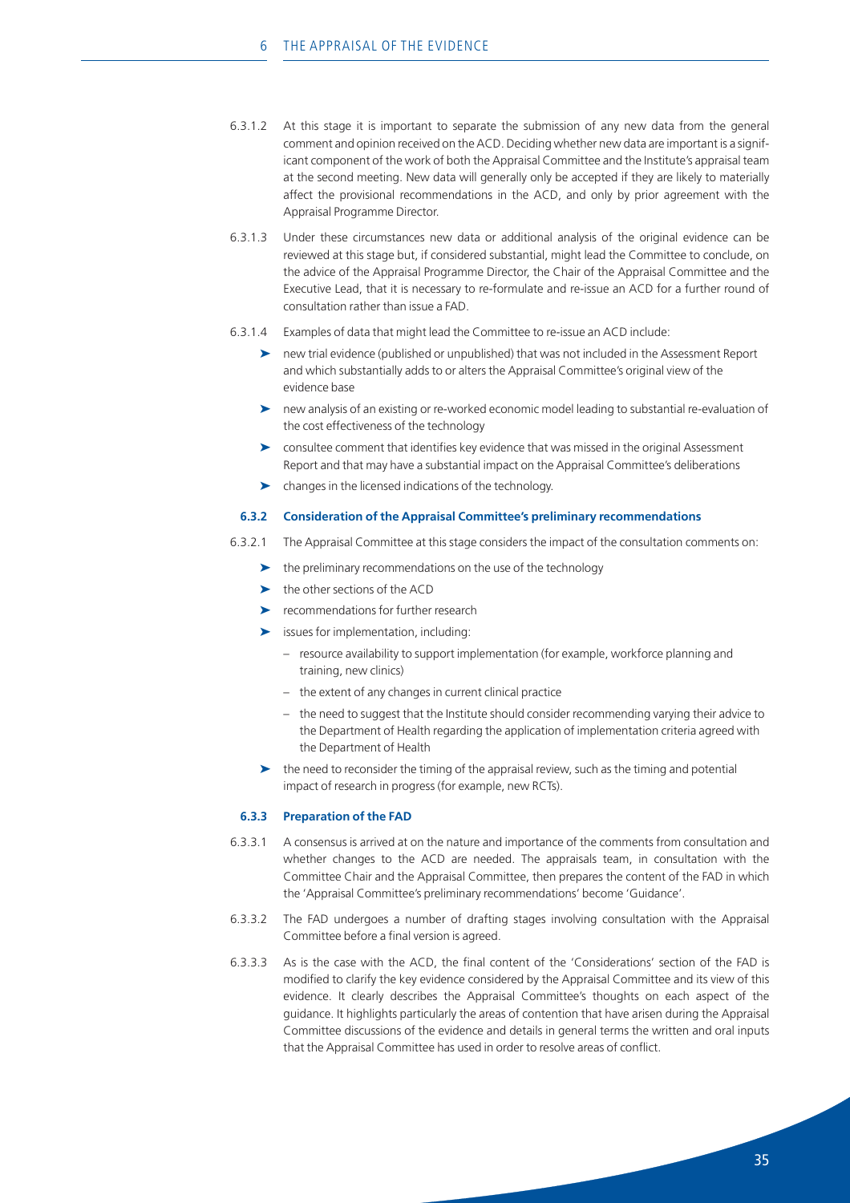6.3.1.2 At this stage it is important to separate the submission of any new data from the general comment and opinion received on the ACD. Deciding whether new data are important is a significant component of the work of both the Appraisal Committee and the Institute's appraisal team at the second meeting. New data will generally only be accepted if they are likely to materially affect the provisional recommendations in the ACD, and only by prior agreement with the Appraisal Programme Director.

6.3.1.3 Under these circumstances new data or additional analysis of the original evidence can be reviewed at this stage but, if considered substantial, might lead the Committee to conclude, on the advice of the Appraisal Programme Director, the Chair of the Appraisal Committee and the Executive Lead, that it is necessary to re-formulate and re-issue an ACD for a further round of consultation rather than issue a FAD.

6.3.1.4 Examples of data that might lead the Committee to re-issue an ACD include:

- new trial evidence (published or unpublished) that was not included in the Assessment Report and which substantially adds to or alters the Appraisal Committee's original view of the evidence base
- new analysis of an existing or re-worked economic model leading to substantial re-evaluation of the cost effectiveness of the technology
- consultee comment that identifies key evidence that was missed in the original Assessment Report and that may have a substantial impact on the Appraisal Committee's deliberations
- changes in the licensed indications of the technology.

### 6.3.2 Consideration of the Appraisal Committee's preliminary recommendations

6.3.2.1 The Appraisal Committee at this stage considers the impact of the consultation comments on:

- the preliminary recommendations on the use of the technology
- the other sections of the ACD
- recommendations for further research
- issues for implementation, including:
  - resource availability to support implementation (for example, workforce planning and training, new clinics)
  - the extent of any changes in current clinical practice
  - the need to suggest that the Institute should consider recommending varying their advice to the Department of Health regarding the application of implementation criteria agreed with the Department of Health
- the need to reconsider the timing of the appraisal review, such as the timing and potential impact of research in progress (for example, new RCTs).

### 6.3.3 Preparation of the FAD

6.3.3.1 A consensus is arrived at on the nature and importance of the comments from consultation and whether changes to the ACD are needed. The appraisals team, in consultation with the Committee Chair and the Appraisal Committee, then prepares the content of the FAD in which the 'Appraisal Committee's preliminary recommendations' become 'Guidance'.

6.3.3.2 The FAD undergoes a number of drafting stages involving consultation with the Appraisal Committee before a final version is agreed.

6.3.3.3 As is the case with the ACD, the final content of the 'Considerations' section of the FAD is modified to clarify the key evidence considered by the Appraisal Committee and its view of this evidence. It clearly describes the Appraisal Committee's thoughts on each aspect of the guidance. It highlights particularly the areas of contention that have arisen during the Appraisal Committee discussions of the evidence and details in general terms the written and oral inputs that the Appraisal Committee has used in order to resolve areas of conflict.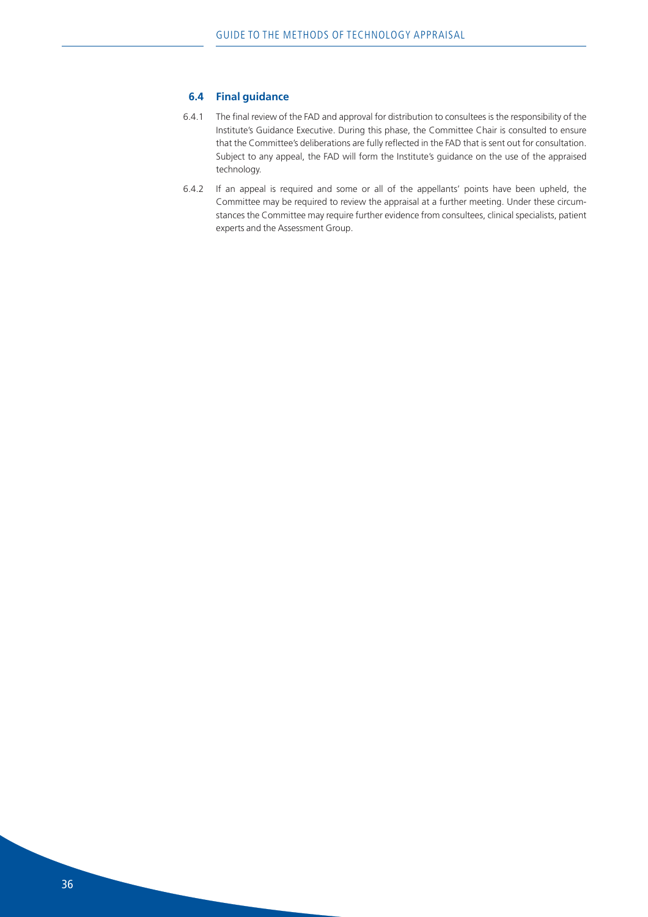### 6.4 Final guidance

6.4.1 The final review of the FAD and approval for distribution to consultees is the responsibility of the Institute's Guidance Executive. During this phase, the Committee Chair is consulted to ensure that the Committee's deliberations are fully reflected in the FAD that is sent out for consultation. Subject to any appeal, the FAD will form the Institute's guidance on the use of the appraised technology.

6.4.2 If an appeal is required and some or all of the appellants' points have been upheld, the Committee may be required to review the appraisal at a further meeting. Under these circumstances the Committee may require further evidence from consultees, clinical specialists, patient experts and the Assessment Group.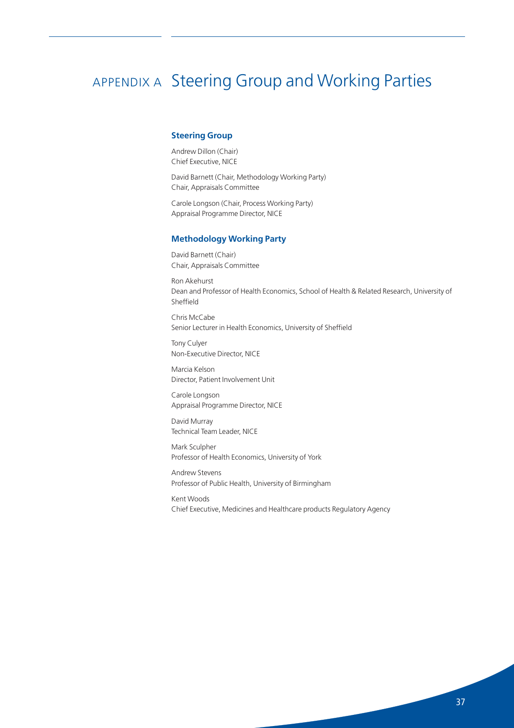# APPENDIX A Steering Group and Working Parties

## Steering Group

Andrew Dillon (Chair)
Chief Executive, NICE

David Barnett (Chair, Methodology Working Party)
Chair, Appraisals Committee

Carole Longson (Chair, Process Working Party)
Appraisal Programme Director, NICE

## Methodology Working Party

David Barnett (Chair)
Chair, Appraisals Committee

Ron Akehurst
Dean and Professor of Health Economics, School of Health & Related Research, University of Sheffield

Chris McCabe
Senior Lecturer in Health Economics, University of Sheffield

Tony Culyer
Non-Executive Director, NICE

Marcia Kelson
Director, Patient Involvement Unit

Carole Longson
Appraisal Programme Director, NICE

David Murray
Technical Team Leader, NICE

Mark Sculpher
Professor of Health Economics, University of York

Andrew Stevens
Professor of Public Health, University of Birmingham

Kent Woods
Chief Executive, Medicines and Healthcare products Regulatory Agency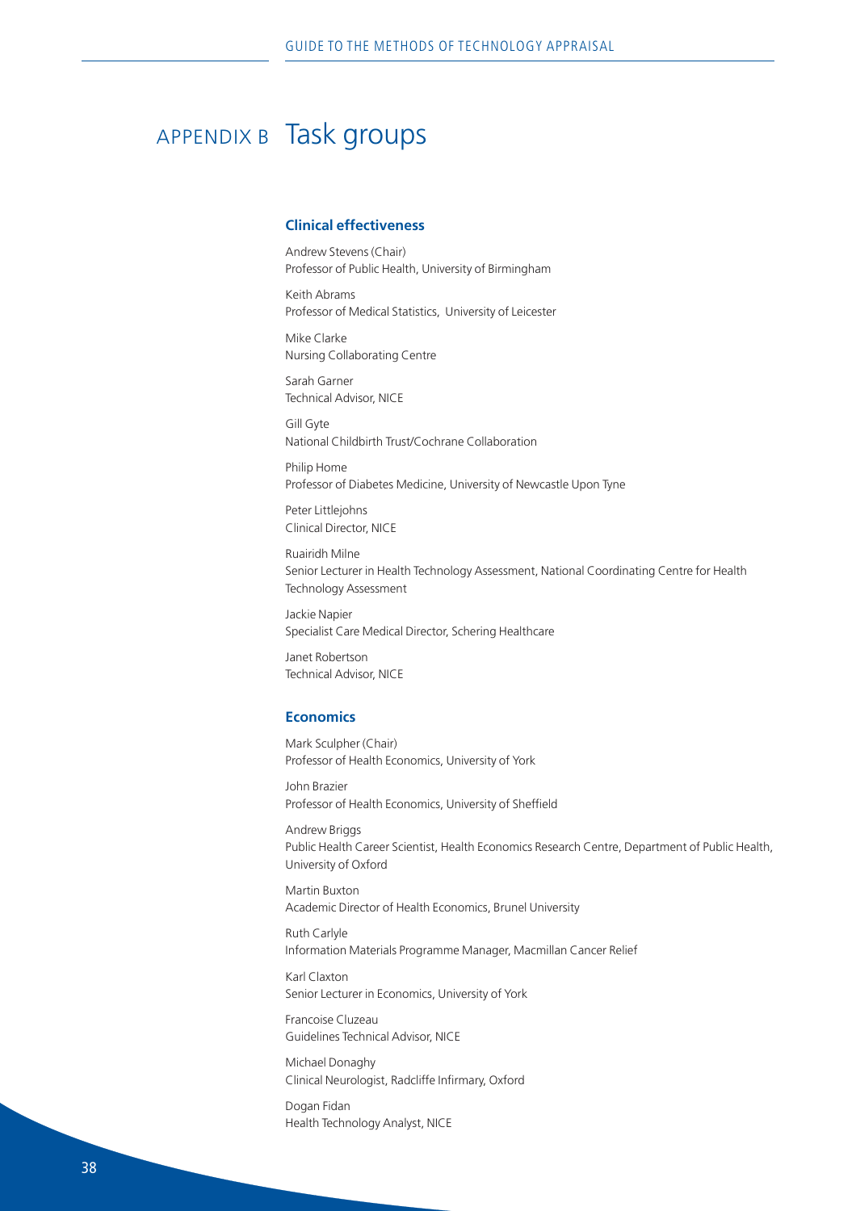# APPENDIX B Task groups

## Clinical effectiveness

Andrew Stevens (Chair)
Professor of Public Health, University of Birmingham

Keith Abrams
Professor of Medical Statistics, University of Leicester

Mike Clarke
Nursing Collaborating Centre

Sarah Garner
Technical Advisor, NICE

Gill Gyte
National Childbirth Trust/Cochrane Collaboration

Philip Home
Professor of Diabetes Medicine, University of Newcastle Upon Tyne

Peter Littlejohns
Clinical Director, NICE

Ruairidh Milne
Senior Lecturer in Health Technology Assessment, National Coordinating Centre for Health Technology Assessment

Jackie Napier
Specialist Care Medical Director, Schering Healthcare

Janet Robertson
Technical Advisor, NICE

## Economics

Mark Sculpher (Chair)
Professor of Health Economics, University of York

John Brazier
Professor of Health Economics, University of Sheffield

Andrew Briggs
Public Health Career Scientist, Health Economics Research Centre, Department of Public Health, University of Oxford

Martin Buxton
Academic Director of Health Economics, Brunel University

Ruth Carlyle
Information Materials Programme Manager, Macmillan Cancer Relief

Karl Claxton
Senior Lecturer in Economics, University of York

Francoise Cluzeau
Guidelines Technical Advisor, NICE

Michael Donaghy
Clinical Neurologist, Radcliffe Infirmary, Oxford

Dogan Fidan
Health Technology Analyst, NICE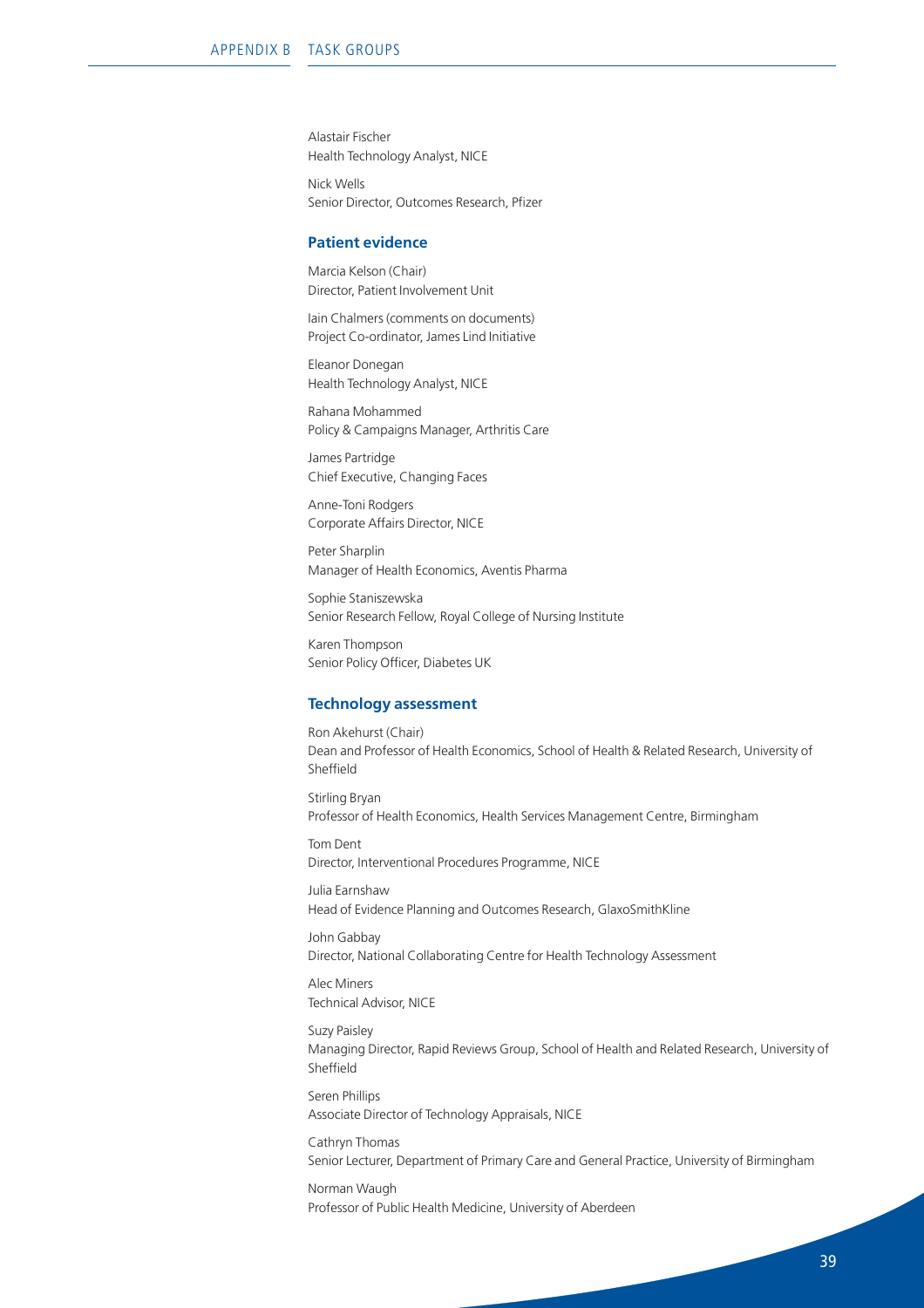Alastair Fischer
Health Technology Analyst, NICE

Nick Wells
Senior Director, Outcomes Research, Pfizer

### Patient evidence

Marcia Kelson (Chair)
Director, Patient Involvement Unit

Iain Chalmers (comments on documents)
Project Co-ordinator, James Lind Initiative

Eleanor Donegan
Health Technology Analyst, NICE

Rahana Mohammed
Policy & Campaigns Manager, Arthritis Care

James Partridge
Chief Executive, Changing Faces

Anne-Toni Rodgers
Corporate Affairs Director, NICE

Peter Sharplin
Manager of Health Economics, Aventis Pharma

Sophie Staniszewska
Senior Research Fellow, Royal College of Nursing Institute

Karen Thompson
Senior Policy Officer, Diabetes UK

### Technology assessment

Ron Akehurst (Chair)
Dean and Professor of Health Economics, School of Health & Related Research, University of Sheffield

Stirling Bryan
Professor of Health Economics, Health Services Management Centre, Birmingham

Tom Dent
Director, Interventional Procedures Programme, NICE

Julia Earnshaw
Head of Evidence Planning and Outcomes Research, GlaxoSmithKline

John Gabbay
Director, National Collaborating Centre for Health Technology Assessment

Alec Miners
Technical Advisor, NICE

Suzy Paisley
Managing Director, Rapid Reviews Group, School of Health and Related Research, University of Sheffield

Seren Phillips
Associate Director of Technology Appraisals, NICE

Cathryn Thomas
Senior Lecturer, Department of Primary Care and General Practice, University of Birmingham

Norman Waugh
Professor of Public Health Medicine, University of Aberdeen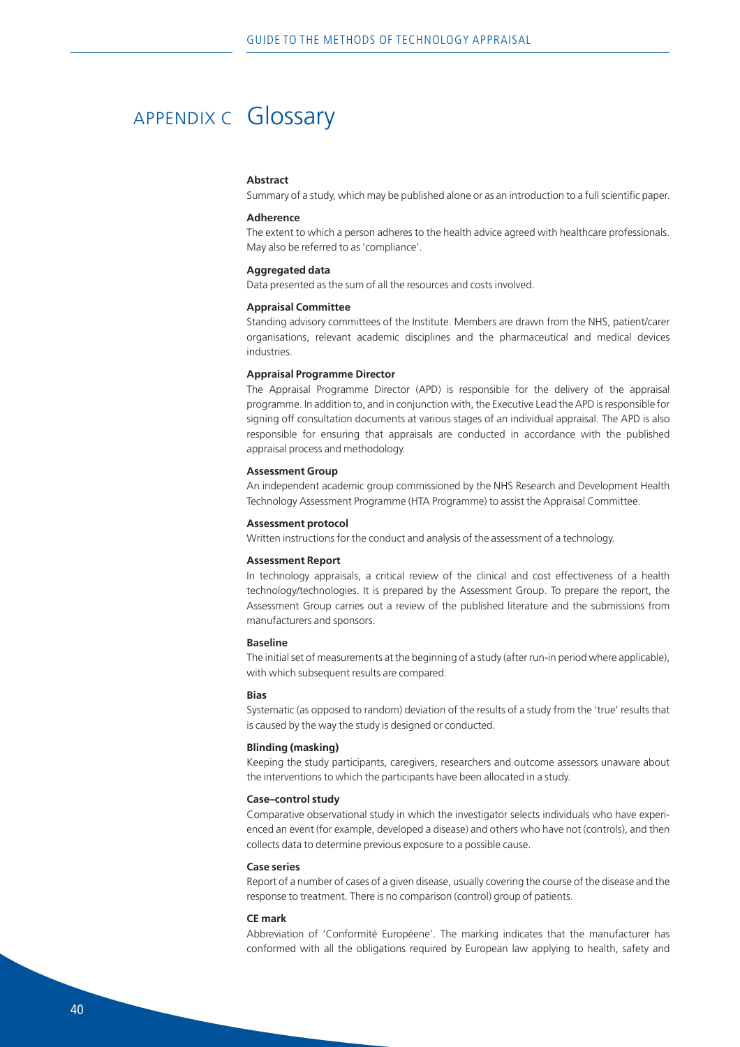# APPENDIX C Glossary

**Abstract**

Summary of a study, which may be published alone or as an introduction to a full scientific paper.

**Adherence**

The extent to which a person adheres to the health advice agreed with healthcare professionals. May also be referred to as 'compliance'.

**Aggregated data**

Data presented as the sum of all the resources and costs involved.

**Appraisal Committee**

Standing advisory committees of the Institute. Members are drawn from the NHS, patient/carer organisations, relevant academic disciplines and the pharmaceutical and medical devices industries.

**Appraisal Programme Director**

The Appraisal Programme Director (APD) is responsible for the delivery of the appraisal programme. In addition to, and in conjunction with, the Executive Lead the APD is responsible for signing off consultation documents at various stages of an individual appraisal. The APD is also responsible for ensuring that appraisals are conducted in accordance with the published appraisal process and methodology.

**Assessment Group**

An independent academic group commissioned by the NHS Research and Development Health Technology Assessment Programme (HTA Programme) to assist the Appraisal Committee.

**Assessment protocol**

Written instructions for the conduct and analysis of the assessment of a technology.

**Assessment Report**

In technology appraisals, a critical review of the clinical and cost effectiveness of a health technology/technologies. It is prepared by the Assessment Group. To prepare the report, the Assessment Group carries out a review of the published literature and the submissions from manufacturers and sponsors.

**Baseline**

The initial set of measurements at the beginning of a study (after run-in period where applicable), with which subsequent results are compared.

**Bias**

Systematic (as opposed to random) deviation of the results of a study from the 'true' results that is caused by the way the study is designed or conducted.

**Blinding (masking)**

Keeping the study participants, caregivers, researchers and outcome assessors unaware about the interventions to which the participants have been allocated in a study.

**Case–control study**

Comparative observational study in which the investigator selects individuals who have experienced an event (for example, developed a disease) and others who have not (controls), and then collects data to determine previous exposure to a possible cause.

**Case series**

Report of a number of cases of a given disease, usually covering the course of the disease and the response to treatment. There is no comparison (control) group of patients.

**CE mark**

Abbreviation of 'Conformité Européene'. The marking indicates that the manufacturer has conformed with all the obligations required by European law applying to health, safety and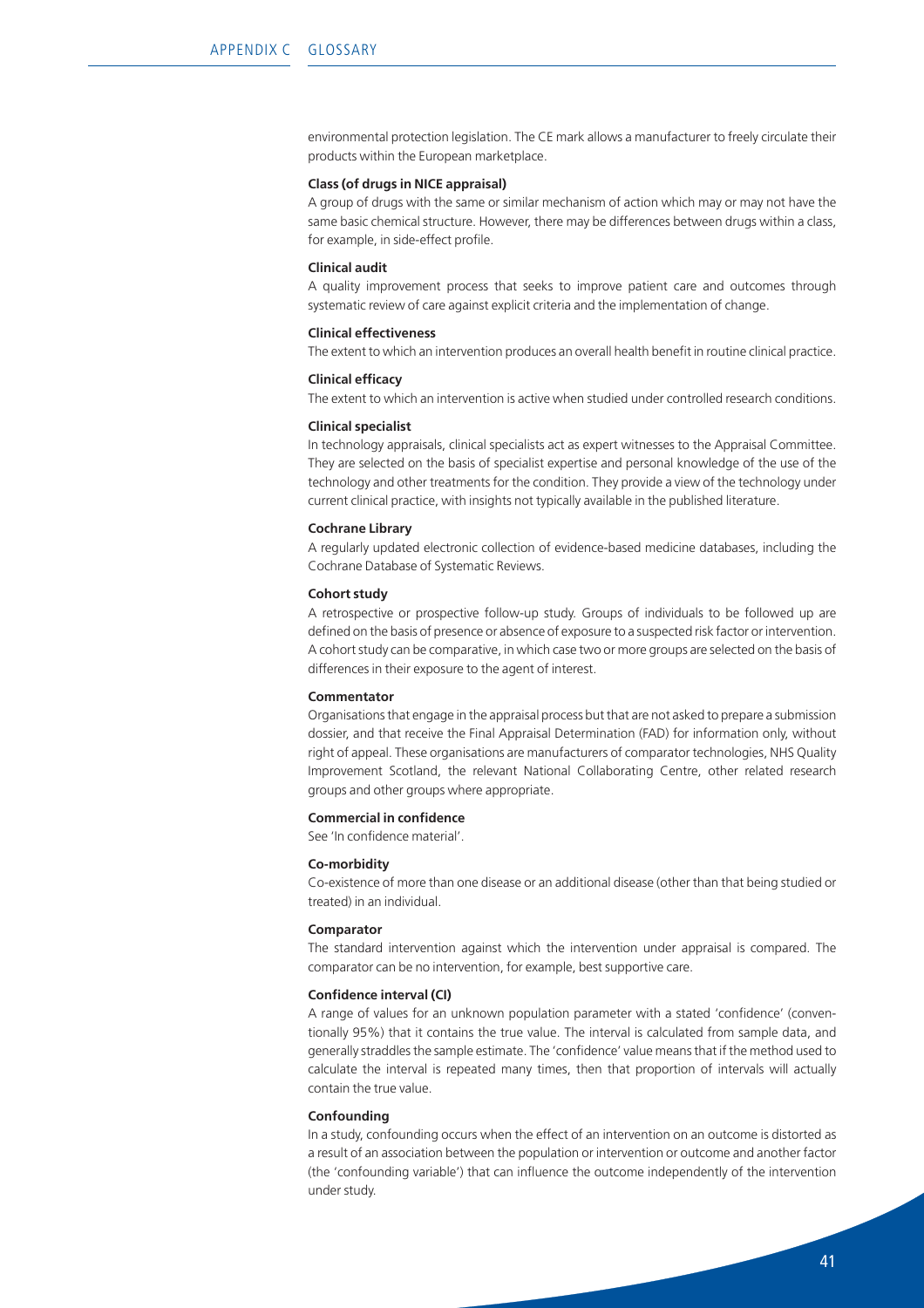environmental protection legislation. The CE mark allows a manufacturer to freely circulate their products within the European marketplace.

**Class (of drugs in NICE appraisal)**

A group of drugs with the same or similar mechanism of action which may or may not have the same basic chemical structure. However, there may be differences between drugs within a class, for example, in side-effect profile.

**Clinical audit**

A quality improvement process that seeks to improve patient care and outcomes through systematic review of care against explicit criteria and the implementation of change.

**Clinical effectiveness**

The extent to which an intervention produces an overall health benefit in routine clinical practice.

**Clinical efficacy**

The extent to which an intervention is active when studied under controlled research conditions.

**Clinical specialist**

In technology appraisals, clinical specialists act as expert witnesses to the Appraisal Committee. They are selected on the basis of specialist expertise and personal knowledge of the use of the technology and other treatments for the condition. They provide a view of the technology under current clinical practice, with insights not typically available in the published literature.

**Cochrane Library**

A regularly updated electronic collection of evidence-based medicine databases, including the Cochrane Database of Systematic Reviews.

**Cohort study**

A retrospective or prospective follow-up study. Groups of individuals to be followed up are defined on the basis of presence or absence of exposure to a suspected risk factor or intervention. A cohort study can be comparative, in which case two or more groups are selected on the basis of differences in their exposure to the agent of interest.

**Commentator**

Organisations that engage in the appraisal process but that are not asked to prepare a submission dossier, and that receive the Final Appraisal Determination (FAD) for information only, without right of appeal. These organisations are manufacturers of comparator technologies, NHS Quality Improvement Scotland, the relevant National Collaborating Centre, other related research groups and other groups where appropriate.

**Commercial in confidence**

See 'In confidence material'.

**Co-morbidity**

Co-existence of more than one disease or an additional disease (other than that being studied or treated) in an individual.

**Comparator**

The standard intervention against which the intervention under appraisal is compared. The comparator can be no intervention, for example, best supportive care.

**Confidence interval (CI)**

A range of values for an unknown population parameter with a stated 'confidence' (conventionally 95%) that it contains the true value. The interval is calculated from sample data, and generally straddles the sample estimate. The 'confidence' value means that if the method used to calculate the interval is repeated many times, then that proportion of intervals will actually contain the true value.

**Confounding**

In a study, confounding occurs when the effect of an intervention on an outcome is distorted as a result of an association between the population or intervention or outcome and another factor (the 'confounding variable') that can influence the outcome independently of the intervention under study.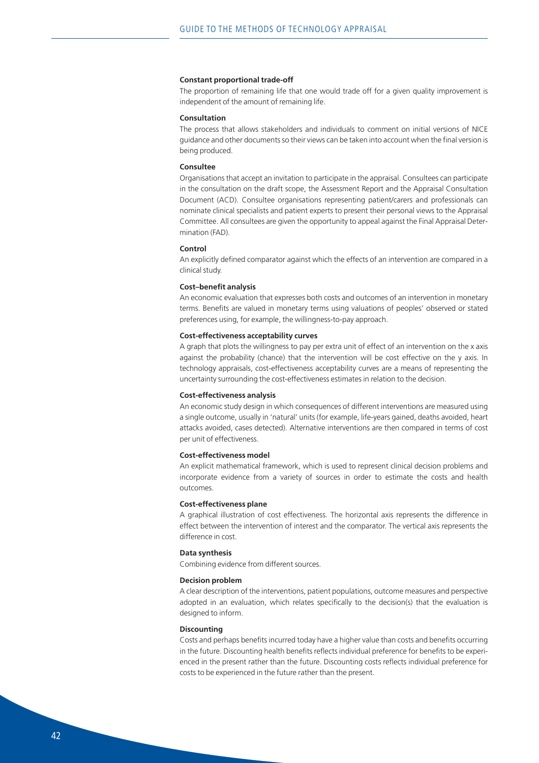**Constant proportional trade-off**

The proportion of remaining life that one would trade off for a given quality improvement is independent of the amount of remaining life.

**Consultation**

The process that allows stakeholders and individuals to comment on initial versions of NICE guidance and other documents so their views can be taken into account when the final version is being produced.

**Consultee**

Organisations that accept an invitation to participate in the appraisal. Consultees can participate in the consultation on the draft scope, the Assessment Report and the Appraisal Consultation Document (ACD). Consultee organisations representing patient/carers and professionals can nominate clinical specialists and patient experts to present their personal views to the Appraisal Committee. All consultees are given the opportunity to appeal against the Final Appraisal Determination (FAD).

**Control**

An explicitly defined comparator against which the effects of an intervention are compared in a clinical study.

**Cost–benefit analysis**

An economic evaluation that expresses both costs and outcomes of an intervention in monetary terms. Benefits are valued in monetary terms using valuations of peoples' observed or stated preferences using, for example, the willingness-to-pay approach.

**Cost-effectiveness acceptability curves**

A graph that plots the willingness to pay per extra unit of effect of an intervention on the x axis against the probability (chance) that the intervention will be cost effective on the y axis. In technology appraisals, cost-effectiveness acceptability curves are a means of representing the uncertainty surrounding the cost-effectiveness estimates in relation to the decision.

**Cost-effectiveness analysis**

An economic study design in which consequences of different interventions are measured using a single outcome, usually in 'natural' units (for example, life-years gained, deaths avoided, heart attacks avoided, cases detected). Alternative interventions are then compared in terms of cost per unit of effectiveness.

**Cost-effectiveness model**

An explicit mathematical framework, which is used to represent clinical decision problems and incorporate evidence from a variety of sources in order to estimate the costs and health outcomes.

**Cost-effectiveness plane**

A graphical illustration of cost effectiveness. The horizontal axis represents the difference in effect between the intervention of interest and the comparator. The vertical axis represents the difference in cost.

**Data synthesis**

Combining evidence from different sources.

**Decision problem**

A clear description of the interventions, patient populations, outcome measures and perspective adopted in an evaluation, which relates specifically to the decision(s) that the evaluation is designed to inform.

**Discounting**

Costs and perhaps benefits incurred today have a higher value than costs and benefits occurring in the future. Discounting health benefits reflects individual preference for benefits to be experienced in the present rather than the future. Discounting costs reflects individual preference for costs to be experienced in the future rather than the present.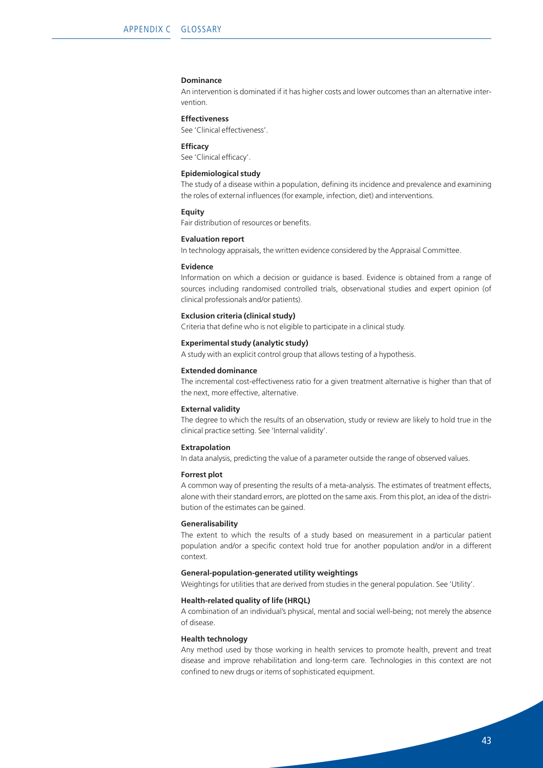**Dominance**

An intervention is dominated if it has higher costs and lower outcomes than an alternative intervention.

**Effectiveness**

See 'Clinical effectiveness'.

**Efficacy**

See 'Clinical efficacy'.

**Epidemiological study**

The study of a disease within a population, defining its incidence and prevalence and examining the roles of external influences (for example, infection, diet) and interventions.

**Equity**

Fair distribution of resources or benefits.

**Evaluation report**

In technology appraisals, the written evidence considered by the Appraisal Committee.

**Evidence**

Information on which a decision or guidance is based. Evidence is obtained from a range of sources including randomised controlled trials, observational studies and expert opinion (of clinical professionals and/or patients).

**Exclusion criteria (clinical study)**

Criteria that define who is not eligible to participate in a clinical study.

**Experimental study (analytic study)**

A study with an explicit control group that allows testing of a hypothesis.

**Extended dominance**

The incremental cost-effectiveness ratio for a given treatment alternative is higher than that of the next, more effective, alternative.

**External validity**

The degree to which the results of an observation, study or review are likely to hold true in the clinical practice setting. See 'Internal validity'.

**Extrapolation**

In data analysis, predicting the value of a parameter outside the range of observed values.

**Forrest plot**

A common way of presenting the results of a meta-analysis. The estimates of treatment effects, alone with their standard errors, are plotted on the same axis. From this plot, an idea of the distribution of the estimates can be gained.

**Generalisability**

The extent to which the results of a study based on measurement in a particular patient population and/or a specific context hold true for another population and/or in a different context.

**General-population-generated utility weightings**

Weightings for utilities that are derived from studies in the general population. See 'Utility'.

**Health-related quality of life (HRQL)**

A combination of an individual's physical, mental and social well-being; not merely the absence of disease.

**Health technology**

Any method used by those working in health services to promote health, prevent and treat disease and improve rehabilitation and long-term care. Technologies in this context are not confined to new drugs or items of sophisticated equipment.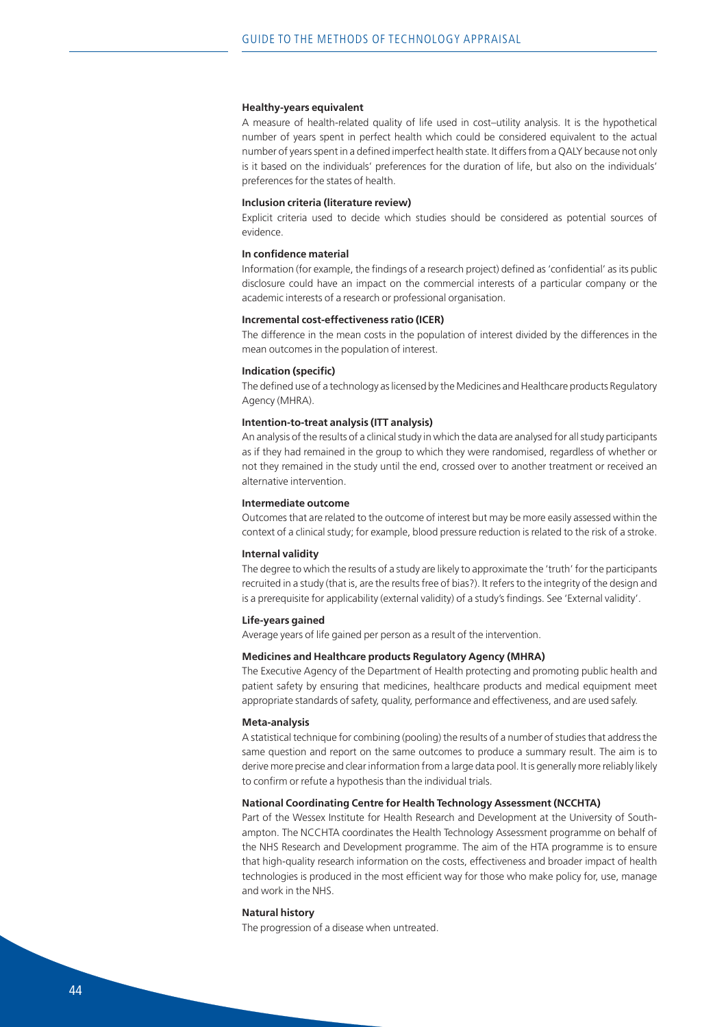**Healthy-years equivalent**

A measure of health-related quality of life used in cost–utility analysis. It is the hypothetical number of years spent in perfect health which could be considered equivalent to the actual number of years spent in a defined imperfect health state. It differs from a QALY because not only is it based on the individuals' preferences for the duration of life, but also on the individuals' preferences for the states of health.

**Inclusion criteria (literature review)**

Explicit criteria used to decide which studies should be considered as potential sources of evidence.

**In confidence material**

Information (for example, the findings of a research project) defined as 'confidential' as its public disclosure could have an impact on the commercial interests of a particular company or the academic interests of a research or professional organisation.

**Incremental cost-effectiveness ratio (ICER)**

The difference in the mean costs in the population of interest divided by the differences in the mean outcomes in the population of interest.

**Indication (specific)**

The defined use of a technology as licensed by the Medicines and Healthcare products Regulatory Agency (MHRA).

**Intention-to-treat analysis (ITT analysis)**

An analysis of the results of a clinical study in which the data are analysed for all study participants as if they had remained in the group to which they were randomised, regardless of whether or not they remained in the study until the end, crossed over to another treatment or received an alternative intervention.

**Intermediate outcome**

Outcomes that are related to the outcome of interest but may be more easily assessed within the context of a clinical study; for example, blood pressure reduction is related to the risk of a stroke.

**Internal validity**

The degree to which the results of a study are likely to approximate the 'truth' for the participants recruited in a study (that is, are the results free of bias?). It refers to the integrity of the design and is a prerequisite for applicability (external validity) of a study's findings. See 'External validity'.

**Life-years gained**

Average years of life gained per person as a result of the intervention.

**Medicines and Healthcare products Regulatory Agency (MHRA)**

The Executive Agency of the Department of Health protecting and promoting public health and patient safety by ensuring that medicines, healthcare products and medical equipment meet appropriate standards of safety, quality, performance and effectiveness, and are used safely.

**Meta-analysis**

A statistical technique for combining (pooling) the results of a number of studies that address the same question and report on the same outcomes to produce a summary result. The aim is to derive more precise and clear information from a large data pool. It is generally more reliably likely to confirm or refute a hypothesis than the individual trials.

**National Coordinating Centre for Health Technology Assessment (NCCHTA)**

Part of the Wessex Institute for Health Research and Development at the University of Southampton. The NCCHTA coordinates the Health Technology Assessment programme on behalf of the NHS Research and Development programme. The aim of the HTA programme is to ensure that high-quality research information on the costs, effectiveness and broader impact of health technologies is produced in the most efficient way for those who make policy for, use, manage and work in the NHS.

**Natural history**

The progression of a disease when untreated.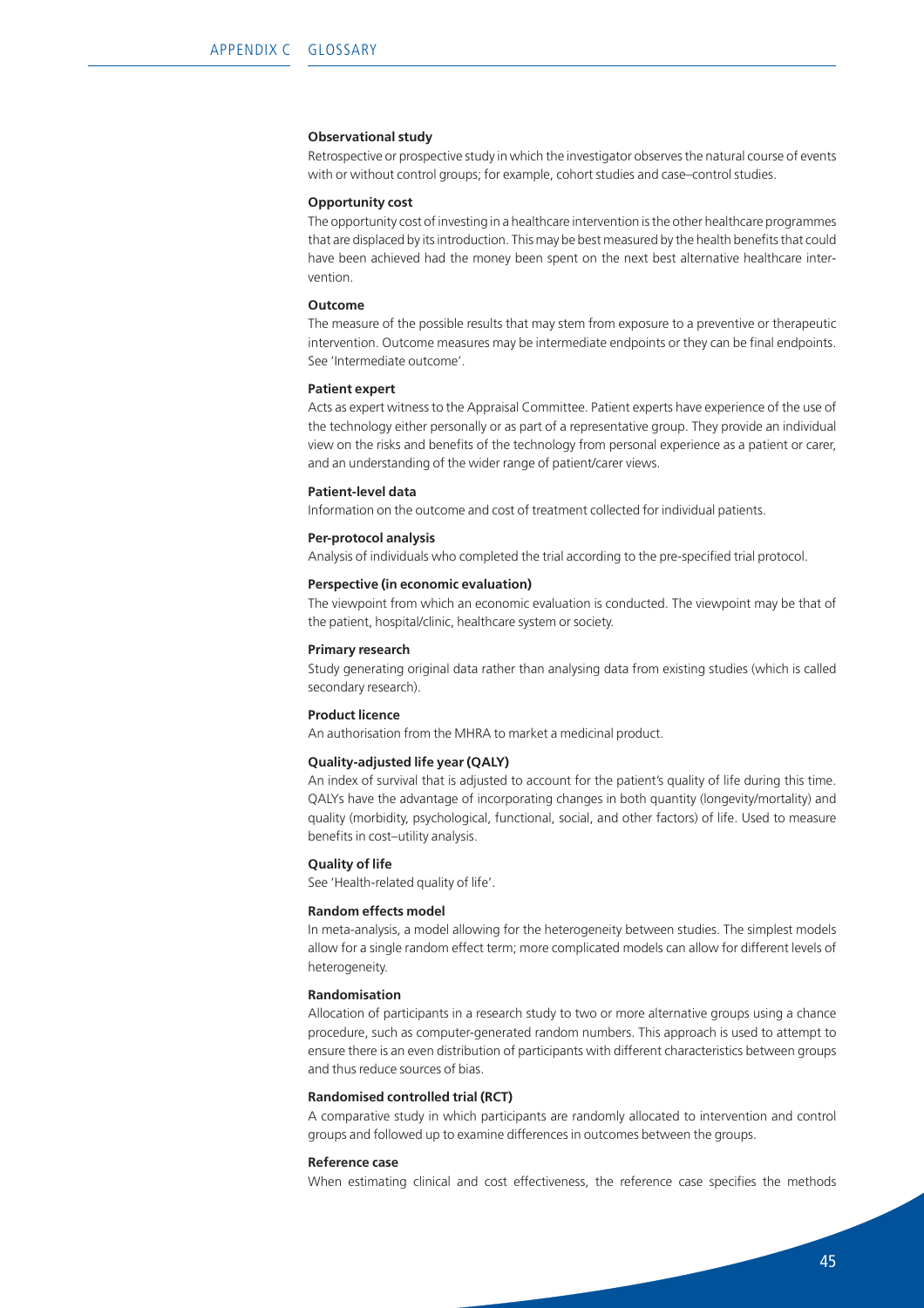**Observational study**

Retrospective or prospective study in which the investigator observes the natural course of events with or without control groups; for example, cohort studies and case–control studies.

**Opportunity cost**

The opportunity cost of investing in a healthcare intervention is the other healthcare programmes that are displaced by its introduction. This may be best measured by the health benefits that could have been achieved had the money been spent on the next best alternative healthcare intervention.

**Outcome**

The measure of the possible results that may stem from exposure to a preventive or therapeutic intervention. Outcome measures may be intermediate endpoints or they can be final endpoints. See 'Intermediate outcome'.

**Patient expert**

Acts as expert witness to the Appraisal Committee. Patient experts have experience of the use of the technology either personally or as part of a representative group. They provide an individual view on the risks and benefits of the technology from personal experience as a patient or carer, and an understanding of the wider range of patient/carer views.

**Patient-level data**

Information on the outcome and cost of treatment collected for individual patients.

**Per-protocol analysis**

Analysis of individuals who completed the trial according to the pre-specified trial protocol.

**Perspective (in economic evaluation)**

The viewpoint from which an economic evaluation is conducted. The viewpoint may be that of the patient, hospital/clinic, healthcare system or society.

**Primary research**

Study generating original data rather than analysing data from existing studies (which is called secondary research).

**Product licence**

An authorisation from the MHRA to market a medicinal product.

**Quality-adjusted life year (QALY)**

An index of survival that is adjusted to account for the patient's quality of life during this time. QALYs have the advantage of incorporating changes in both quantity (longevity/mortality) and quality (morbidity, psychological, functional, social, and other factors) of life. Used to measure benefits in cost–utility analysis.

**Quality of life**

See 'Health-related quality of life'.

**Random effects model**

In meta-analysis, a model allowing for the heterogeneity between studies. The simplest models allow for a single random effect term; more complicated models can allow for different levels of heterogeneity.

**Randomisation**

Allocation of participants in a research study to two or more alternative groups using a chance procedure, such as computer-generated random numbers. This approach is used to attempt to ensure there is an even distribution of participants with different characteristics between groups and thus reduce sources of bias.

**Randomised controlled trial (RCT)**

A comparative study in which participants are randomly allocated to intervention and control groups and followed up to examine differences in outcomes between the groups.

**Reference case**

When estimating clinical and cost effectiveness, the reference case specifies the methods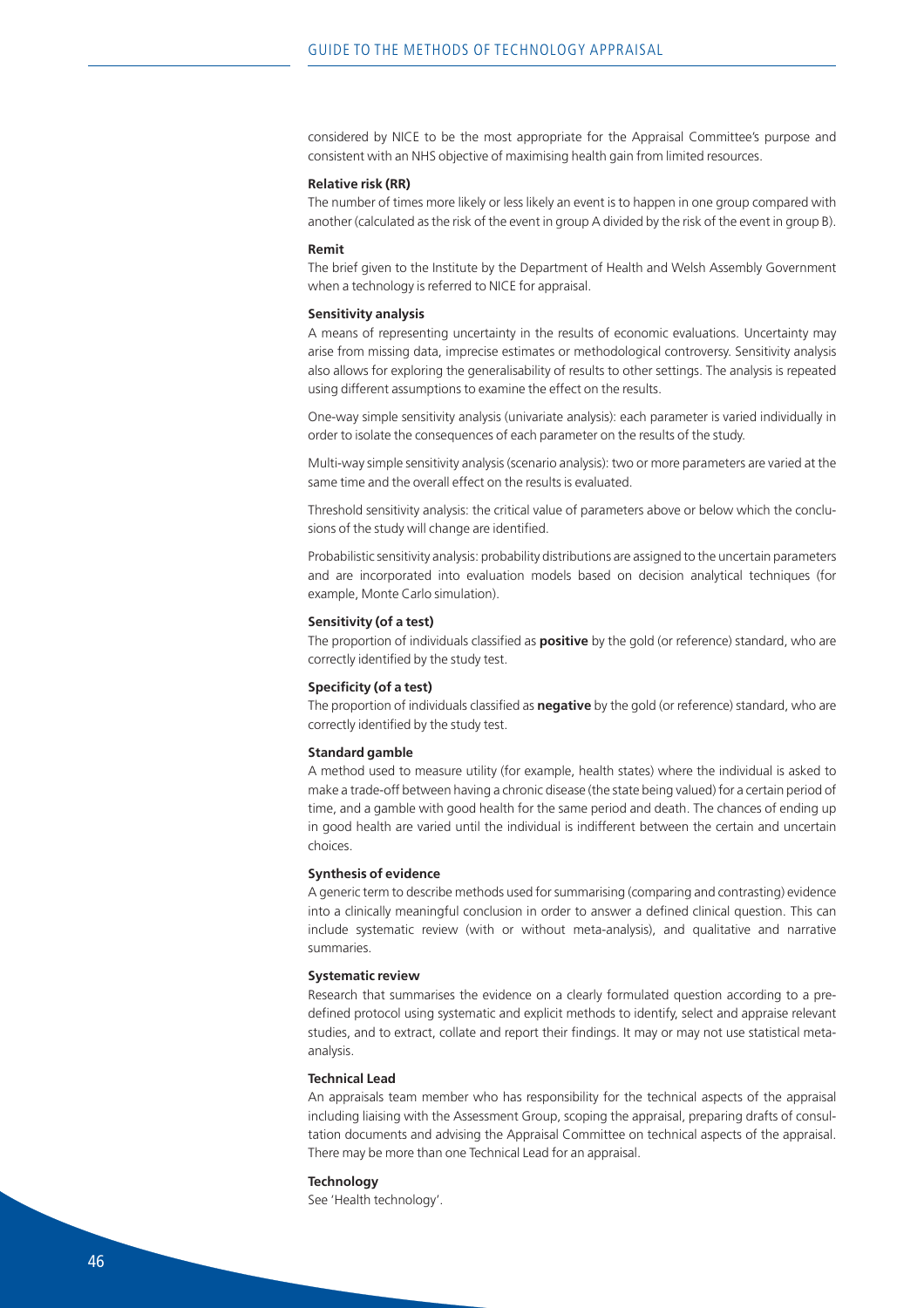considered by NICE to be the most appropriate for the Appraisal Committee's purpose and consistent with an NHS objective of maximising health gain from limited resources.

**Relative risk (RR)**

The number of times more likely or less likely an event is to happen in one group compared with another (calculated as the risk of the event in group A divided by the risk of the event in group B).

**Remit**

The brief given to the Institute by the Department of Health and Welsh Assembly Government when a technology is referred to NICE for appraisal.

**Sensitivity analysis**

A means of representing uncertainty in the results of economic evaluations. Uncertainty may arise from missing data, imprecise estimates or methodological controversy. Sensitivity analysis also allows for exploring the generalisability of results to other settings. The analysis is repeated using different assumptions to examine the effect on the results.

One-way simple sensitivity analysis (univariate analysis): each parameter is varied individually in order to isolate the consequences of each parameter on the results of the study.

Multi-way simple sensitivity analysis (scenario analysis): two or more parameters are varied at the same time and the overall effect on the results is evaluated.

Threshold sensitivity analysis: the critical value of parameters above or below which the conclusions of the study will change are identified.

Probabilistic sensitivity analysis: probability distributions are assigned to the uncertain parameters and are incorporated into evaluation models based on decision analytical techniques (for example, Monte Carlo simulation).

**Sensitivity (of a test)**

The proportion of individuals classified as **positive** by the gold (or reference) standard, who are correctly identified by the study test.

**Specificity (of a test)**

The proportion of individuals classified as **negative** by the gold (or reference) standard, who are correctly identified by the study test.

**Standard gamble**

A method used to measure utility (for example, health states) where the individual is asked to make a trade-off between having a chronic disease (the state being valued) for a certain period of time, and a gamble with good health for the same period and death. The chances of ending up in good health are varied until the individual is indifferent between the certain and uncertain choices.

**Synthesis of evidence**

A generic term to describe methods used for summarising (comparing and contrasting) evidence into a clinically meaningful conclusion in order to answer a defined clinical question. This can include systematic review (with or without meta-analysis), and qualitative and narrative summaries.

**Systematic review**

Research that summarises the evidence on a clearly formulated question according to a predefined protocol using systematic and explicit methods to identify, select and appraise relevant studies, and to extract, collate and report their findings. It may or may not use statistical meta-analysis.

**Technical Lead**

An appraisals team member who has responsibility for the technical aspects of the appraisal including liaising with the Assessment Group, scoping the appraisal, preparing drafts of consultation documents and advising the Appraisal Committee on technical aspects of the appraisal. There may be more than one Technical Lead for an appraisal.

**Technology**

See 'Health technology'.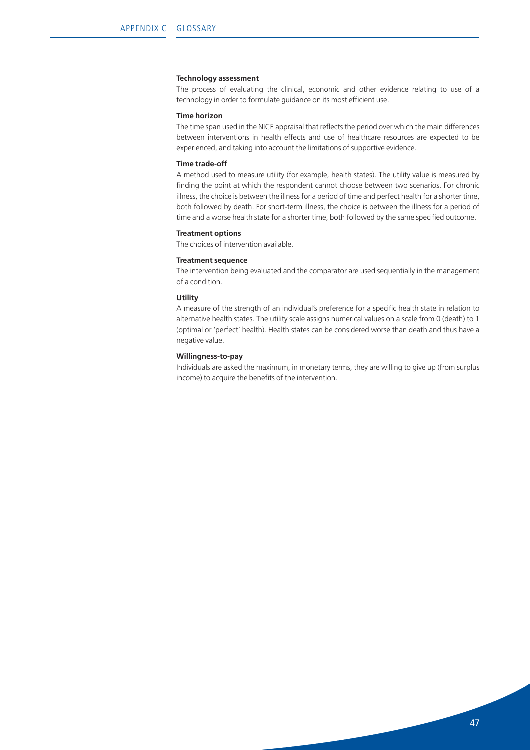**Technology assessment**

The process of evaluating the clinical, economic and other evidence relating to use of a technology in order to formulate guidance on its most efficient use.

**Time horizon**

The time span used in the NICE appraisal that reflects the period over which the main differences between interventions in health effects and use of healthcare resources are expected to be experienced, and taking into account the limitations of supportive evidence.

**Time trade-off**

A method used to measure utility (for example, health states). The utility value is measured by finding the point at which the respondent cannot choose between two scenarios. For chronic illness, the choice is between the illness for a period of time and perfect health for a shorter time, both followed by death. For short-term illness, the choice is between the illness for a period of time and a worse health state for a shorter time, both followed by the same specified outcome.

**Treatment options**

The choices of intervention available.

**Treatment sequence**

The intervention being evaluated and the comparator are used sequentially in the management of a condition.

**Utility**

A measure of the strength of an individual's preference for a specific health state in relation to alternative health states. The utility scale assigns numerical values on a scale from 0 (death) to 1 (optimal or 'perfect' health). Health states can be considered worse than death and thus have a negative value.

**Willingness-to-pay**

Individuals are asked the maximum, in monetary terms, they are willing to give up (from surplus income) to acquire the benefits of the intervention.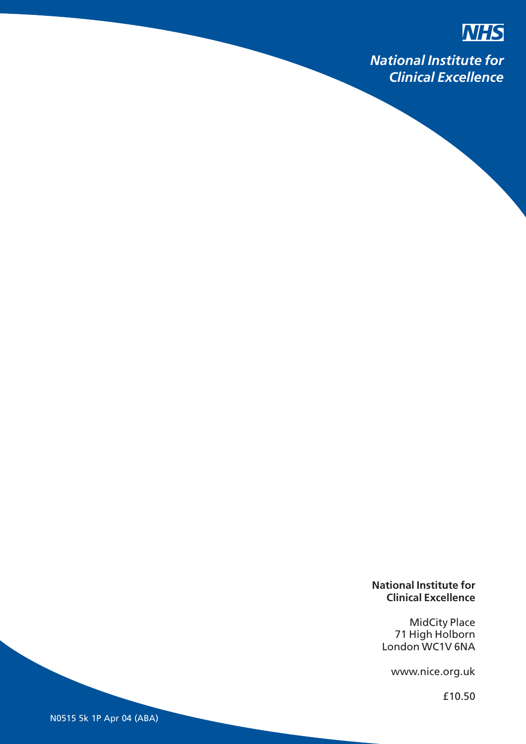NHS

*National Institute for Clinical Excellence*

**National Institute for Clinical Excellence**

MidCity Place
71 High Holborn
London WC1V 6NA

www.nice.org.uk

£10.50

N0515 5k 1P Apr 04 (ABA)